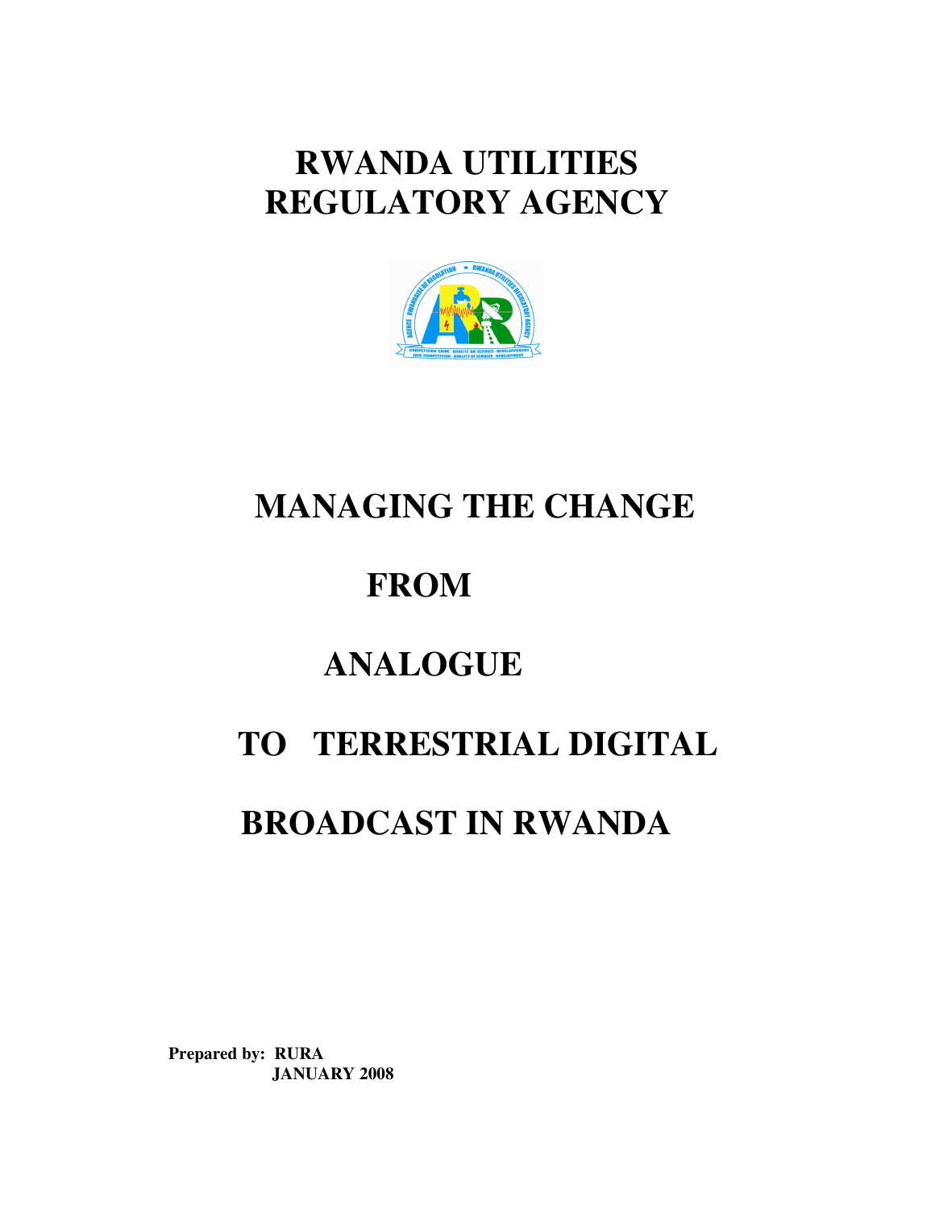# RWANDA UTILITIES REGULATORY AGENCY

# MANAGING THE CHANGE FROM ANALOGUE TO TERRESTRIAL DIGITAL BROADCAST IN RWANDA

**Prepared by: RURA**
**JANUARY 2008**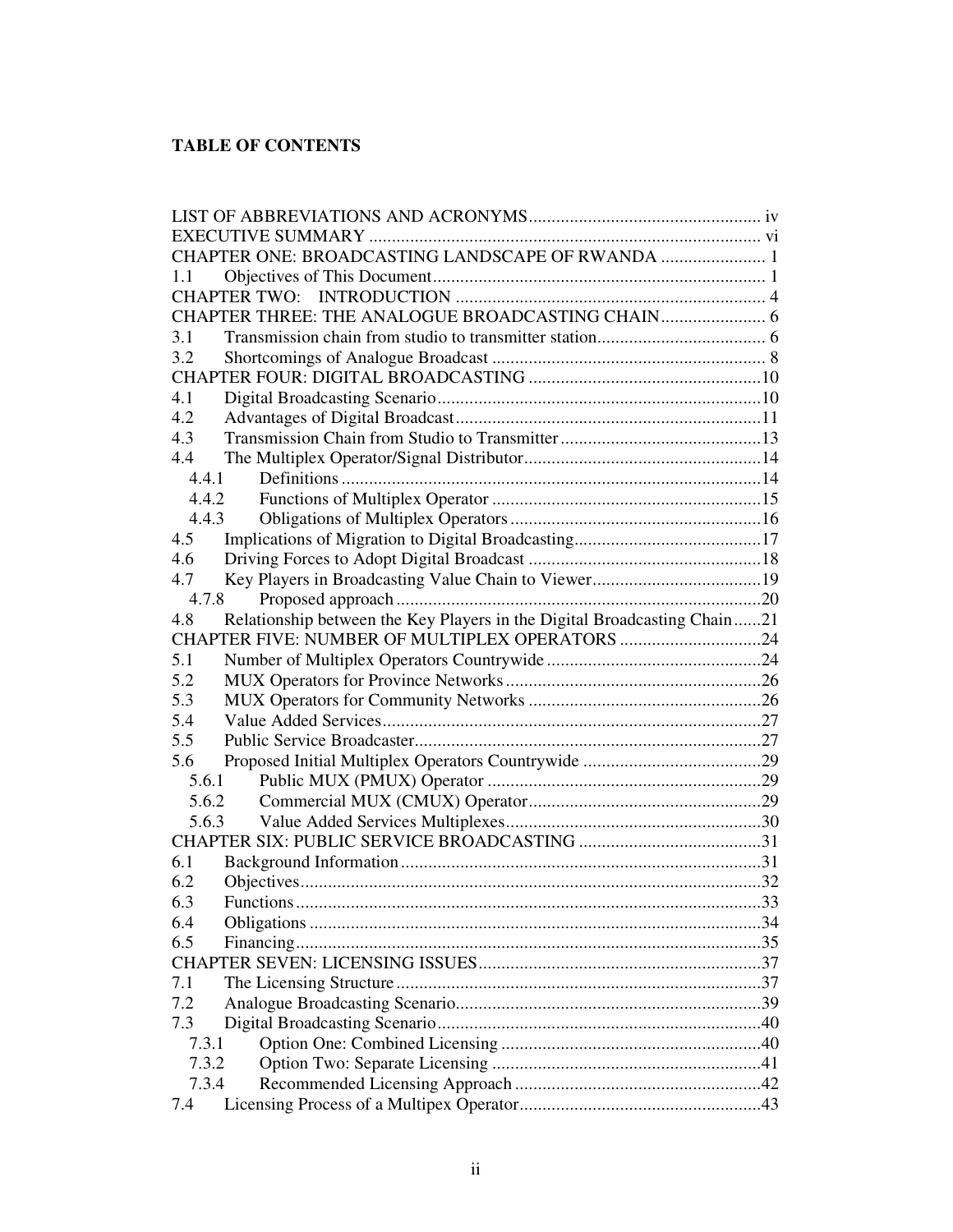## TABLE OF CONTENTS

LIST OF ABBREVIATIONS AND ACRONYMS .................................................. iv
EXECUTIVE SUMMARY ..................................................................................... vi
CHAPTER ONE: BROADCASTING LANDSCAPE OF RWANDA ....................... 1
1.1 Objectives of This Document ........................................................................ 1
CHAPTER TWO: INTRODUCTION ................................................................... 4
CHAPTER THREE: THE ANALOGUE BROADCASTING CHAIN ....................... 6
3.1 Transmission chain from studio to transmitter station ..................................... 6
3.2 Shortcomings of Analogue Broadcast ............................................................ 8
CHAPTER FOUR: DIGITAL BROADCASTING ..................................................10
4.1 Digital Broadcasting Scenario .......................................................................10
4.2 Advantages of Digital Broadcast ...................................................................11
4.3 Transmission Chain from Studio to Transmitter ............................................13
4.4 The Multiplex Operator/Signal Distributor ....................................................14
4.4.1 Definitions ............................................................................................14
4.4.2 Functions of Multiplex Operator ...........................................................15
4.4.3 Obligations of Multiplex Operators .......................................................16
4.5 Implications of Migration to Digital Broadcasting .........................................17
4.6 Driving Forces to Adopt Digital Broadcast ....................................................18
4.7 Key Players in Broadcasting Value Chain to Viewer .....................................19
4.7.8 Proposed approach ................................................................................20
4.8 Relationship between the Key Players in the Digital Broadcasting Chain ......21
CHAPTER FIVE: NUMBER OF MULTIPLEX OPERATORS ...............................24
5.1 Number of Multiplex Operators Countrywide ...............................................24
5.2 MUX Operators for Province Networks ........................................................26
5.3 MUX Operators for Community Networks ...................................................26
5.4 Value Added Services ...................................................................................27
5.5 Public Service Broadcaster ............................................................................27
5.6 Proposed Initial Multiplex Operators Countrywide .......................................29
5.6.1 Public MUX (PMUX) Operator ............................................................29
5.6.2 Commercial MUX (CMUX) Operator ...................................................29
5.6.3 Value Added Services Multiplexes ........................................................30
CHAPTER SIX: PUBLIC SERVICE BROADCASTING ........................................31
6.1 Background Information ...............................................................................31
6.2 Objectives .....................................................................................................32
6.3 Functions ......................................................................................................33
6.4 Obligations ...................................................................................................34
6.5 Financing ......................................................................................................35
CHAPTER SEVEN: LICENSING ISSUES ..............................................................37
7.1 The Licensing Structure ................................................................................37
7.2 Analogue Broadcasting Scenario ...................................................................39
7.3 Digital Broadcasting Scenario .......................................................................40
7.3.1 Option One: Combined Licensing .........................................................40
7.3.2 Option Two: Separate Licensing ...........................................................41
7.3.4 Recommended Licensing Approach ......................................................42
7.4 Licensing Process of a Multipex Operator .....................................................43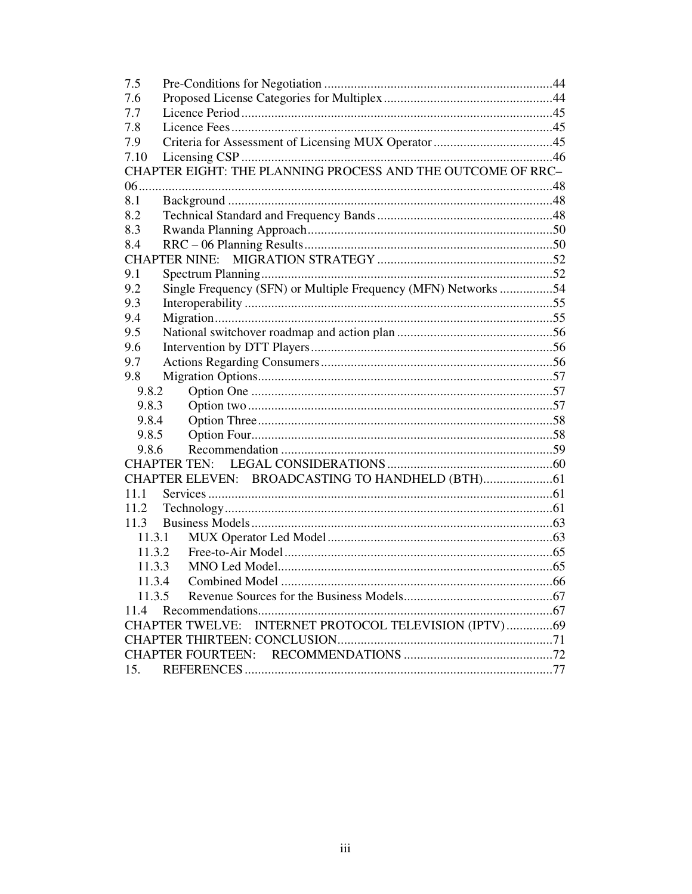7.5 Pre-Conditions for Negotiation .....................................................................44
7.6 Proposed License Categories for Multiplex ...................................................44
7.7 Licence Period ..............................................................................................45
7.8 Licence Fees .................................................................................................45
7.9 Criteria for Assessment of Licensing MUX Operator ....................................45
7.10 Licensing CSP ..............................................................................................46

CHAPTER EIGHT: THE PLANNING PROCESS AND THE OUTCOME OF RRC–06 ..............................................................................................................................48

8.1 Background ..................................................................................................48
8.2 Technical Standard and Frequency Bands .....................................................48
8.3 Rwanda Planning Approach ..........................................................................50
8.4 RRC – 06 Planning Results ...........................................................................50

CHAPTER NINE: MIGRATION STRATEGY .....................................................52

9.1 Spectrum Planning ........................................................................................52
9.2 Single Frequency (SFN) or Multiple Frequency (MFN) Networks ................54
9.3 Interoperability .............................................................................................55
9.4 Migration ......................................................................................................55
9.5 National switchover roadmap and action plan ...............................................56
9.6 Intervention by DTT Players .........................................................................56
9.7 Actions Regarding Consumers ......................................................................56
9.8 Migration Options .........................................................................................57
- 9.8.2 Option One ...........................................................................................57
- 9.8.3 Option two ............................................................................................57
- 9.8.4 Option Three .........................................................................................58
- 9.8.5 Option Four ...........................................................................................58
- 9.8.6 Recommendation ..................................................................................59

CHAPTER TEN: LEGAL CONSIDERATIONS ..................................................60

CHAPTER ELEVEN: BROADCASTING TO HANDHELD (BTH) .....................61

11.1 Services ........................................................................................................61
11.2 Technology ...................................................................................................61
11.3 Business Models ...........................................................................................63
- 11.3.1 MUX Operator Led Model ....................................................................63
- 11.3.2 Free-to-Air Model .................................................................................65
- 11.3.3 MNO Led Model ...................................................................................65
- 11.3.4 Combined Model ..................................................................................66
- 11.3.5 Revenue Sources for the Business Models .............................................67

11.4 Recommendations .........................................................................................67

CHAPTER TWELVE: INTERNET PROTOCOL TELEVISION (IPTV) ..............69

CHAPTER THIRTEEN: CONCLUSION .................................................................71

CHAPTER FOURTEEN: RECOMMENDATIONS .............................................72

15. REFERENCES .............................................................................................77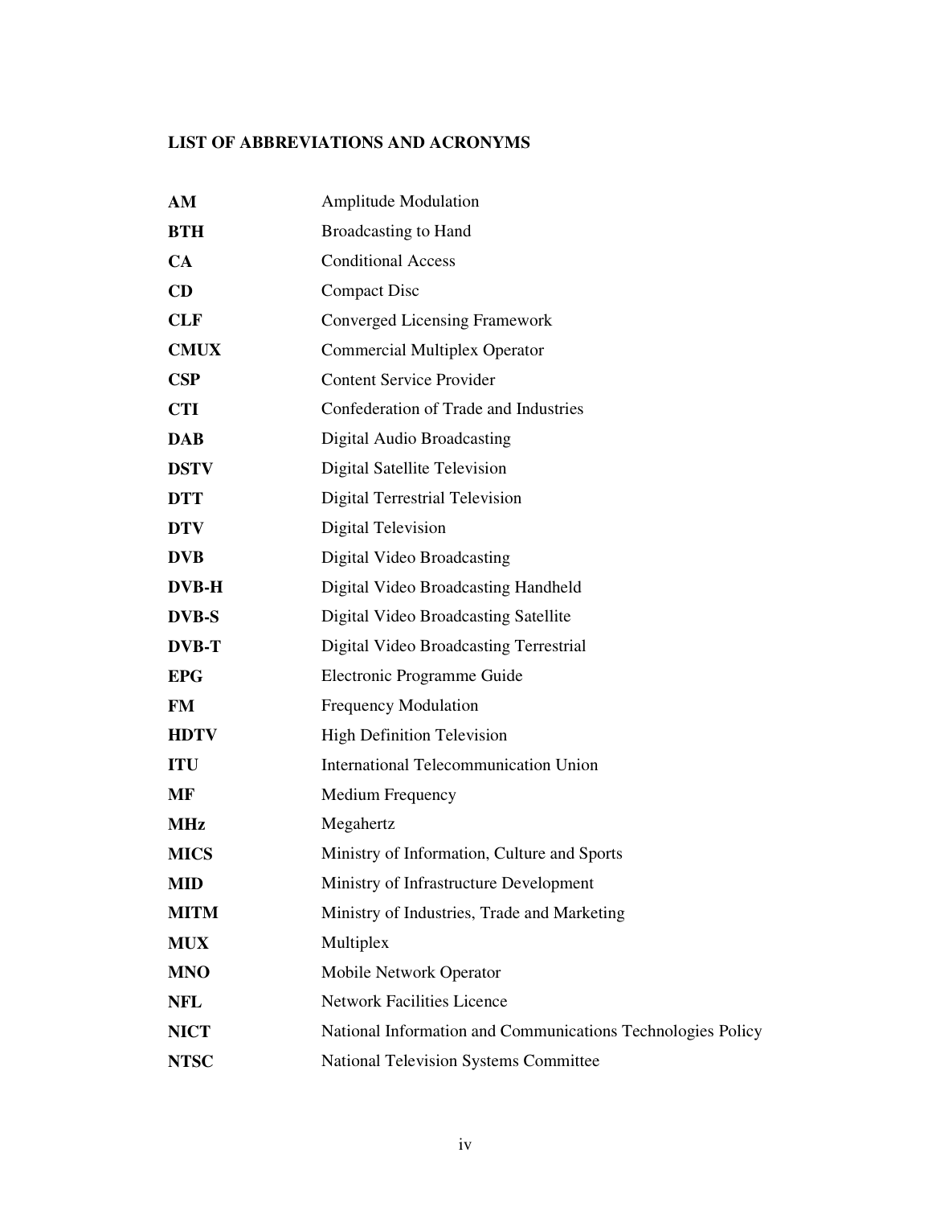## LIST OF ABBREVIATIONS AND ACRONYMS

| | |
|---|---|
| **AM** | Amplitude Modulation |
| **BTH** | Broadcasting to Hand |
| **CA** | Conditional Access |
| **CD** | Compact Disc |
| **CLF** | Converged Licensing Framework |
| **CMUX** | Commercial Multiplex Operator |
| **CSP** | Content Service Provider |
| **CTI** | Confederation of Trade and Industries |
| **DAB** | Digital Audio Broadcasting |
| **DSTV** | Digital Satellite Television |
| **DTT** | Digital Terrestrial Television |
| **DTV** | Digital Television |
| **DVB** | Digital Video Broadcasting |
| **DVB-H** | Digital Video Broadcasting Handheld |
| **DVB-S** | Digital Video Broadcasting Satellite |
| **DVB-T** | Digital Video Broadcasting Terrestrial |
| **EPG** | Electronic Programme Guide |
| **FM** | Frequency Modulation |
| **HDTV** | High Definition Television |
| **ITU** | International Telecommunication Union |
| **MF** | Medium Frequency |
| **MHz** | Megahertz |
| **MICS** | Ministry of Information, Culture and Sports |
| **MID** | Ministry of Infrastructure Development |
| **MITM** | Ministry of Industries, Trade and Marketing |
| **MUX** | Multiplex |
| **MNO** | Mobile Network Operator |
| **NFL** | Network Facilities Licence |
| **NICT** | National Information and Communications Technologies Policy |
| **NTSC** | National Television Systems Committee |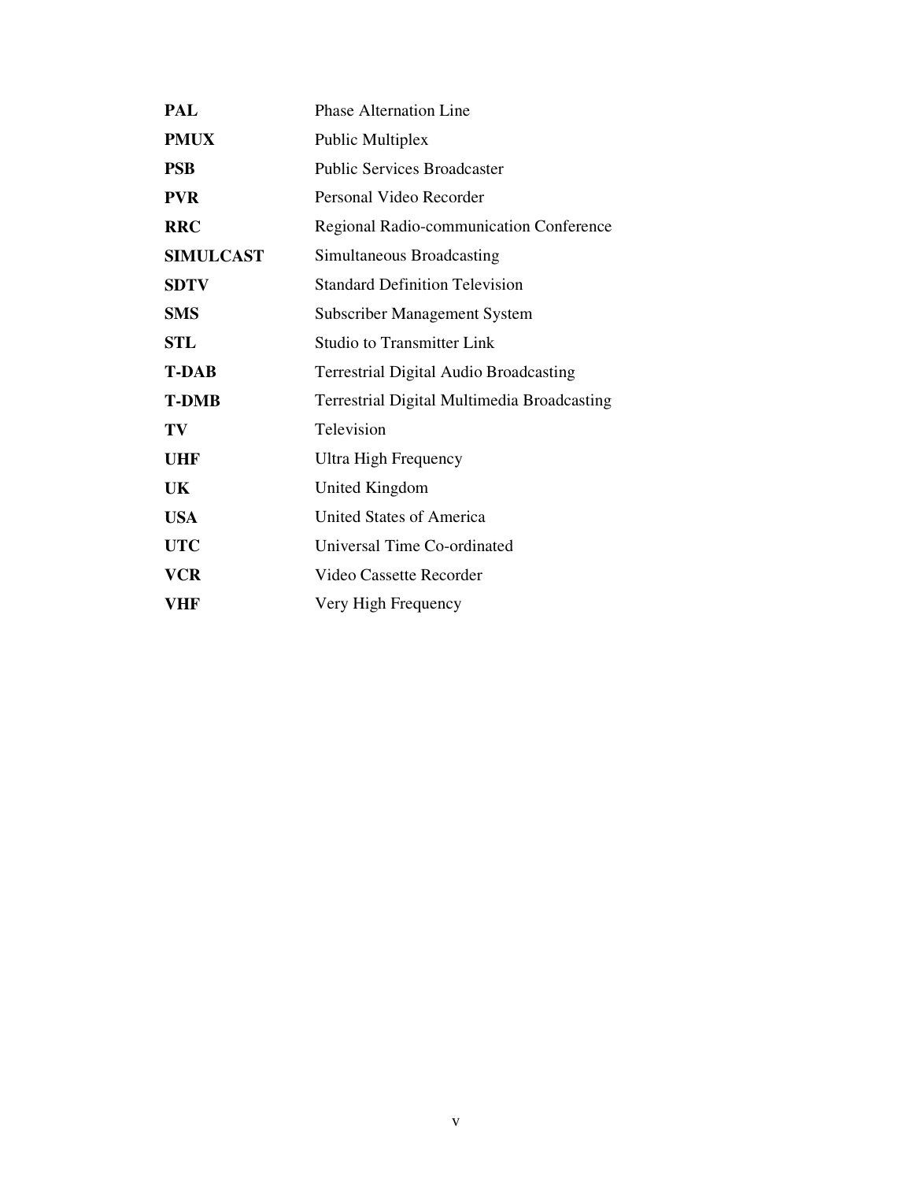| | |
|---|---|
| **PAL** | Phase Alternation Line |
| **PMUX** | Public Multiplex |
| **PSB** | Public Services Broadcaster |
| **PVR** | Personal Video Recorder |
| **RRC** | Regional Radio-communication Conference |
| **SIMULCAST** | Simultaneous Broadcasting |
| **SDTV** | Standard Definition Television |
| **SMS** | Subscriber Management System |
| **STL** | Studio to Transmitter Link |
| **T-DAB** | Terrestrial Digital Audio Broadcasting |
| **T-DMB** | Terrestrial Digital Multimedia Broadcasting |
| **TV** | Television |
| **UHF** | Ultra High Frequency |
| **UK** | United Kingdom |
| **USA** | United States of America |
| **UTC** | Universal Time Co-ordinated |
| **VCR** | Video Cassette Recorder |
| **VHF** | Very High Frequency |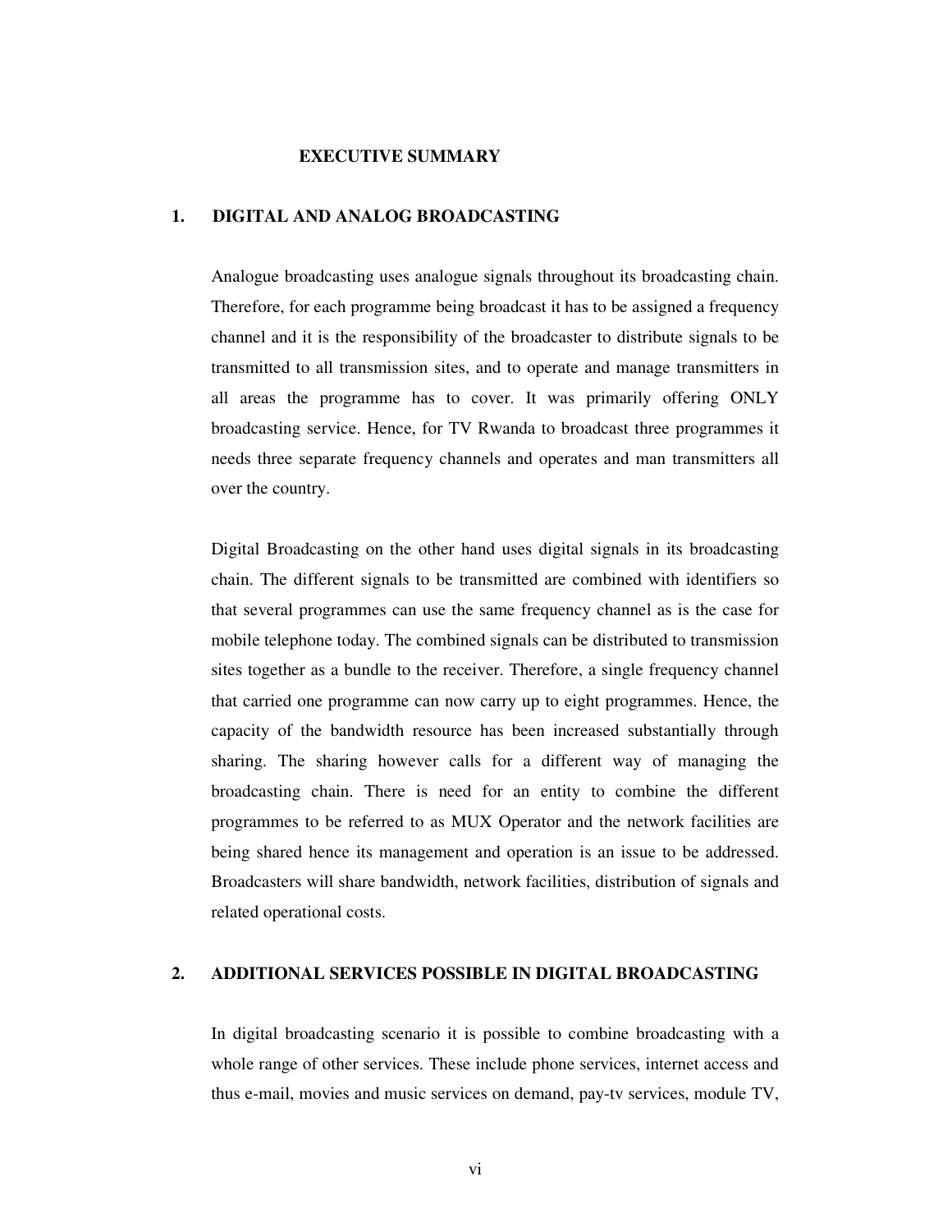# EXECUTIVE SUMMARY

## 1. DIGITAL AND ANALOG BROADCASTING

Analogue broadcasting uses analogue signals throughout its broadcasting chain. Therefore, for each programme being broadcast it has to be assigned a frequency channel and it is the responsibility of the broadcaster to distribute signals to be transmitted to all transmission sites, and to operate and manage transmitters in all areas the programme has to cover. It was primarily offering ONLY broadcasting service. Hence, for TV Rwanda to broadcast three programmes it needs three separate frequency channels and operates and man transmitters all over the country.

Digital Broadcasting on the other hand uses digital signals in its broadcasting chain. The different signals to be transmitted are combined with identifiers so that several programmes can use the same frequency channel as is the case for mobile telephone today. The combined signals can be distributed to transmission sites together as a bundle to the receiver. Therefore, a single frequency channel that carried one programme can now carry up to eight programmes. Hence, the capacity of the bandwidth resource has been increased substantially through sharing. The sharing however calls for a different way of managing the broadcasting chain. There is need for an entity to combine the different programmes to be referred to as MUX Operator and the network facilities are being shared hence its management and operation is an issue to be addressed. Broadcasters will share bandwidth, network facilities, distribution of signals and related operational costs.

## 2. ADDITIONAL SERVICES POSSIBLE IN DIGITAL BROADCASTING

In digital broadcasting scenario it is possible to combine broadcasting with a whole range of other services. These include phone services, internet access and thus e-mail, movies and music services on demand, pay-tv services, module TV,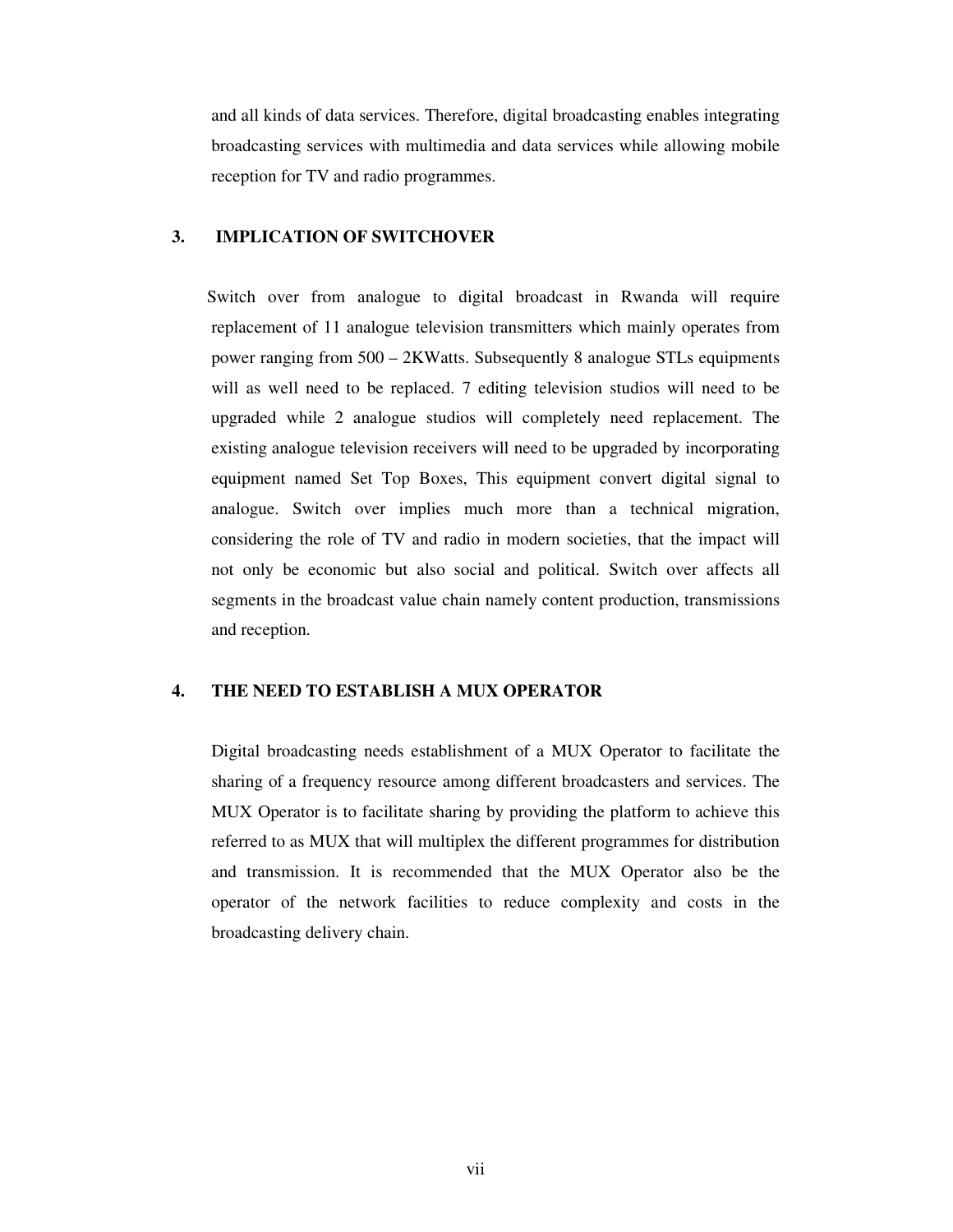and all kinds of data services. Therefore, digital broadcasting enables integrating broadcasting services with multimedia and data services while allowing mobile reception for TV and radio programmes.

## 3. IMPLICATION OF SWITCHOVER

Switch over from analogue to digital broadcast in Rwanda will require replacement of 11 analogue television transmitters which mainly operates from power ranging from 500 – 2KWatts. Subsequently 8 analogue STLs equipments will as well need to be replaced. 7 editing television studios will need to be upgraded while 2 analogue studios will completely need replacement. The existing analogue television receivers will need to be upgraded by incorporating equipment named Set Top Boxes, This equipment convert digital signal to analogue. Switch over implies much more than a technical migration, considering the role of TV and radio in modern societies, that the impact will not only be economic but also social and political. Switch over affects all segments in the broadcast value chain namely content production, transmissions and reception.

## 4. THE NEED TO ESTABLISH A MUX OPERATOR

Digital broadcasting needs establishment of a MUX Operator to facilitate the sharing of a frequency resource among different broadcasters and services. The MUX Operator is to facilitate sharing by providing the platform to achieve this referred to as MUX that will multiplex the different programmes for distribution and transmission. It is recommended that the MUX Operator also be the operator of the network facilities to reduce complexity and costs in the broadcasting delivery chain.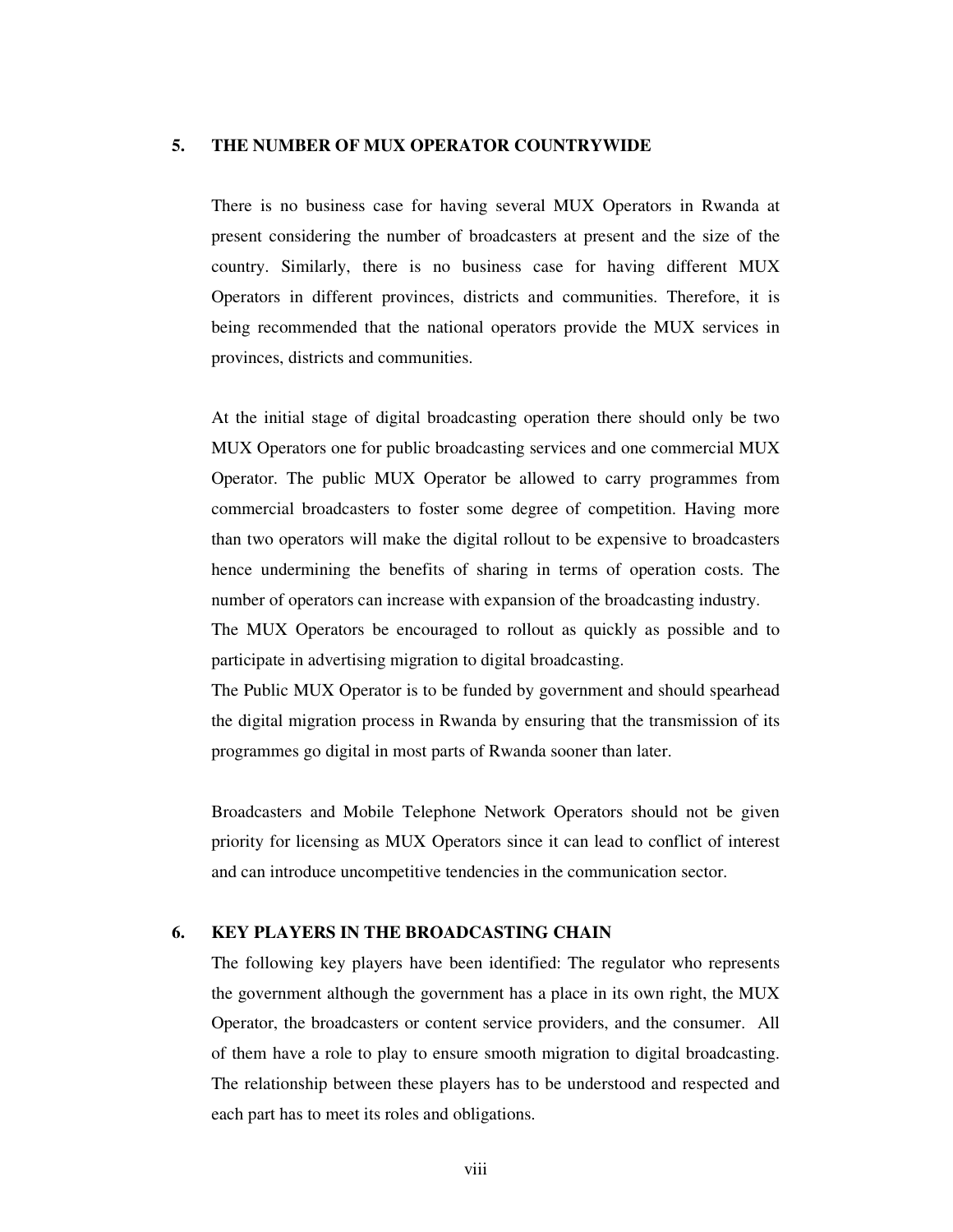## 5. THE NUMBER OF MUX OPERATOR COUNTRYWIDE

There is no business case for having several MUX Operators in Rwanda at present considering the number of broadcasters at present and the size of the country. Similarly, there is no business case for having different MUX Operators in different provinces, districts and communities. Therefore, it is being recommended that the national operators provide the MUX services in provinces, districts and communities.

At the initial stage of digital broadcasting operation there should only be two MUX Operators one for public broadcasting services and one commercial MUX Operator. The public MUX Operator be allowed to carry programmes from commercial broadcasters to foster some degree of competition. Having more than two operators will make the digital rollout to be expensive to broadcasters hence undermining the benefits of sharing in terms of operation costs. The number of operators can increase with expansion of the broadcasting industry.

The MUX Operators be encouraged to rollout as quickly as possible and to participate in advertising migration to digital broadcasting.

The Public MUX Operator is to be funded by government and should spearhead the digital migration process in Rwanda by ensuring that the transmission of its programmes go digital in most parts of Rwanda sooner than later.

Broadcasters and Mobile Telephone Network Operators should not be given priority for licensing as MUX Operators since it can lead to conflict of interest and can introduce uncompetitive tendencies in the communication sector.

## 6. KEY PLAYERS IN THE BROADCASTING CHAIN

The following key players have been identified: The regulator who represents the government although the government has a place in its own right, the MUX Operator, the broadcasters or content service providers, and the consumer. All of them have a role to play to ensure smooth migration to digital broadcasting. The relationship between these players has to be understood and respected and each part has to meet its roles and obligations.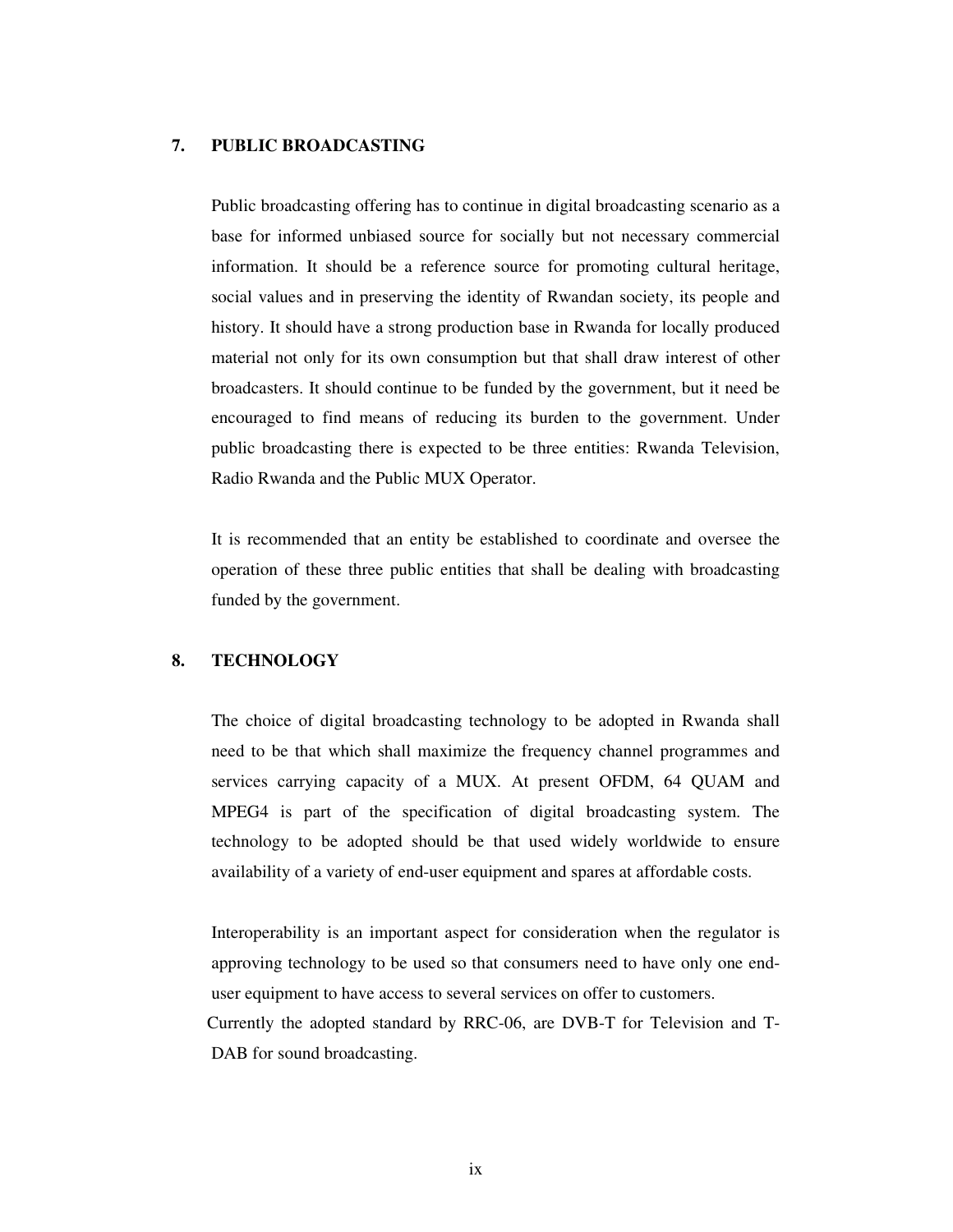## 7. PUBLIC BROADCASTING

Public broadcasting offering has to continue in digital broadcasting scenario as a base for informed unbiased source for socially but not necessary commercial information. It should be a reference source for promoting cultural heritage, social values and in preserving the identity of Rwandan society, its people and history. It should have a strong production base in Rwanda for locally produced material not only for its own consumption but that shall draw interest of other broadcasters. It should continue to be funded by the government, but it need be encouraged to find means of reducing its burden to the government. Under public broadcasting there is expected to be three entities: Rwanda Television, Radio Rwanda and the Public MUX Operator.

It is recommended that an entity be established to coordinate and oversee the operation of these three public entities that shall be dealing with broadcasting funded by the government.

## 8. TECHNOLOGY

The choice of digital broadcasting technology to be adopted in Rwanda shall need to be that which shall maximize the frequency channel programmes and services carrying capacity of a MUX. At present OFDM, 64 QUAM and MPEG4 is part of the specification of digital broadcasting system. The technology to be adopted should be that used widely worldwide to ensure availability of a variety of end-user equipment and spares at affordable costs.

Interoperability is an important aspect for consideration when the regulator is approving technology to be used so that consumers need to have only one end-user equipment to have access to several services on offer to customers.
Currently the adopted standard by RRC-06, are DVB-T for Television and T-DAB for sound broadcasting.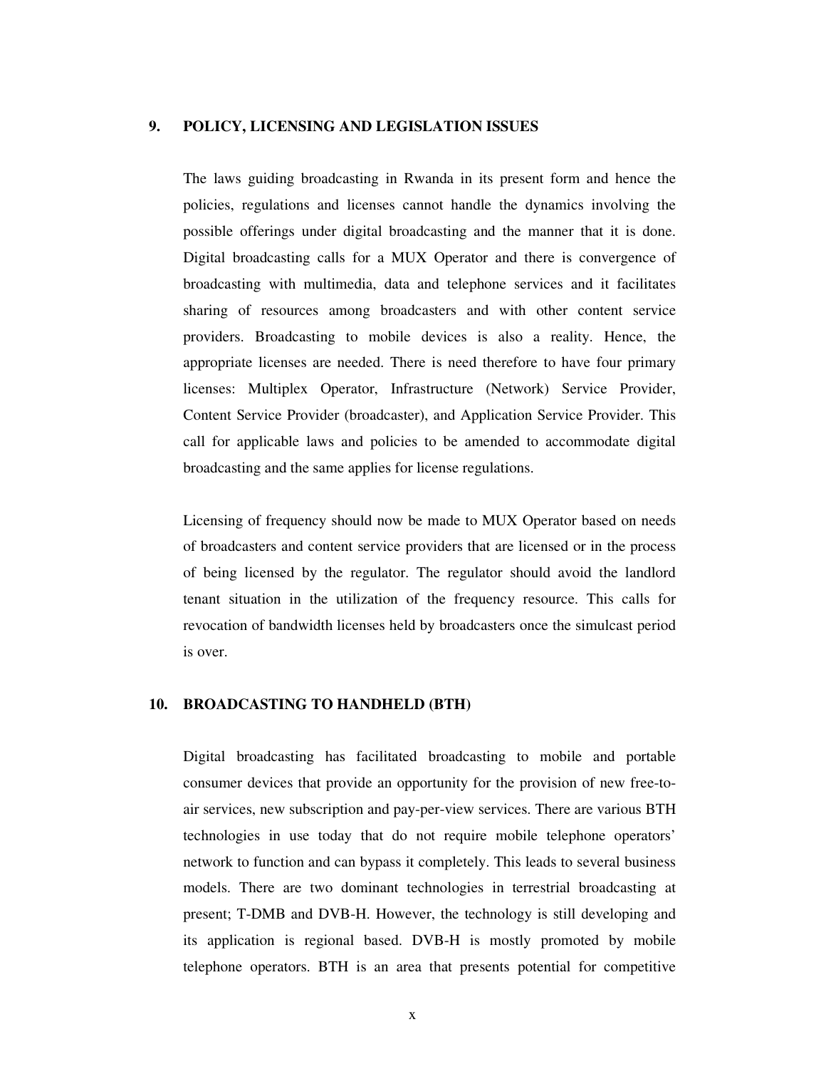## 9. POLICY, LICENSING AND LEGISLATION ISSUES

The laws guiding broadcasting in Rwanda in its present form and hence the policies, regulations and licenses cannot handle the dynamics involving the possible offerings under digital broadcasting and the manner that it is done. Digital broadcasting calls for a MUX Operator and there is convergence of broadcasting with multimedia, data and telephone services and it facilitates sharing of resources among broadcasters and with other content service providers. Broadcasting to mobile devices is also a reality. Hence, the appropriate licenses are needed. There is need therefore to have four primary licenses: Multiplex Operator, Infrastructure (Network) Service Provider, Content Service Provider (broadcaster), and Application Service Provider. This call for applicable laws and policies to be amended to accommodate digital broadcasting and the same applies for license regulations.

Licensing of frequency should now be made to MUX Operator based on needs of broadcasters and content service providers that are licensed or in the process of being licensed by the regulator. The regulator should avoid the landlord tenant situation in the utilization of the frequency resource. This calls for revocation of bandwidth licenses held by broadcasters once the simulcast period is over.

## 10. BROADCASTING TO HANDHELD (BTH)

Digital broadcasting has facilitated broadcasting to mobile and portable consumer devices that provide an opportunity for the provision of new free-to-air services, new subscription and pay-per-view services. There are various BTH technologies in use today that do not require mobile telephone operators' network to function and can bypass it completely. This leads to several business models. There are two dominant technologies in terrestrial broadcasting at present; T-DMB and DVB-H. However, the technology is still developing and its application is regional based. DVB-H is mostly promoted by mobile telephone operators. BTH is an area that presents potential for competitive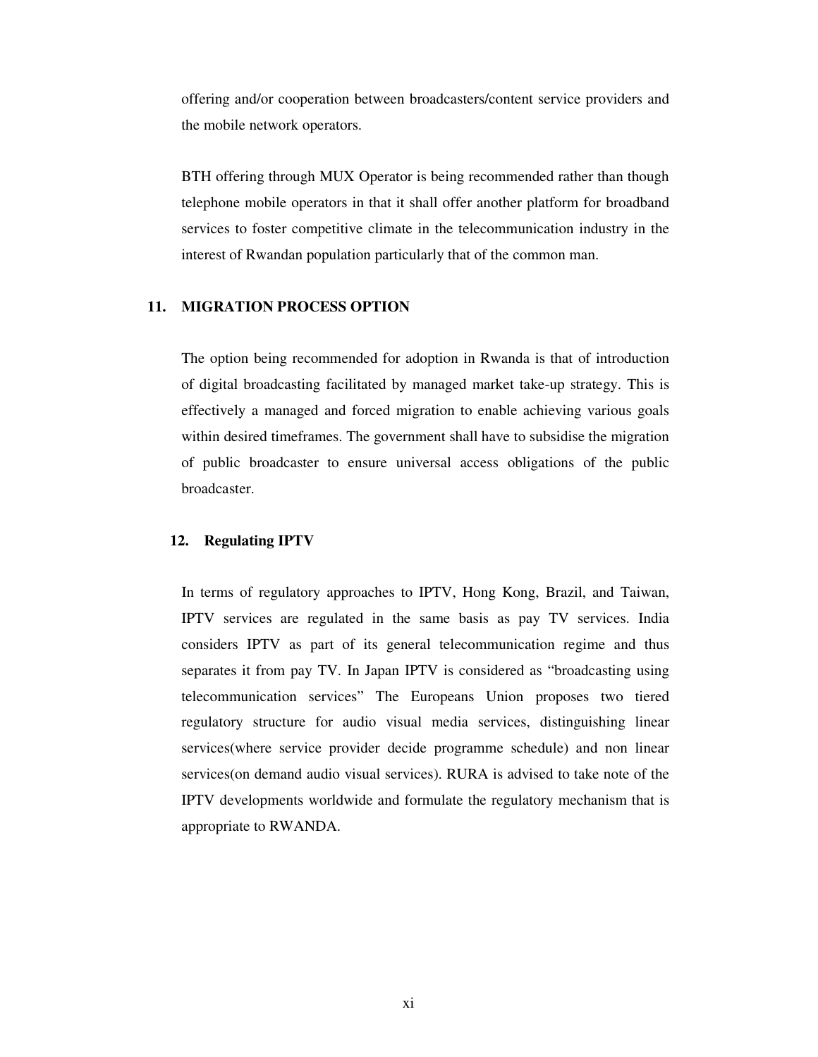offering and/or cooperation between broadcasters/content service providers and the mobile network operators.

BTH offering through MUX Operator is being recommended rather than though telephone mobile operators in that it shall offer another platform for broadband services to foster competitive climate in the telecommunication industry in the interest of Rwandan population particularly that of the common man.

## 11. MIGRATION PROCESS OPTION

The option being recommended for adoption in Rwanda is that of introduction of digital broadcasting facilitated by managed market take-up strategy. This is effectively a managed and forced migration to enable achieving various goals within desired timeframes. The government shall have to subsidise the migration of public broadcaster to ensure universal access obligations of the public broadcaster.

### 12. Regulating IPTV

In terms of regulatory approaches to IPTV, Hong Kong, Brazil, and Taiwan, IPTV services are regulated in the same basis as pay TV services. India considers IPTV as part of its general telecommunication regime and thus separates it from pay TV. In Japan IPTV is considered as "broadcasting using telecommunication services" The Europeans Union proposes two tiered regulatory structure for audio visual media services, distinguishing linear services(where service provider decide programme schedule) and non linear services(on demand audio visual services). RURA is advised to take note of the IPTV developments worldwide and formulate the regulatory mechanism that is appropriate to RWANDA.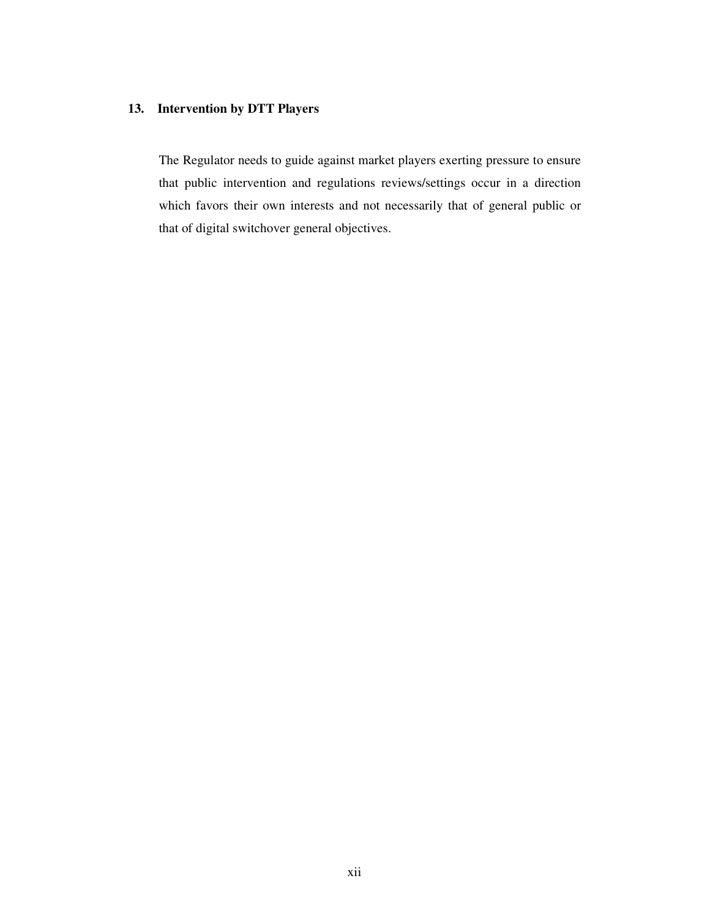### 13. Intervention by DTT Players

The Regulator needs to guide against market players exerting pressure to ensure that public intervention and regulations reviews/settings occur in a direction which favors their own interests and not necessarily that of general public or that of digital switchover general objectives.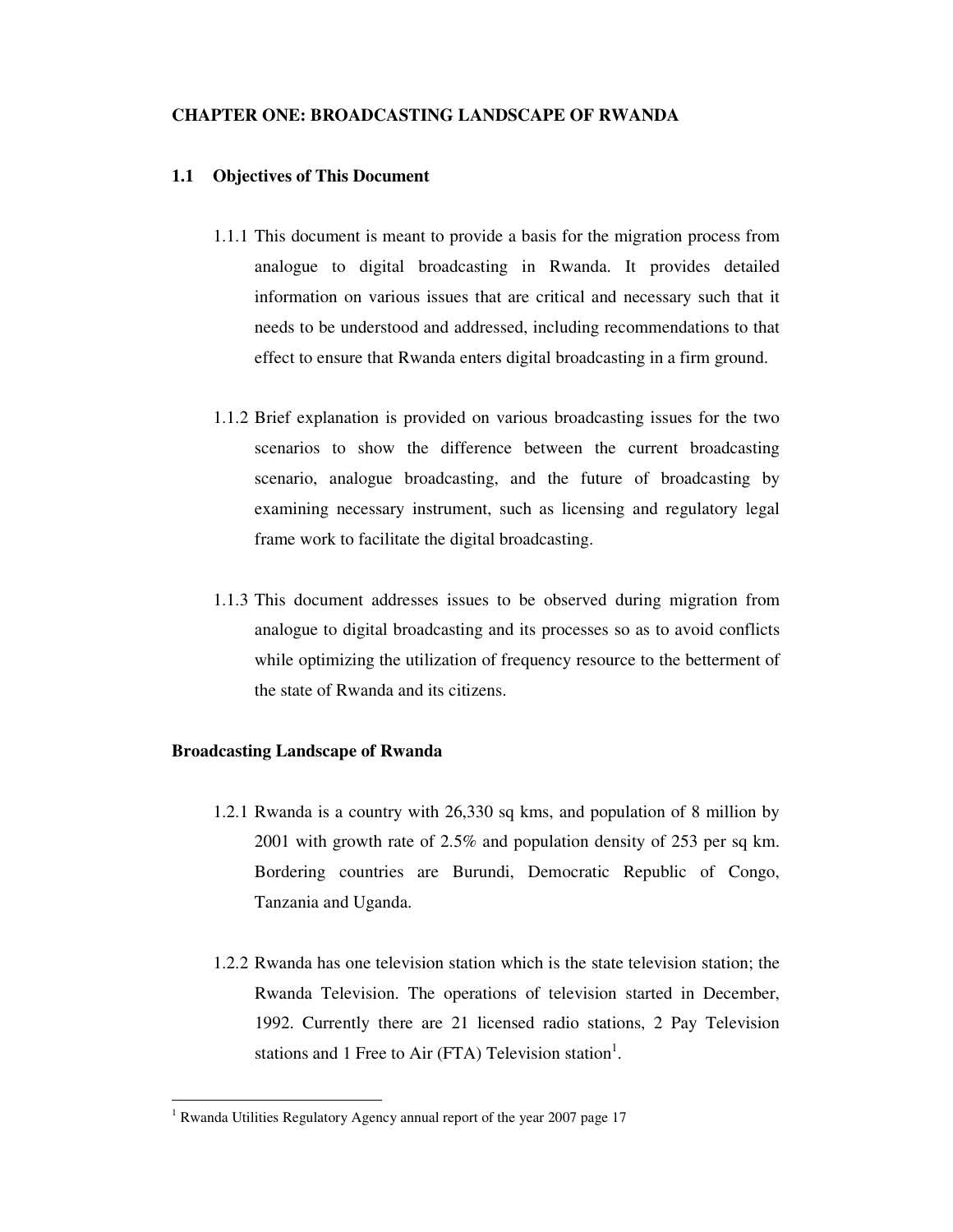# CHAPTER ONE: BROADCASTING LANDSCAPE OF RWANDA

## 1.1 Objectives of This Document

1.1.1 This document is meant to provide a basis for the migration process from analogue to digital broadcasting in Rwanda. It provides detailed information on various issues that are critical and necessary such that it needs to be understood and addressed, including recommendations to that effect to ensure that Rwanda enters digital broadcasting in a firm ground.

1.1.2 Brief explanation is provided on various broadcasting issues for the two scenarios to show the difference between the current broadcasting scenario, analogue broadcasting, and the future of broadcasting by examining necessary instrument, such as licensing and regulatory legal frame work to facilitate the digital broadcasting.

1.1.3 This document addresses issues to be observed during migration from analogue to digital broadcasting and its processes so as to avoid conflicts while optimizing the utilization of frequency resource to the betterment of the state of Rwanda and its citizens.

## Broadcasting Landscape of Rwanda

1.2.1 Rwanda is a country with 26,330 sq kms, and population of 8 million by 2001 with growth rate of 2.5% and population density of 253 per sq km. Bordering countries are Burundi, Democratic Republic of Congo, Tanzania and Uganda.

1.2.2 Rwanda has one television station which is the state television station; the Rwanda Television. The operations of television started in December, 1992. Currently there are 21 licensed radio stations, 2 Pay Television stations and 1 Free to Air (FTA) Television station[1].

---

[1] Rwanda Utilities Regulatory Agency annual report of the year 2007 page 17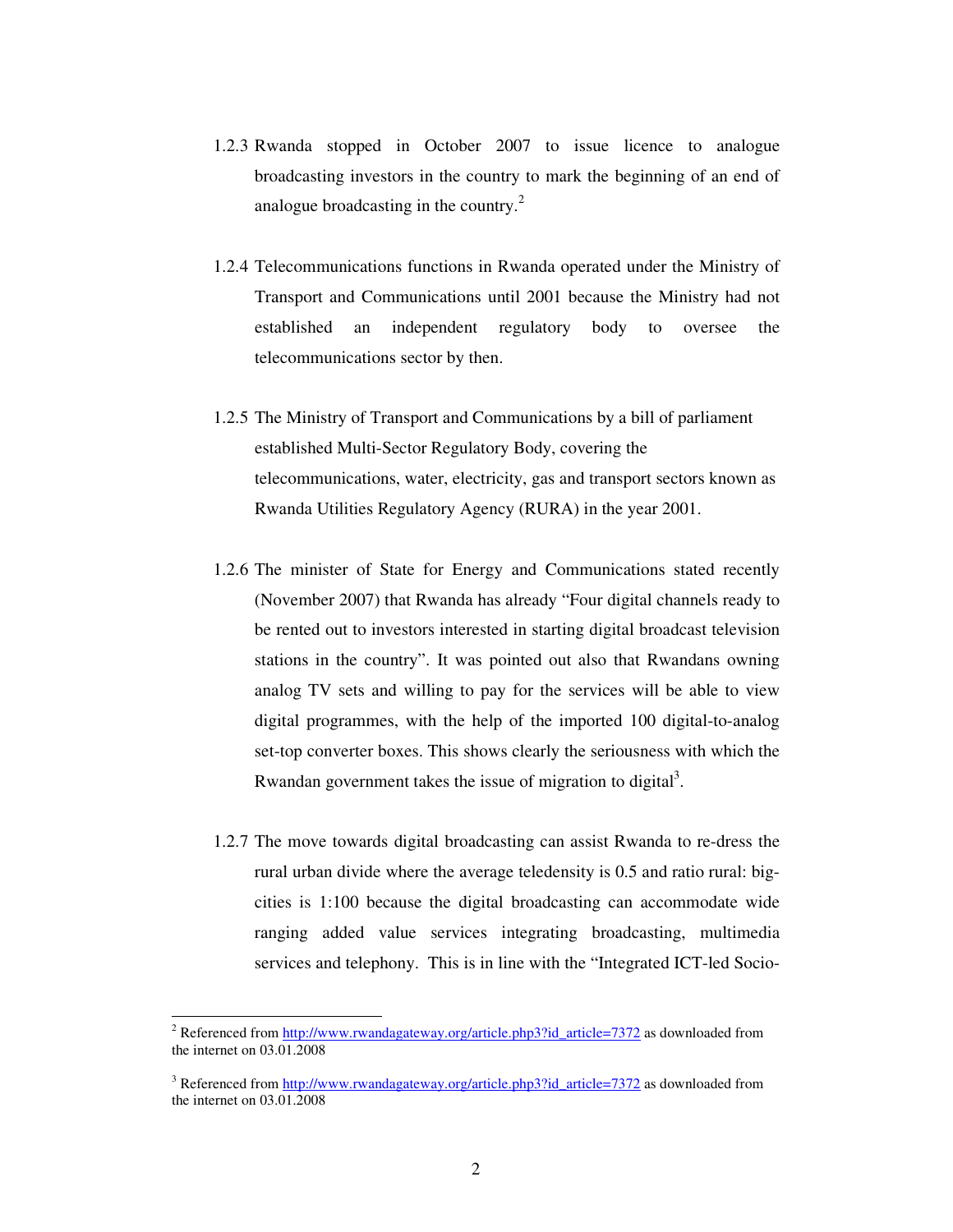1.2.3 Rwanda stopped in October 2007 to issue licence to analogue broadcasting investors in the country to mark the beginning of an end of analogue broadcasting in the country.[2]

1.2.4 Telecommunications functions in Rwanda operated under the Ministry of Transport and Communications until 2001 because the Ministry had not established an independent regulatory body to oversee the telecommunications sector by then.

1.2.5 The Ministry of Transport and Communications by a bill of parliament established Multi-Sector Regulatory Body, covering the telecommunications, water, electricity, gas and transport sectors known as Rwanda Utilities Regulatory Agency (RURA) in the year 2001.

1.2.6 The minister of State for Energy and Communications stated recently (November 2007) that Rwanda has already "Four digital channels ready to be rented out to investors interested in starting digital broadcast television stations in the country". It was pointed out also that Rwandans owning analog TV sets and willing to pay for the services will be able to view digital programmes, with the help of the imported 100 digital-to-analog set-top converter boxes. This shows clearly the seriousness with which the Rwandan government takes the issue of migration to digital[3].

1.2.7 The move towards digital broadcasting can assist Rwanda to re-dress the rural urban divide where the average teledensity is 0.5 and ratio rural: big-cities is 1:100 because the digital broadcasting can accommodate wide ranging added value services integrating broadcasting, multimedia services and telephony. This is in line with the "Integrated ICT-led Socio-

---

[2] Referenced from http://www.rwandagateway.org/article.php3?id_article=7372 as downloaded from the internet on 03.01.2008

[3] Referenced from http://www.rwandagateway.org/article.php3?id_article=7372 as downloaded from the internet on 03.01.2008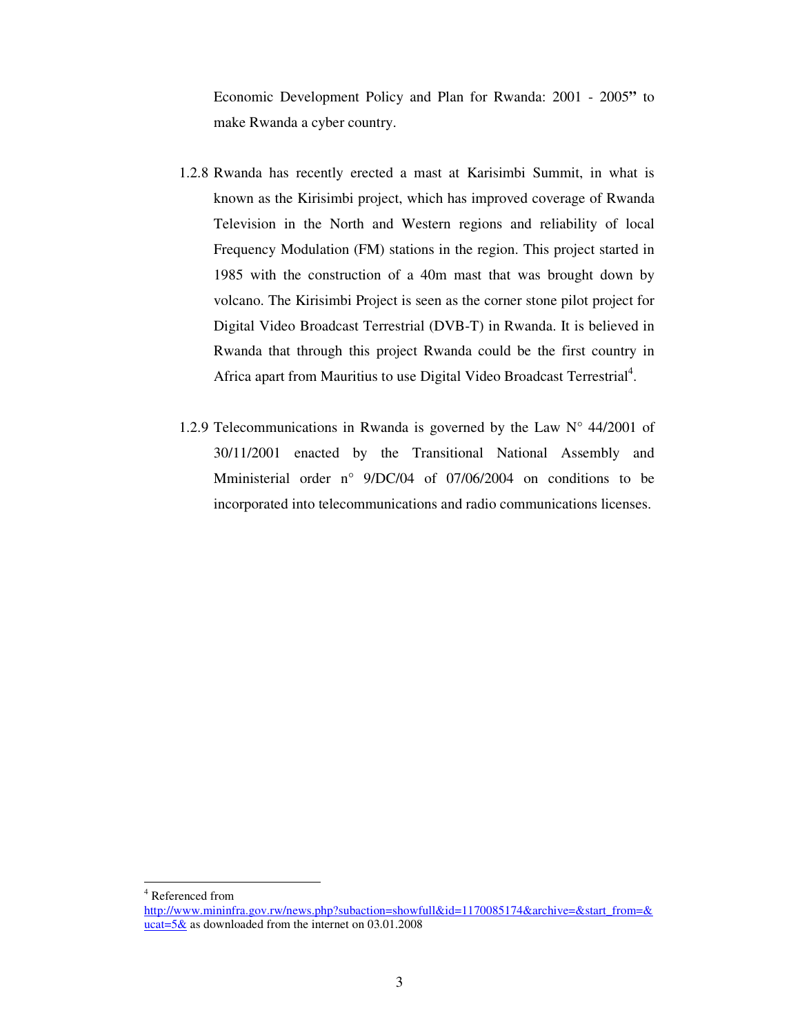Economic Development Policy and Plan for Rwanda: 2001 - 2005**”** to make Rwanda a cyber country.

1.2.8 Rwanda has recently erected a mast at Karisimbi Summit, in what is known as the Kirisimbi project, which has improved coverage of Rwanda Television in the North and Western regions and reliability of local Frequency Modulation (FM) stations in the region. This project started in 1985 with the construction of a 40m mast that was brought down by volcano. The Kirisimbi Project is seen as the corner stone pilot project for Digital Video Broadcast Terrestrial (DVB-T) in Rwanda. It is believed in Rwanda that through this project Rwanda could be the first country in Africa apart from Mauritius to use Digital Video Broadcast Terrestrial[4].

1.2.9 Telecommunications in Rwanda is governed by the Law N° 44/2001 of 30/11/2001 enacted by the Transitional National Assembly and Mministerial order n° 9/DC/04 of 07/06/2004 on conditions to be incorporated into telecommunications and radio communications licenses.

---

[4] Referenced from http://www.mininfra.gov.rw/news.php?subaction=showfull&id=1170085174&archive=&start_from=&ucat=5& as downloaded from the internet on 03.01.2008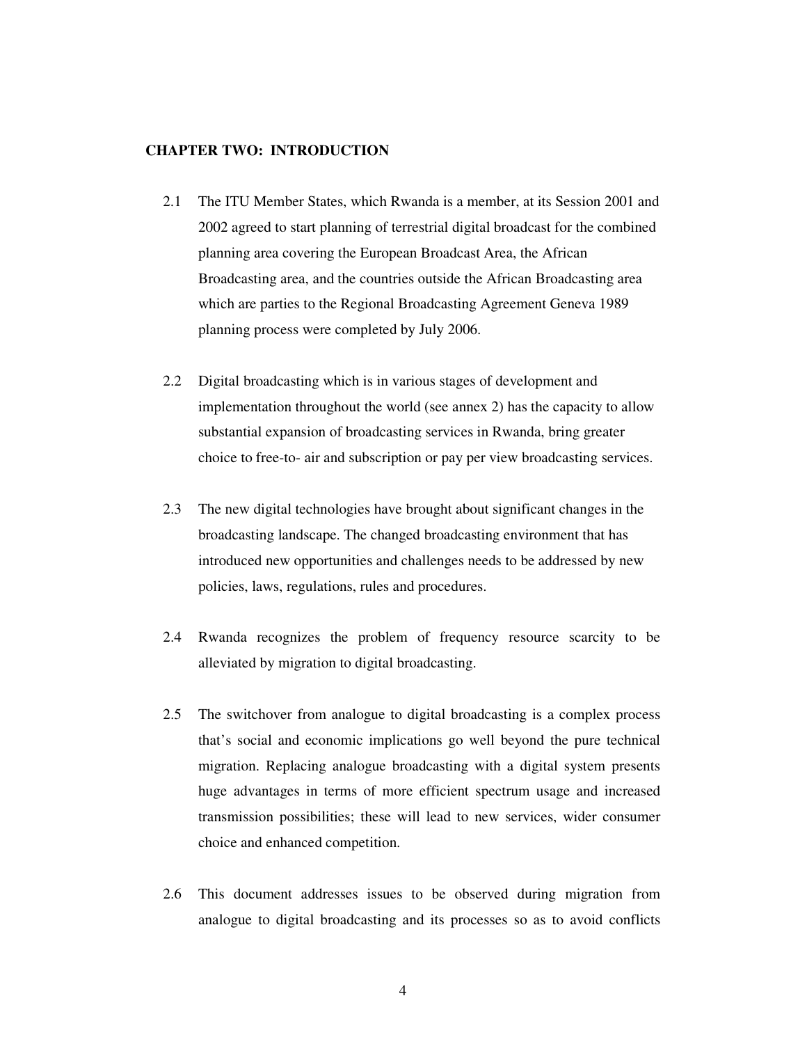## CHAPTER TWO: INTRODUCTION

2.1 The ITU Member States, which Rwanda is a member, at its Session 2001 and 2002 agreed to start planning of terrestrial digital broadcast for the combined planning area covering the European Broadcast Area, the African Broadcasting area, and the countries outside the African Broadcasting area which are parties to the Regional Broadcasting Agreement Geneva 1989 planning process were completed by July 2006.

2.2 Digital broadcasting which is in various stages of development and implementation throughout the world (see annex 2) has the capacity to allow substantial expansion of broadcasting services in Rwanda, bring greater choice to free-to- air and subscription or pay per view broadcasting services.

2.3 The new digital technologies have brought about significant changes in the broadcasting landscape. The changed broadcasting environment that has introduced new opportunities and challenges needs to be addressed by new policies, laws, regulations, rules and procedures.

2.4 Rwanda recognizes the problem of frequency resource scarcity to be alleviated by migration to digital broadcasting.

2.5 The switchover from analogue to digital broadcasting is a complex process that's social and economic implications go well beyond the pure technical migration. Replacing analogue broadcasting with a digital system presents huge advantages in terms of more efficient spectrum usage and increased transmission possibilities; these will lead to new services, wider consumer choice and enhanced competition.

2.6 This document addresses issues to be observed during migration from analogue to digital broadcasting and its processes so as to avoid conflicts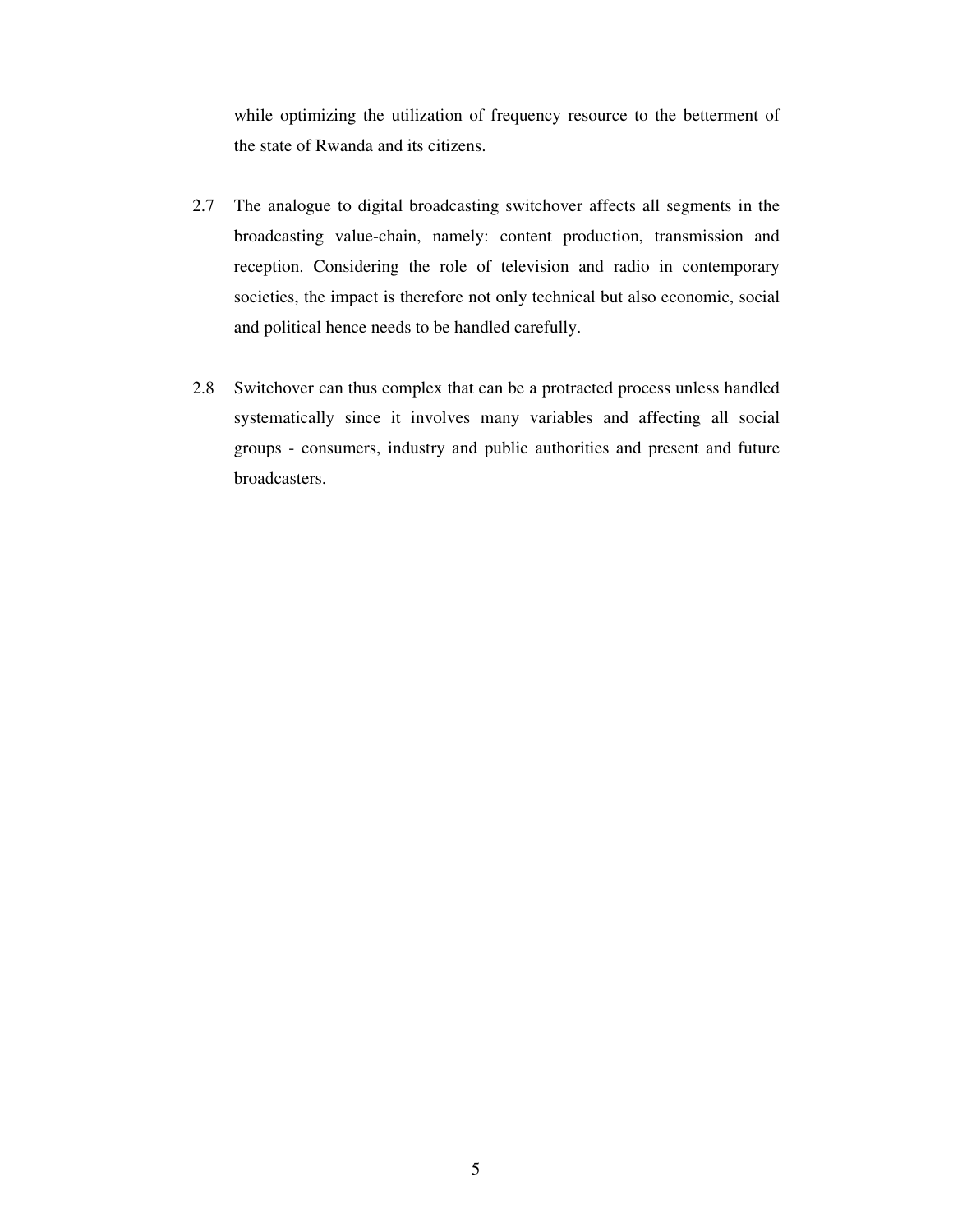while optimizing the utilization of frequency resource to the betterment of the state of Rwanda and its citizens.

2.7 The analogue to digital broadcasting switchover affects all segments in the broadcasting value-chain, namely: content production, transmission and reception. Considering the role of television and radio in contemporary societies, the impact is therefore not only technical but also economic, social and political hence needs to be handled carefully.

2.8 Switchover can thus complex that can be a protracted process unless handled systematically since it involves many variables and affecting all social groups - consumers, industry and public authorities and present and future broadcasters.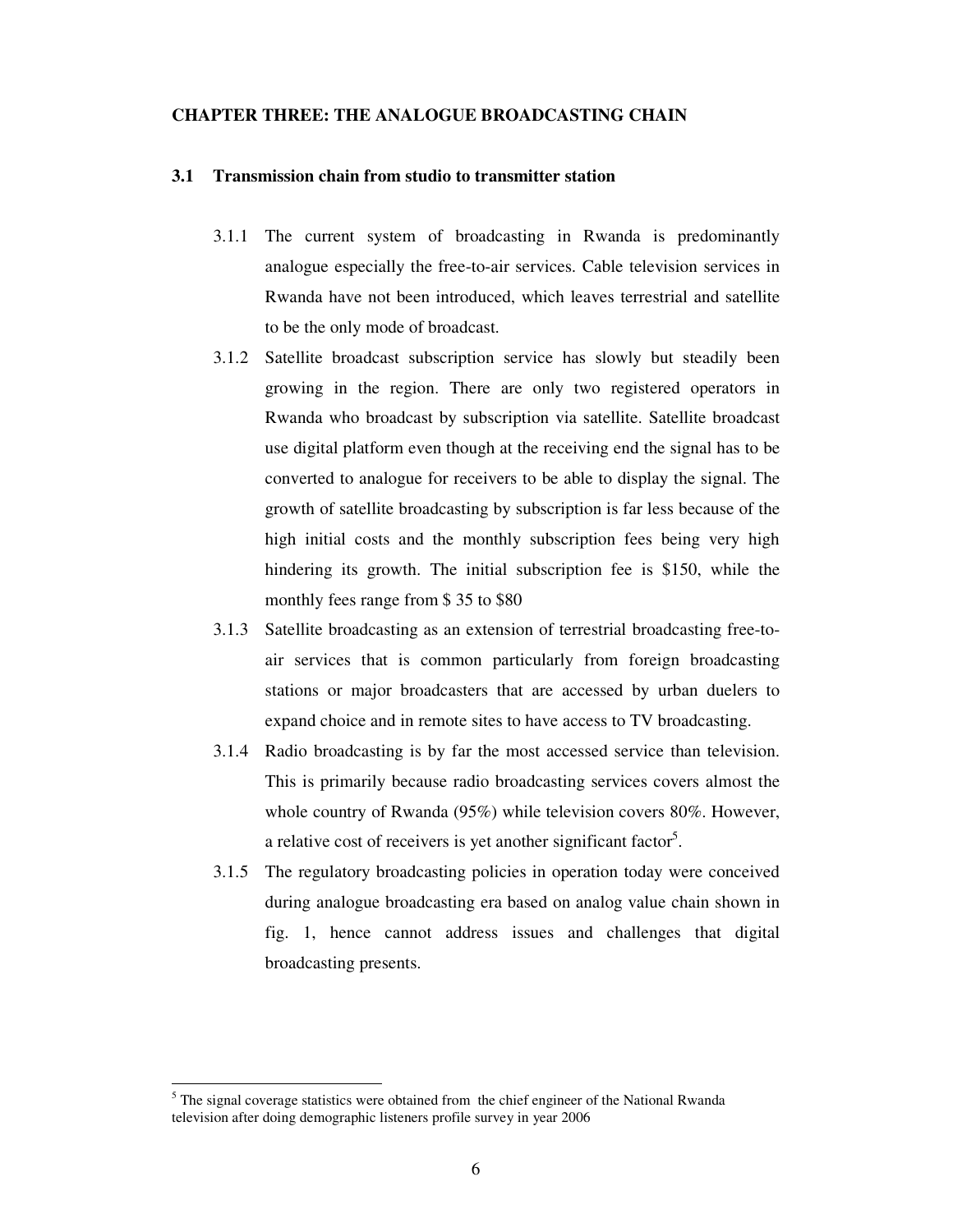## CHAPTER THREE: THE ANALOGUE BROADCASTING CHAIN

### 3.1 Transmission chain from studio to transmitter station

3.1.1 The current system of broadcasting in Rwanda is predominantly analogue especially the free-to-air services. Cable television services in Rwanda have not been introduced, which leaves terrestrial and satellite to be the only mode of broadcast.

3.1.2 Satellite broadcast subscription service has slowly but steadily been growing in the region. There are only two registered operators in Rwanda who broadcast by subscription via satellite. Satellite broadcast use digital platform even though at the receiving end the signal has to be converted to analogue for receivers to be able to display the signal. The growth of satellite broadcasting by subscription is far less because of the high initial costs and the monthly subscription fees being very high hindering its growth. The initial subscription fee is $150, while the monthly fees range from $ 35 to $80

3.1.3 Satellite broadcasting as an extension of terrestrial broadcasting free-to-air services that is common particularly from foreign broadcasting stations or major broadcasters that are accessed by urban duelers to expand choice and in remote sites to have access to TV broadcasting.

3.1.4 Radio broadcasting is by far the most accessed service than television. This is primarily because radio broadcasting services covers almost the whole country of Rwanda (95%) while television covers 80%. However, a relative cost of receivers is yet another significant factor[5].

3.1.5 The regulatory broadcasting policies in operation today were conceived during analogue broadcasting era based on analog value chain shown in fig. 1, hence cannot address issues and challenges that digital broadcasting presents.

---

[5] The signal coverage statistics were obtained from the chief engineer of the National Rwanda television after doing demographic listeners profile survey in year 2006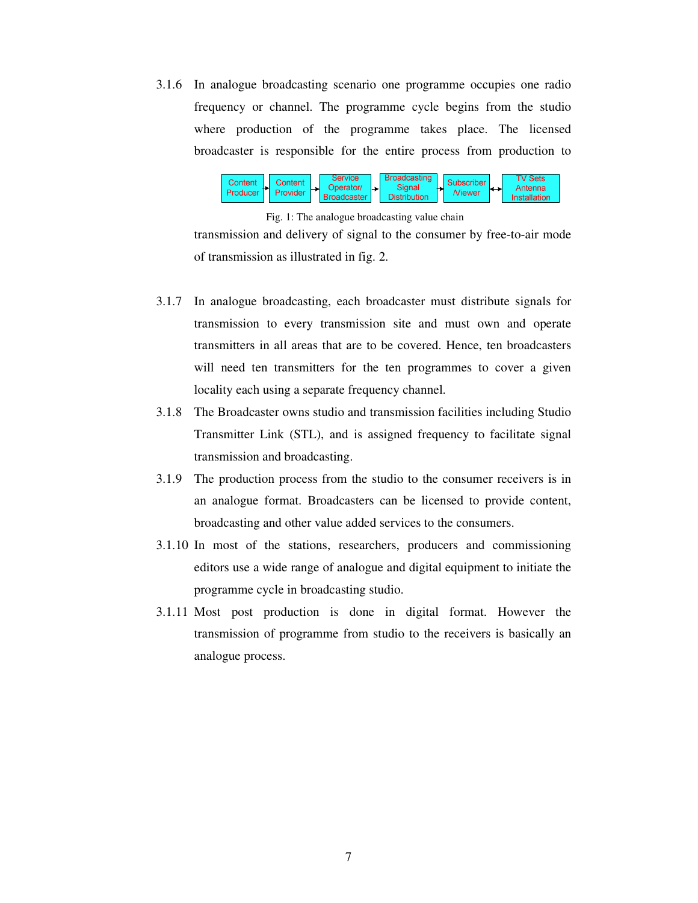3.1.6 In analogue broadcasting scenario one programme occupies one radio frequency or channel. The programme cycle begins from the studio where production of the programme takes place. The licensed broadcaster is responsible for the entire process from production to transmission and delivery of signal to the consumer by free-to-air mode of transmission as illustrated in fig. 2.

Content Producer → Content Provider → Service Operator/ Broadcaster → Broadcasting Signal Distribution → Subscriber /Viewer ↔ TV Sets Antenna Installation

Fig. 1: The analogue broadcasting value chain

3.1.7 In analogue broadcasting, each broadcaster must distribute signals for transmission to every transmission site and must own and operate transmitters in all areas that are to be covered. Hence, ten broadcasters will need ten transmitters for the ten programmes to cover a given locality each using a separate frequency channel.

3.1.8 The Broadcaster owns studio and transmission facilities including Studio Transmitter Link (STL), and is assigned frequency to facilitate signal transmission and broadcasting.

3.1.9 The production process from the studio to the consumer receivers is in an analogue format. Broadcasters can be licensed to provide content, broadcasting and other value added services to the consumers.

3.1.10 In most of the stations, researchers, producers and commissioning editors use a wide range of analogue and digital equipment to initiate the programme cycle in broadcasting studio.

3.1.11 Most post production is done in digital format. However the transmission of programme from studio to the receivers is basically an analogue process.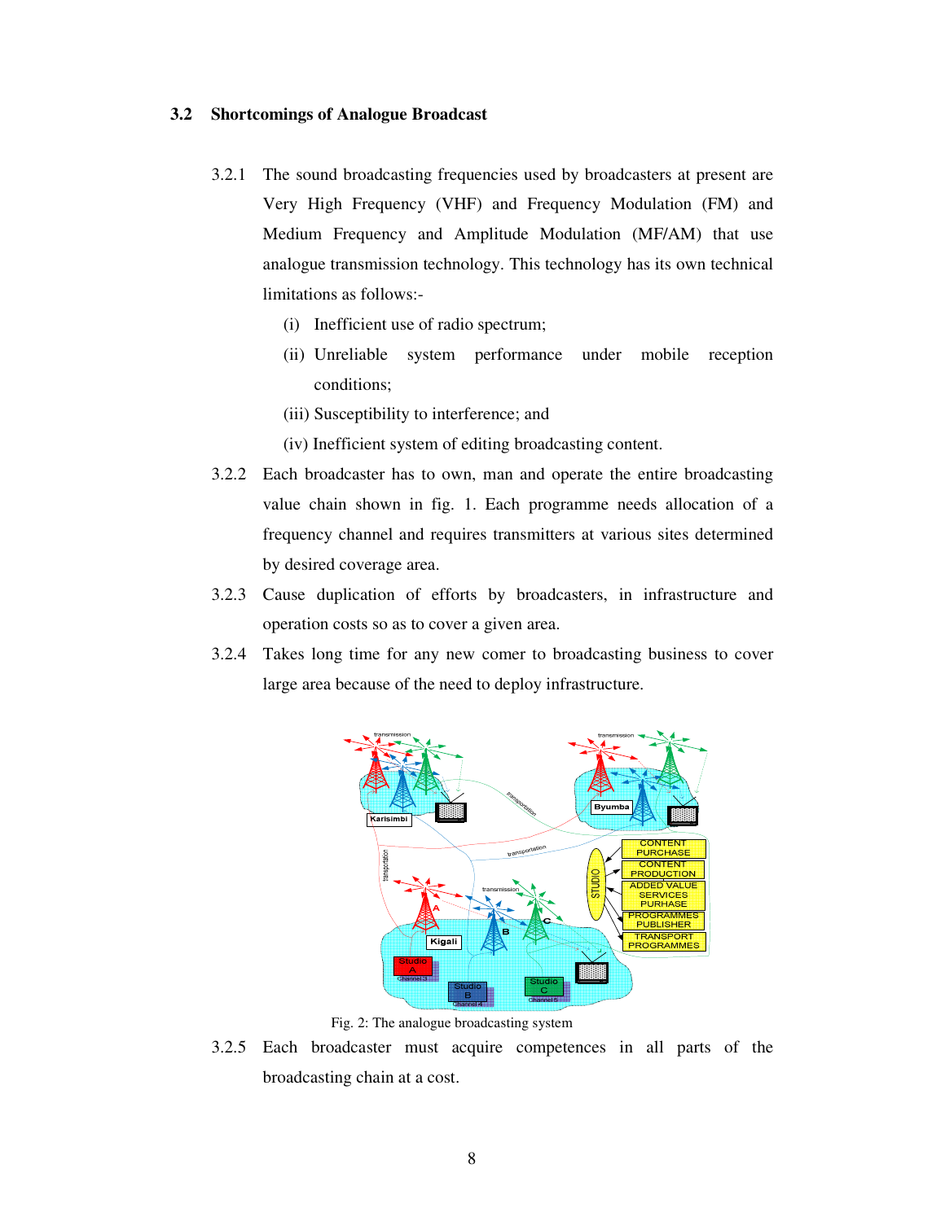### 3.2 Shortcomings of Analogue Broadcast

3.2.1 The sound broadcasting frequencies used by broadcasters at present are Very High Frequency (VHF) and Frequency Modulation (FM) and Medium Frequency and Amplitude Modulation (MF/AM) that use analogue transmission technology. This technology has its own technical limitations as follows:-

(i) Inefficient use of radio spectrum;

(ii) Unreliable system performance under mobile reception conditions;

(iii) Susceptibility to interference; and

(iv) Inefficient system of editing broadcasting content.

3.2.2 Each broadcaster has to own, man and operate the entire broadcasting value chain shown in fig. 1. Each programme needs allocation of a frequency channel and requires transmitters at various sites determined by desired coverage area.

3.2.3 Cause duplication of efforts by broadcasters, in infrastructure and operation costs so as to cover a given area.

3.2.4 Takes long time for any new comer to broadcasting business to cover large area because of the need to deploy infrastructure.

Fig. 2: The analogue broadcasting system

3.2.5 Each broadcaster must acquire competences in all parts of the broadcasting chain at a cost.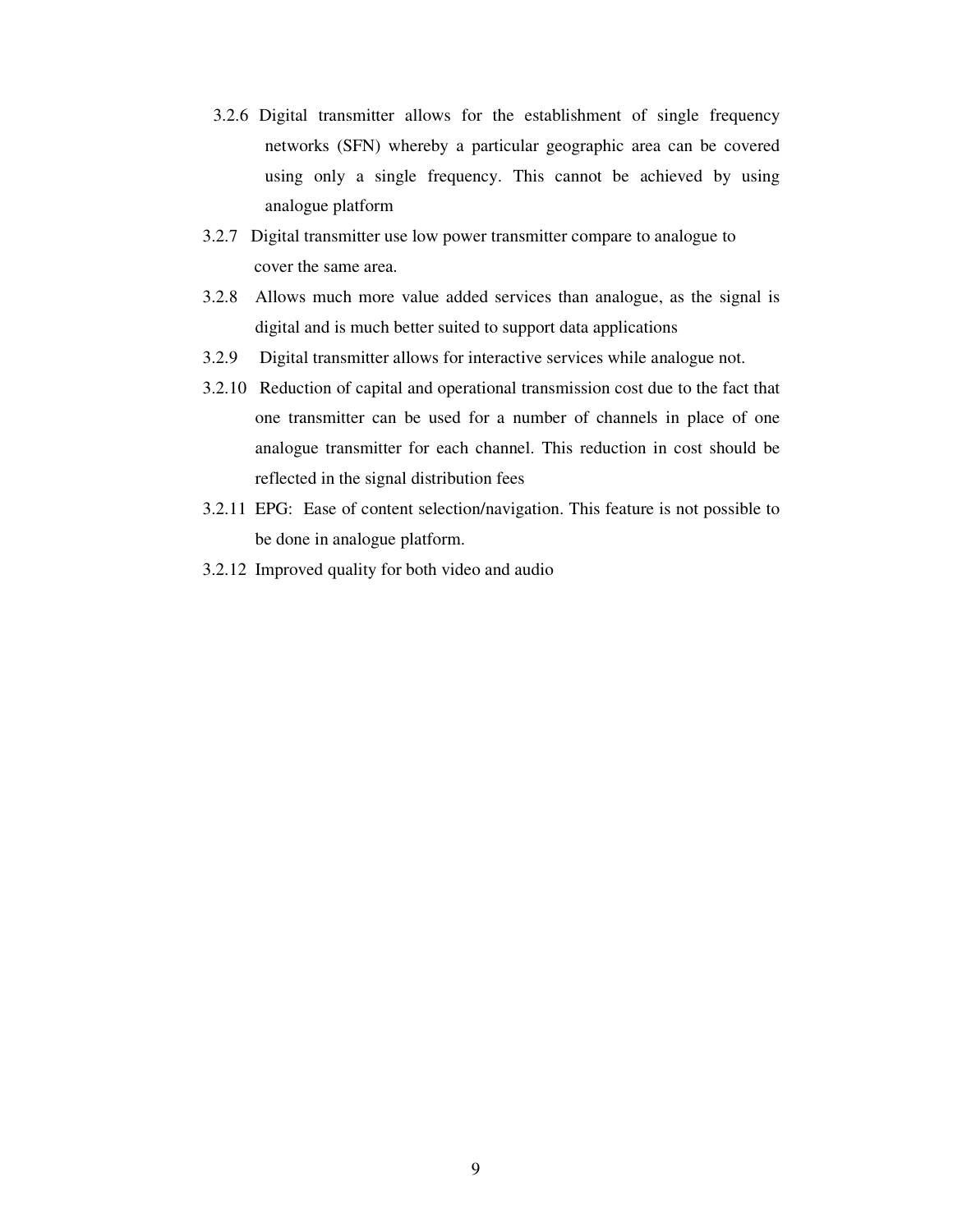3.2.6 Digital transmitter allows for the establishment of single frequency networks (SFN) whereby a particular geographic area can be covered using only a single frequency. This cannot be achieved by using analogue platform

3.2.7 Digital transmitter use low power transmitter compare to analogue to cover the same area.

3.2.8 Allows much more value added services than analogue, as the signal is digital and is much better suited to support data applications

3.2.9 Digital transmitter allows for interactive services while analogue not.

3.2.10 Reduction of capital and operational transmission cost due to the fact that one transmitter can be used for a number of channels in place of one analogue transmitter for each channel. This reduction in cost should be reflected in the signal distribution fees

3.2.11 EPG: Ease of content selection/navigation. This feature is not possible to be done in analogue platform.

3.2.12 Improved quality for both video and audio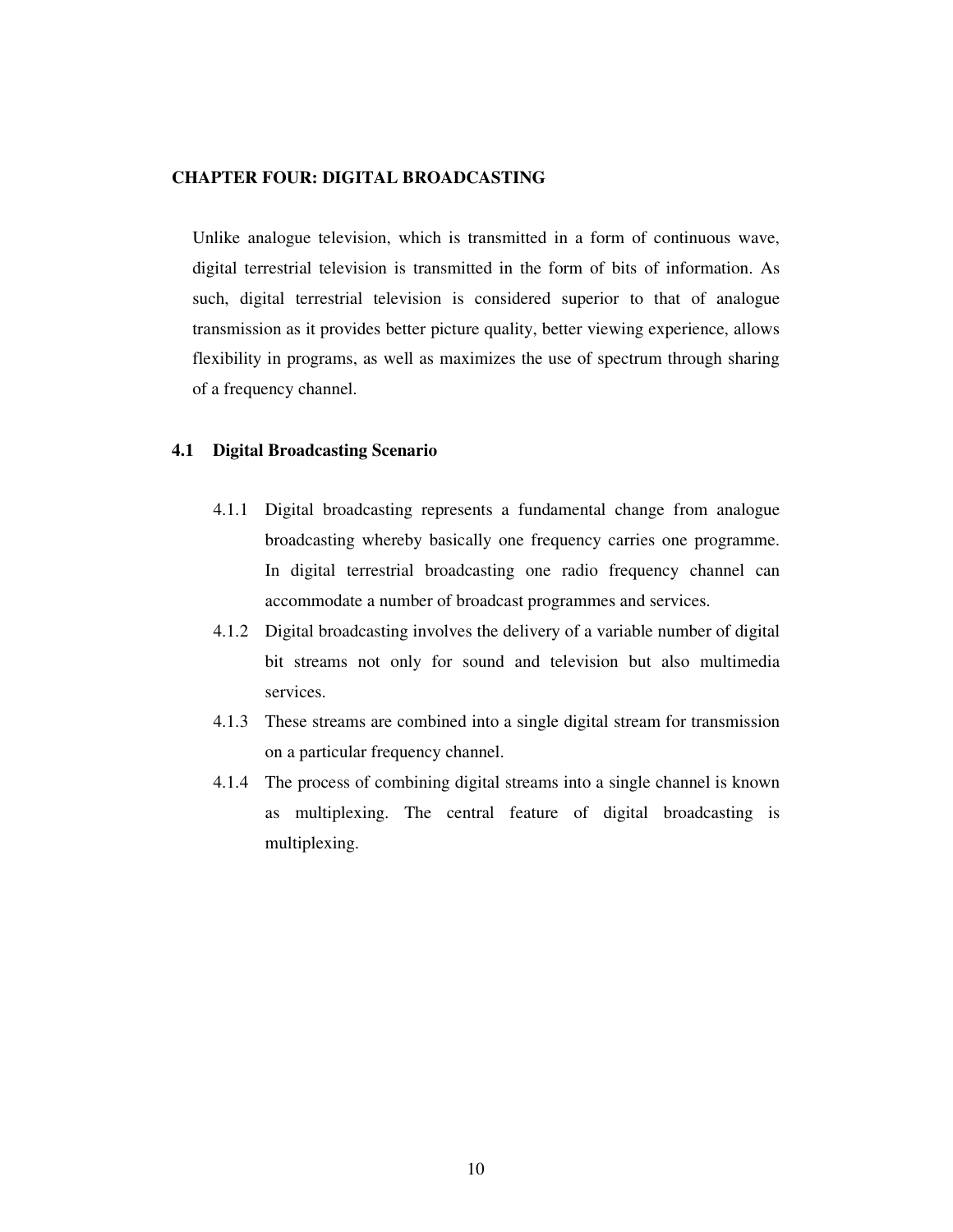## CHAPTER FOUR: DIGITAL BROADCASTING

Unlike analogue television, which is transmitted in a form of continuous wave, digital terrestrial television is transmitted in the form of bits of information. As such, digital terrestrial television is considered superior to that of analogue transmission as it provides better picture quality, better viewing experience, allows flexibility in programs, as well as maximizes the use of spectrum through sharing of a frequency channel.

### 4.1 Digital Broadcasting Scenario

4.1.1 Digital broadcasting represents a fundamental change from analogue broadcasting whereby basically one frequency carries one programme. In digital terrestrial broadcasting one radio frequency channel can accommodate a number of broadcast programmes and services.

4.1.2 Digital broadcasting involves the delivery of a variable number of digital bit streams not only for sound and television but also multimedia services.

4.1.3 These streams are combined into a single digital stream for transmission on a particular frequency channel.

4.1.4 The process of combining digital streams into a single channel is known as multiplexing. The central feature of digital broadcasting is multiplexing.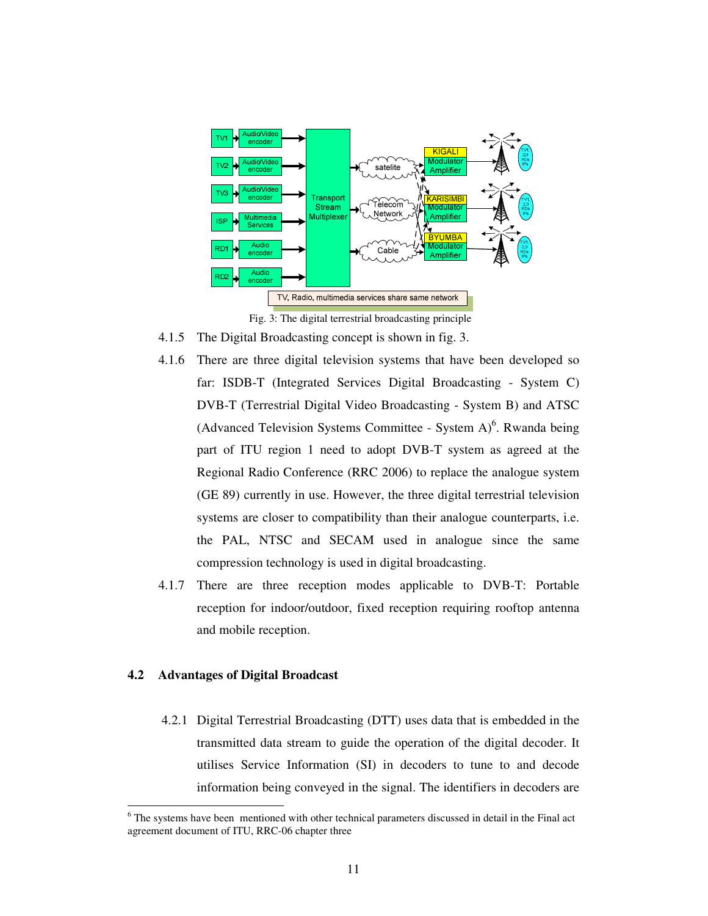Fig. 3: The digital terrestrial broadcasting principle

4.1.5 The Digital Broadcasting concept is shown in fig. 3.

4.1.6 There are three digital television systems that have been developed so far: ISDB-T (Integrated Services Digital Broadcasting - System C) DVB-T (Terrestrial Digital Video Broadcasting - System B) and ATSC (Advanced Television Systems Committee - System A)[6]. Rwanda being part of ITU region 1 need to adopt DVB-T system as agreed at the Regional Radio Conference (RRC 2006) to replace the analogue system (GE 89) currently in use. However, the three digital terrestrial television systems are closer to compatibility than their analogue counterparts, i.e. the PAL, NTSC and SECAM used in analogue since the same compression technology is used in digital broadcasting.

4.1.7 There are three reception modes applicable to DVB-T: Portable reception for indoor/outdoor, fixed reception requiring rooftop antenna and mobile reception.

## 4.2 Advantages of Digital Broadcast

4.2.1 Digital Terrestrial Broadcasting (DTT) uses data that is embedded in the transmitted data stream to guide the operation of the digital decoder. It utilises Service Information (SI) in decoders to tune to and decode information being conveyed in the signal. The identifiers in decoders are

[6] The systems have been mentioned with other technical parameters discussed in detail in the Final act agreement document of ITU, RRC-06 chapter three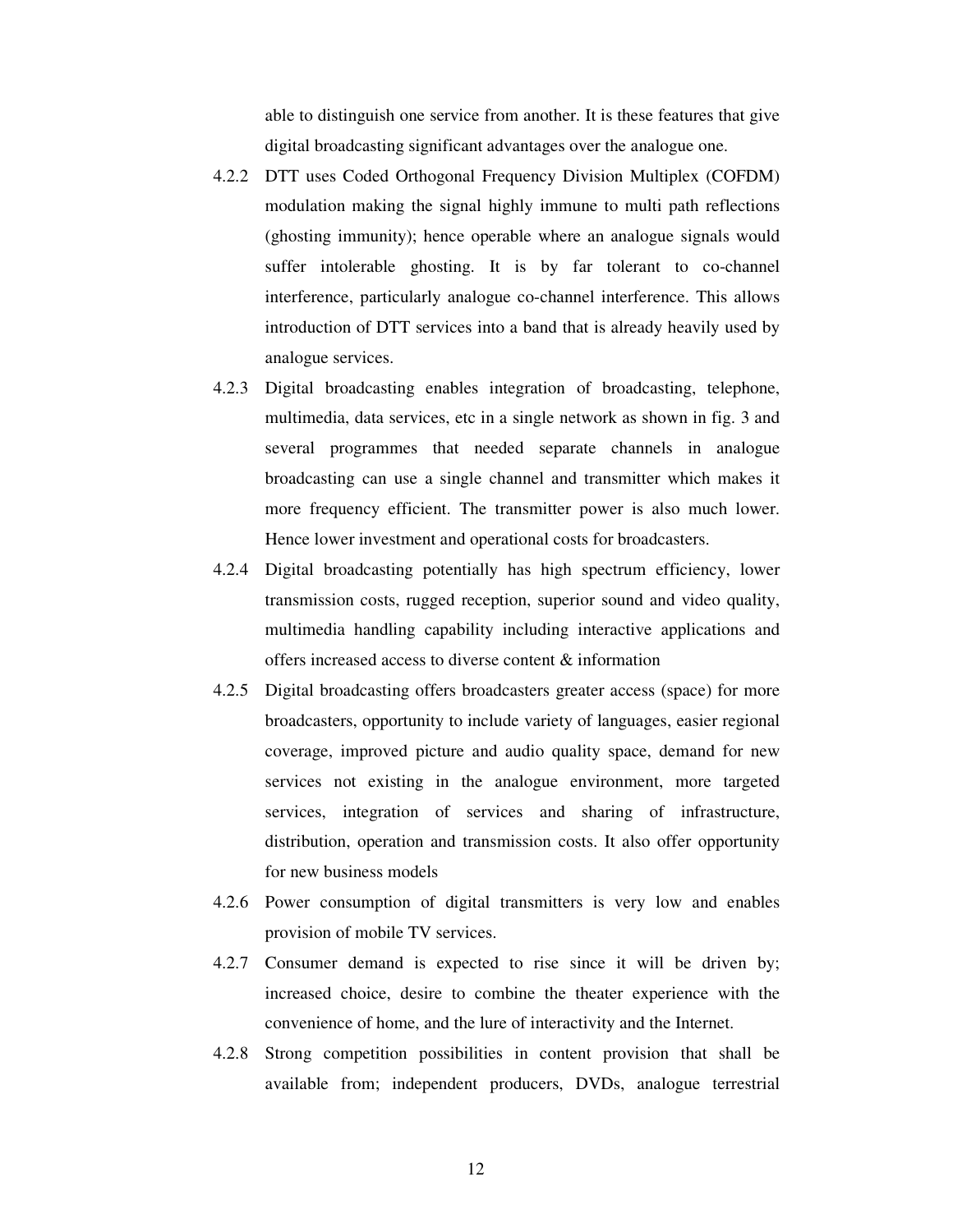able to distinguish one service from another. It is these features that give digital broadcasting significant advantages over the analogue one.

4.2.2 DTT uses Coded Orthogonal Frequency Division Multiplex (COFDM) modulation making the signal highly immune to multi path reflections (ghosting immunity); hence operable where an analogue signals would suffer intolerable ghosting. It is by far tolerant to co-channel interference, particularly analogue co-channel interference. This allows introduction of DTT services into a band that is already heavily used by analogue services.

4.2.3 Digital broadcasting enables integration of broadcasting, telephone, multimedia, data services, etc in a single network as shown in fig. 3 and several programmes that needed separate channels in analogue broadcasting can use a single channel and transmitter which makes it more frequency efficient. The transmitter power is also much lower. Hence lower investment and operational costs for broadcasters.

4.2.4 Digital broadcasting potentially has high spectrum efficiency, lower transmission costs, rugged reception, superior sound and video quality, multimedia handling capability including interactive applications and offers increased access to diverse content & information

4.2.5 Digital broadcasting offers broadcasters greater access (space) for more broadcasters, opportunity to include variety of languages, easier regional coverage, improved picture and audio quality space, demand for new services not existing in the analogue environment, more targeted services, integration of services and sharing of infrastructure, distribution, operation and transmission costs. It also offer opportunity for new business models

4.2.6 Power consumption of digital transmitters is very low and enables provision of mobile TV services.

4.2.7 Consumer demand is expected to rise since it will be driven by; increased choice, desire to combine the theater experience with the convenience of home, and the lure of interactivity and the Internet.

4.2.8 Strong competition possibilities in content provision that shall be available from; independent producers, DVDs, analogue terrestrial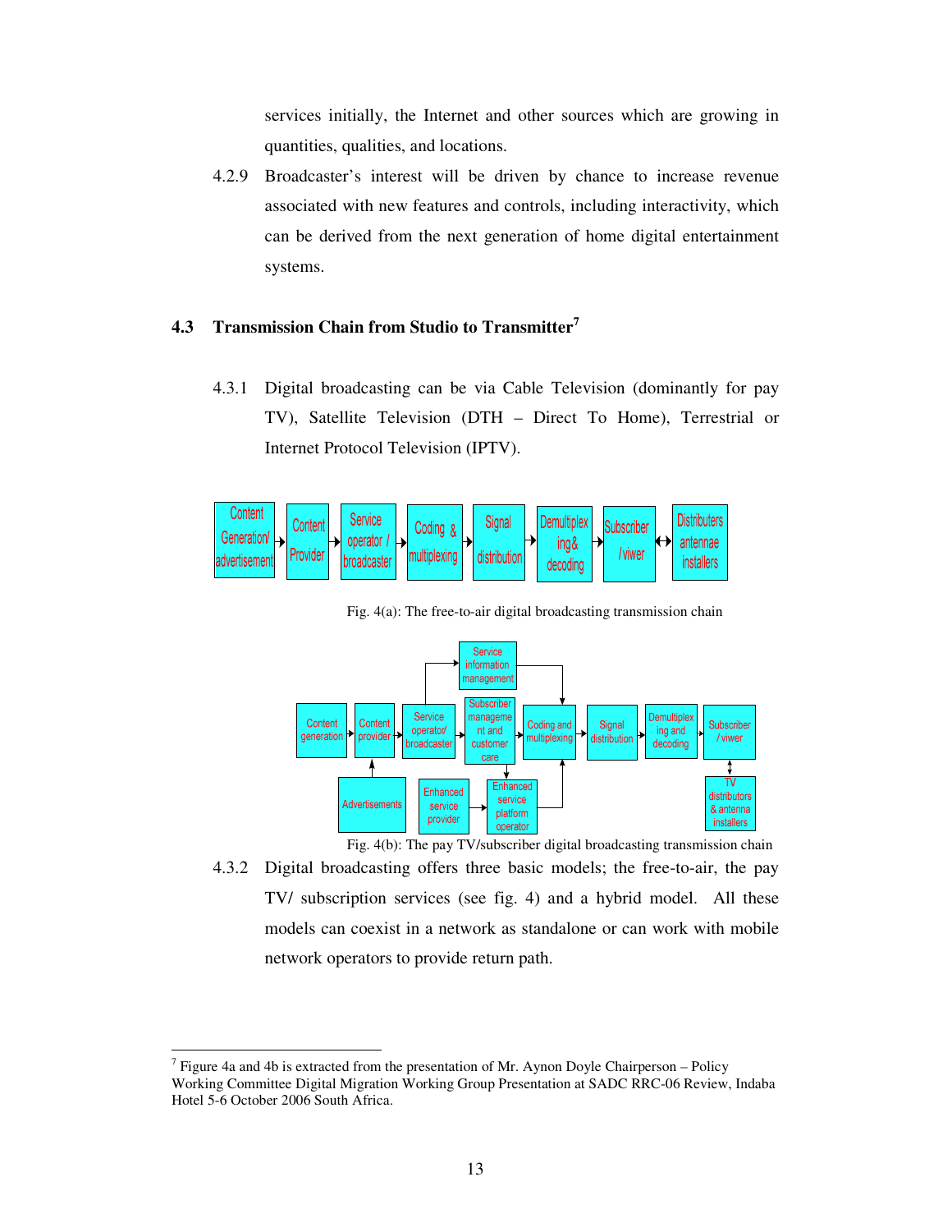services initially, the Internet and other sources which are growing in quantities, qualities, and locations.

4.2.9 Broadcaster's interest will be driven by chance to increase revenue associated with new features and controls, including interactivity, which can be derived from the next generation of home digital entertainment systems.

## 4.3 Transmission Chain from Studio to Transmitter[7]

4.3.1 Digital broadcasting can be via Cable Television (dominantly for pay TV), Satellite Television (DTH – Direct To Home), Terrestrial or Internet Protocol Television (IPTV).

Content Generation/ advertisement → Content Provider → Service operator / broadcaster → Coding & multiplexing → Signal distribution → Demultiplexing & decoding → Subscriber /viwer ↔ Distributers antennae installers

Fig. 4(a): The free-to-air digital broadcasting transmission chain

Content generation → Content provider → Service operator/ broadcaster → Subscriber management and customer care → Coding and multiplexing → Signal distribution → Demultiplexing and decoding → Subscriber / viwer ↔ TV distributors & antenna installers

Service operator/ broadcaster → Service information management → Coding and multiplexing

Advertisements → Content provider

Enhanced service provider → Enhanced service platform operator → Coding and multiplexing

Subscriber management and customer care → Enhanced service platform operator

Fig. 4(b): The pay TV/subscriber digital broadcasting transmission chain

4.3.2 Digital broadcasting offers three basic models; the free-to-air, the pay TV/ subscription services (see fig. 4) and a hybrid model. All these models can coexist in a network as standalone or can work with mobile network operators to provide return path.

---

[7] Figure 4a and 4b is extracted from the presentation of Mr. Aynon Doyle Chairperson – Policy Working Committee Digital Migration Working Group Presentation at SADC RRC-06 Review, Indaba Hotel 5-6 October 2006 South Africa.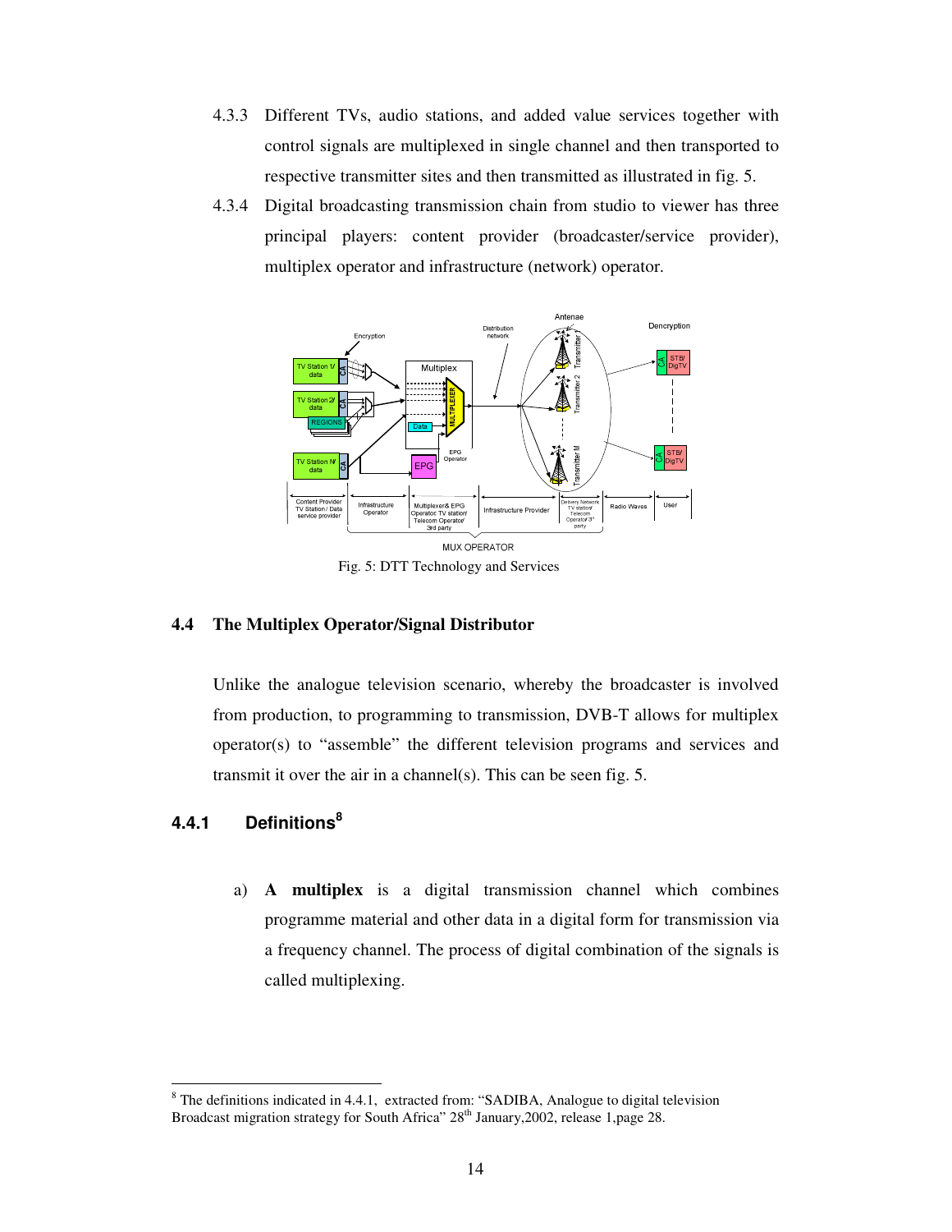4.3.3 Different TVs, audio stations, and added value services together with control signals are multiplexed in single channel and then transported to respective transmitter sites and then transmitted as illustrated in fig. 5.

4.3.4 Digital broadcasting transmission chain from studio to viewer has three principal players: content provider (broadcaster/service provider), multiplex operator and infrastructure (network) operator.

Fig. 5: DTT Technology and Services

## 4.4 The Multiplex Operator/Signal Distributor

Unlike the analogue television scenario, whereby the broadcaster is involved from production, to programming to transmission, DVB-T allows for multiplex operator(s) to "assemble" the different television programs and services and transmit it over the air in a channel(s). This can be seen fig. 5.

### 4.4.1 Definitions[8]

a) **A multiplex** is a digital transmission channel which combines programme material and other data in a digital form for transmission via a frequency channel. The process of digital combination of the signals is called multiplexing.

---

[8] The definitions indicated in 4.4.1, extracted from: "SADIBA, Analogue to digital television Broadcast migration strategy for South Africa" 28th January,2002, release 1,page 28.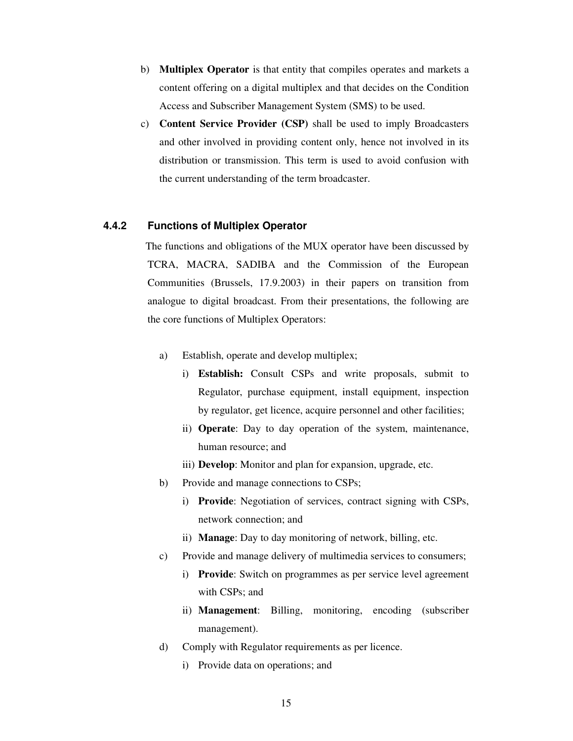b) **Multiplex Operator** is that entity that compiles operates and markets a content offering on a digital multiplex and that decides on the Condition Access and Subscriber Management System (SMS) to be used.

c) **Content Service Provider (CSP)** shall be used to imply Broadcasters and other involved in providing content only, hence not involved in its distribution or transmission. This term is used to avoid confusion with the current understanding of the term broadcaster.

### 4.4.2 Functions of Multiplex Operator

The functions and obligations of the MUX operator have been discussed by TCRA, MACRA, SADIBA and the Commission of the European Communities (Brussels, 17.9.2003) in their papers on transition from analogue to digital broadcast. From their presentations, the following are the core functions of Multiplex Operators:

a) Establish, operate and develop multiplex;
   - i) **Establish:** Consult CSPs and write proposals, submit to Regulator, purchase equipment, install equipment, inspection by regulator, get licence, acquire personnel and other facilities;
   - ii) **Operate**: Day to day operation of the system, maintenance, human resource; and
   - iii) **Develop**: Monitor and plan for expansion, upgrade, etc.

b) Provide and manage connections to CSPs;
   - i) **Provide**: Negotiation of services, contract signing with CSPs, network connection; and
   - ii) **Manage**: Day to day monitoring of network, billing, etc.

c) Provide and manage delivery of multimedia services to consumers;
   - i) **Provide**: Switch on programmes as per service level agreement with CSPs; and
   - ii) **Management**: Billing, monitoring, encoding (subscriber management).

d) Comply with Regulator requirements as per licence.
   - i) Provide data on operations; and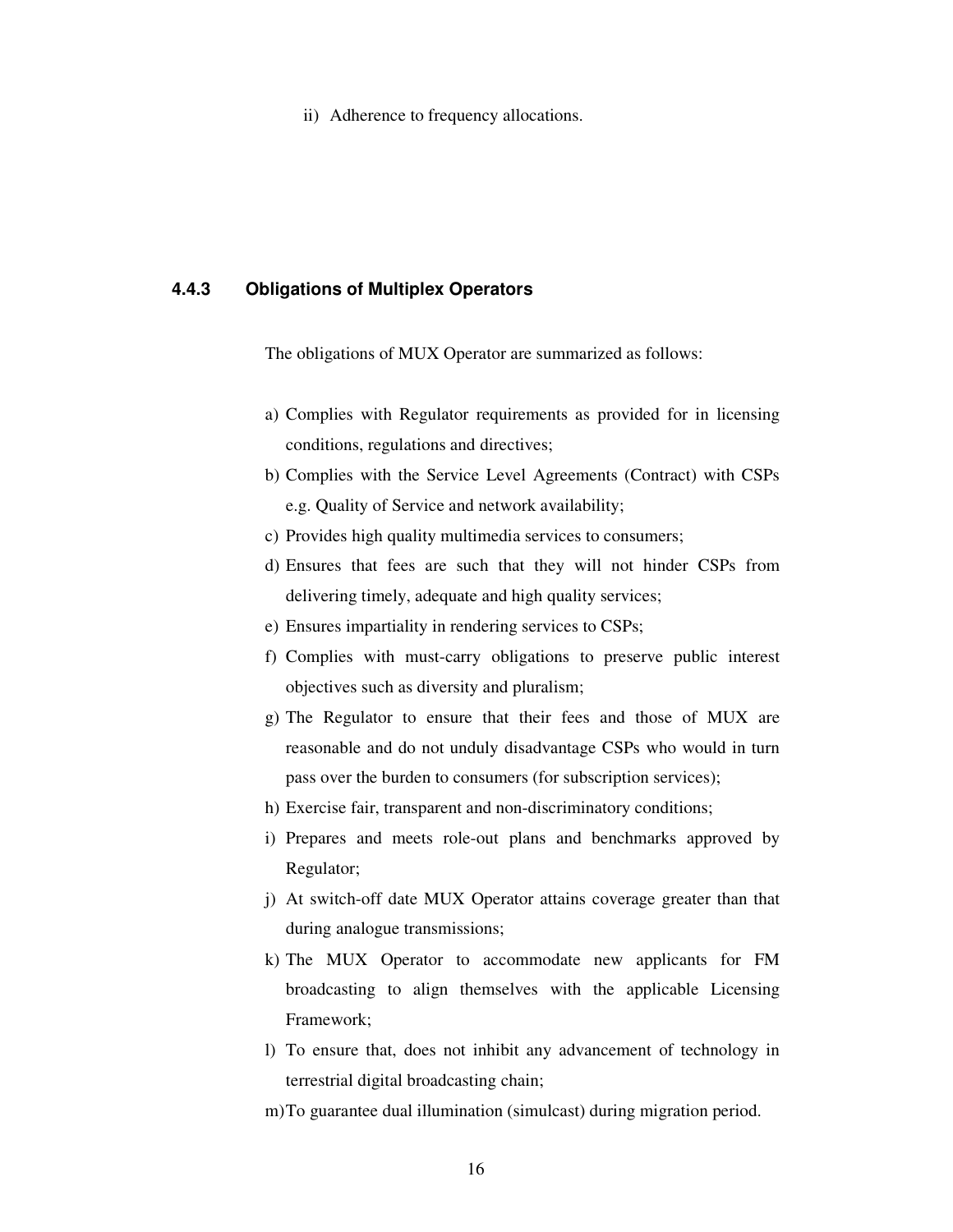ii) Adherence to frequency allocations.

#### 4.4.3 Obligations of Multiplex Operators

The obligations of MUX Operator are summarized as follows:

a) Complies with Regulator requirements as provided for in licensing conditions, regulations and directives;
b) Complies with the Service Level Agreements (Contract) with CSPs e.g. Quality of Service and network availability;
c) Provides high quality multimedia services to consumers;
d) Ensures that fees are such that they will not hinder CSPs from delivering timely, adequate and high quality services;
e) Ensures impartiality in rendering services to CSPs;
f) Complies with must-carry obligations to preserve public interest objectives such as diversity and pluralism;
g) The Regulator to ensure that their fees and those of MUX are reasonable and do not unduly disadvantage CSPs who would in turn pass over the burden to consumers (for subscription services);
h) Exercise fair, transparent and non-discriminatory conditions;
i) Prepares and meets role-out plans and benchmarks approved by Regulator;
j) At switch-off date MUX Operator attains coverage greater than that during analogue transmissions;
k) The MUX Operator to accommodate new applicants for FM broadcasting to align themselves with the applicable Licensing Framework;
l) To ensure that, does not inhibit any advancement of technology in terrestrial digital broadcasting chain;
m) To guarantee dual illumination (simulcast) during migration period.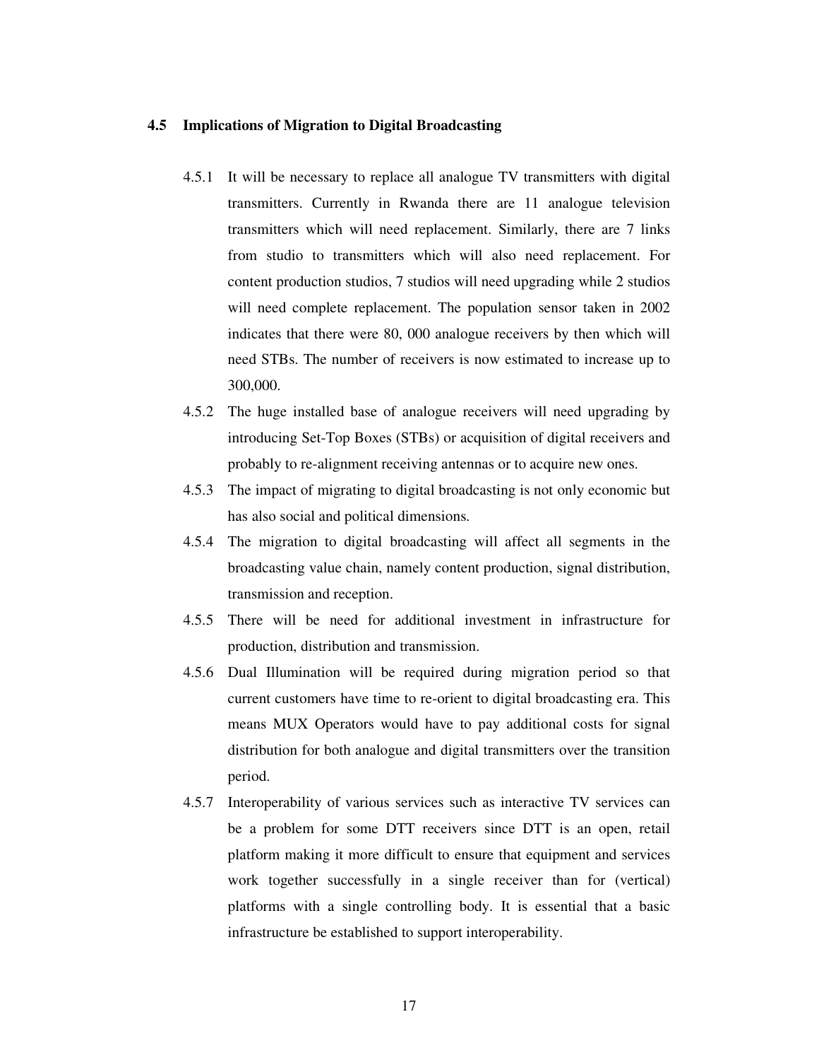### 4.5 Implications of Migration to Digital Broadcasting

4.5.1 It will be necessary to replace all analogue TV transmitters with digital transmitters. Currently in Rwanda there are 11 analogue television transmitters which will need replacement. Similarly, there are 7 links from studio to transmitters which will also need replacement. For content production studios, 7 studios will need upgrading while 2 studios will need complete replacement. The population sensor taken in 2002 indicates that there were 80, 000 analogue receivers by then which will need STBs. The number of receivers is now estimated to increase up to 300,000.

4.5.2 The huge installed base of analogue receivers will need upgrading by introducing Set-Top Boxes (STBs) or acquisition of digital receivers and probably to re-alignment receiving antennas or to acquire new ones.

4.5.3 The impact of migrating to digital broadcasting is not only economic but has also social and political dimensions.

4.5.4 The migration to digital broadcasting will affect all segments in the broadcasting value chain, namely content production, signal distribution, transmission and reception.

4.5.5 There will be need for additional investment in infrastructure for production, distribution and transmission.

4.5.6 Dual Illumination will be required during migration period so that current customers have time to re-orient to digital broadcasting era. This means MUX Operators would have to pay additional costs for signal distribution for both analogue and digital transmitters over the transition period.

4.5.7 Interoperability of various services such as interactive TV services can be a problem for some DTT receivers since DTT is an open, retail platform making it more difficult to ensure that equipment and services work together successfully in a single receiver than for (vertical) platforms with a single controlling body. It is essential that a basic infrastructure be established to support interoperability.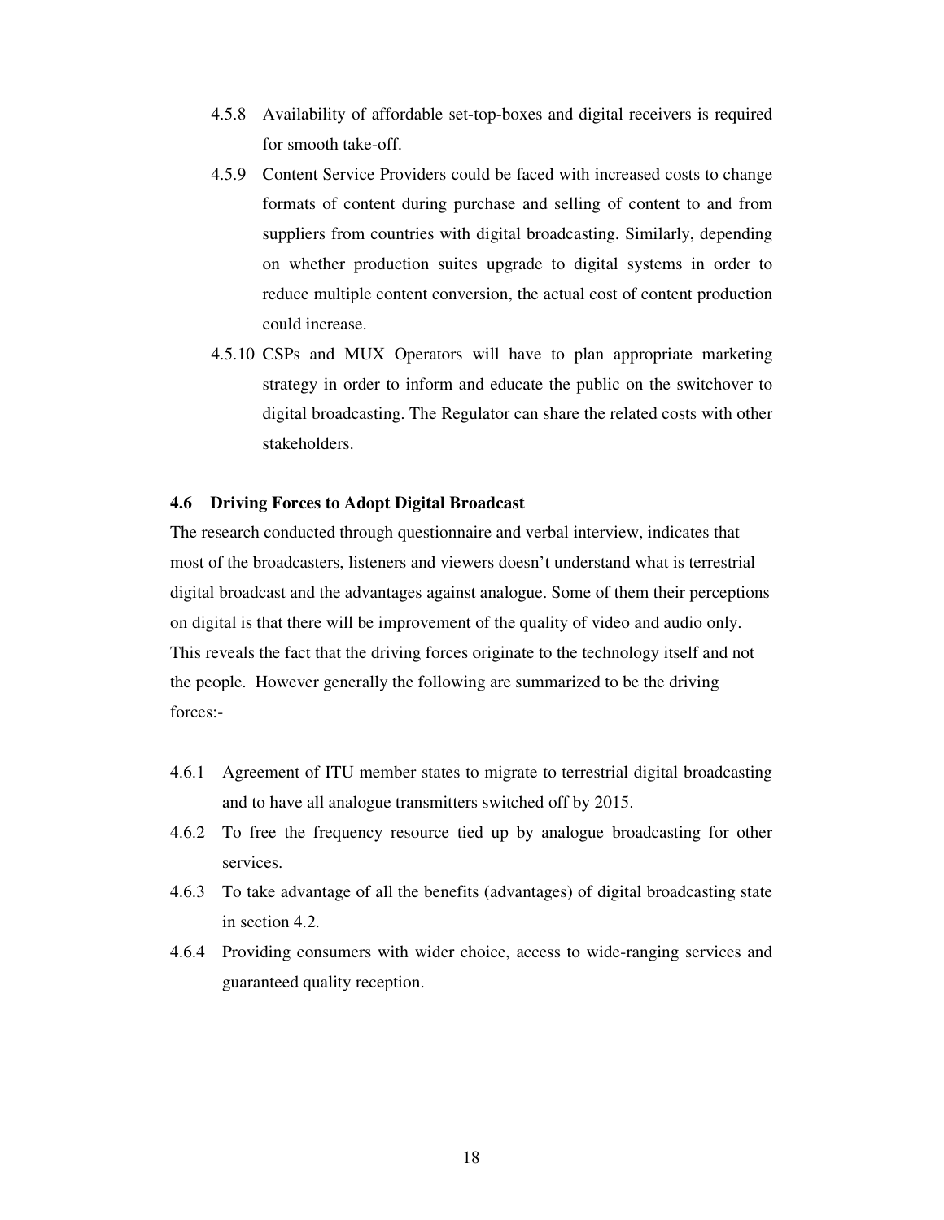4.5.8 Availability of affordable set-top-boxes and digital receivers is required for smooth take-off.

4.5.9 Content Service Providers could be faced with increased costs to change formats of content during purchase and selling of content to and from suppliers from countries with digital broadcasting. Similarly, depending on whether production suites upgrade to digital systems in order to reduce multiple content conversion, the actual cost of content production could increase.

4.5.10 CSPs and MUX Operators will have to plan appropriate marketing strategy in order to inform and educate the public on the switchover to digital broadcasting. The Regulator can share the related costs with other stakeholders.

### 4.6 Driving Forces to Adopt Digital Broadcast

The research conducted through questionnaire and verbal interview, indicates that most of the broadcasters, listeners and viewers doesn't understand what is terrestrial digital broadcast and the advantages against analogue. Some of them their perceptions on digital is that there will be improvement of the quality of video and audio only. This reveals the fact that the driving forces originate to the technology itself and not the people. However generally the following are summarized to be the driving forces:-

4.6.1 Agreement of ITU member states to migrate to terrestrial digital broadcasting and to have all analogue transmitters switched off by 2015.

4.6.2 To free the frequency resource tied up by analogue broadcasting for other services.

4.6.3 To take advantage of all the benefits (advantages) of digital broadcasting state in section 4.2.

4.6.4 Providing consumers with wider choice, access to wide-ranging services and guaranteed quality reception.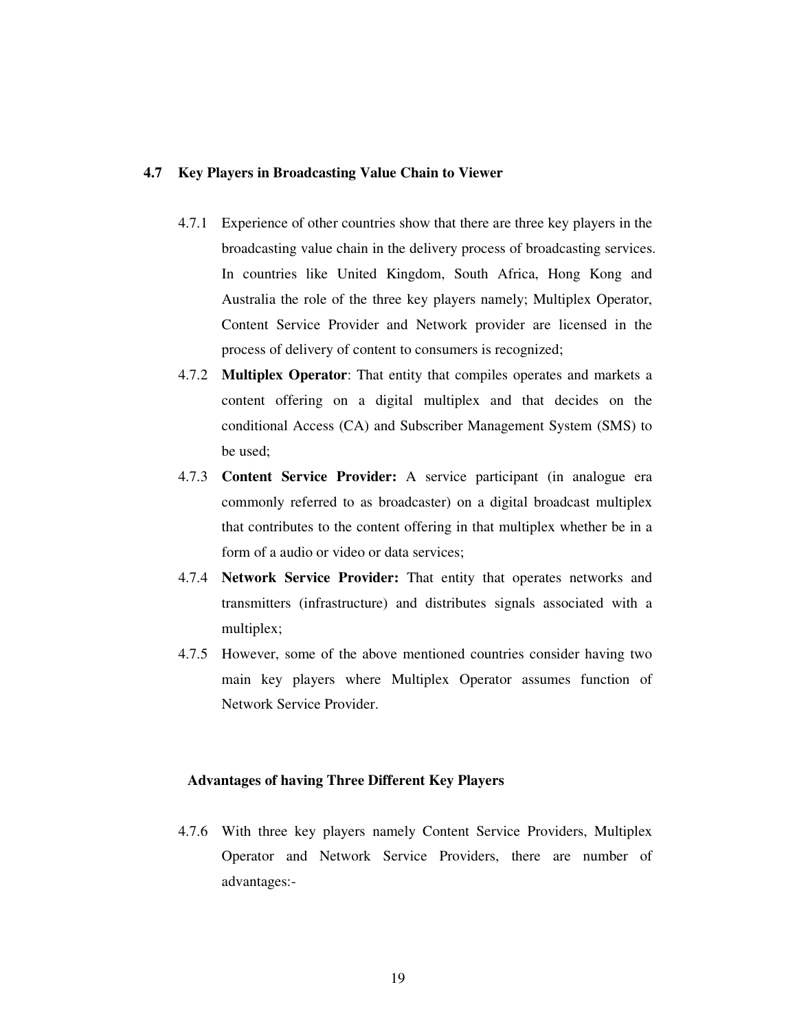### 4.7 Key Players in Broadcasting Value Chain to Viewer

4.7.1 Experience of other countries show that there are three key players in the broadcasting value chain in the delivery process of broadcasting services. In countries like United Kingdom, South Africa, Hong Kong and Australia the role of the three key players namely; Multiplex Operator, Content Service Provider and Network provider are licensed in the process of delivery of content to consumers is recognized;

4.7.2 **Multiplex Operator**: That entity that compiles operates and markets a content offering on a digital multiplex and that decides on the conditional Access (CA) and Subscriber Management System (SMS) to be used;

4.7.3 **Content Service Provider:** A service participant (in analogue era commonly referred to as broadcaster) on a digital broadcast multiplex that contributes to the content offering in that multiplex whether be in a form of a audio or video or data services;

4.7.4 **Network Service Provider:** That entity that operates networks and transmitters (infrastructure) and distributes signals associated with a multiplex;

4.7.5 However, some of the above mentioned countries consider having two main key players where Multiplex Operator assumes function of Network Service Provider.

#### Advantages of having Three Different Key Players

4.7.6 With three key players namely Content Service Providers, Multiplex Operator and Network Service Providers, there are number of advantages:-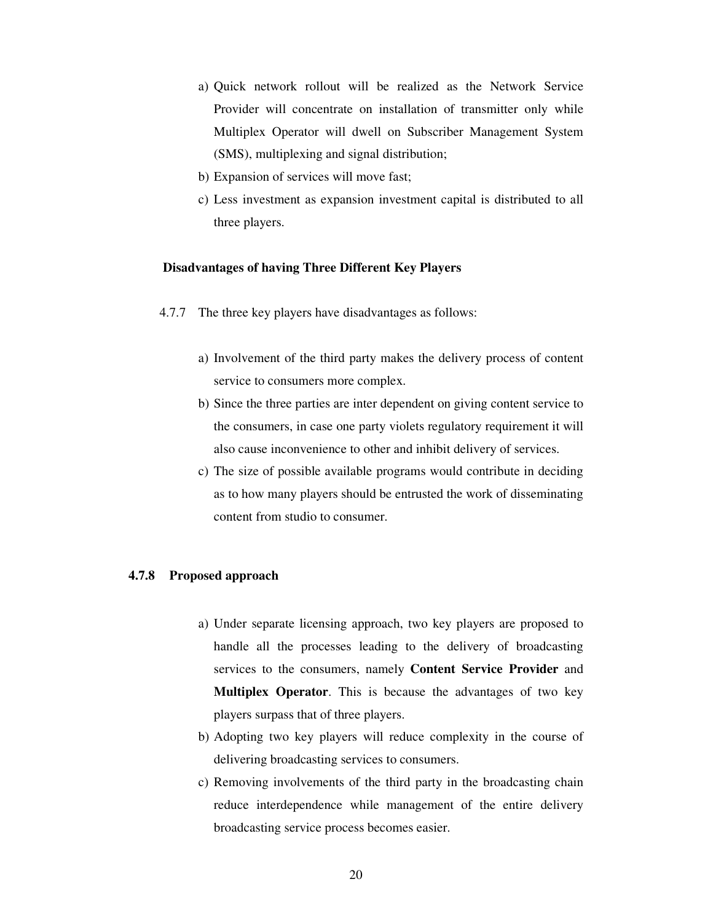a) Quick network rollout will be realized as the Network Service Provider will concentrate on installation of transmitter only while Multiplex Operator will dwell on Subscriber Management System (SMS), multiplexing and signal distribution;
b) Expansion of services will move fast;
c) Less investment as expansion investment capital is distributed to all three players.

**Disadvantages of having Three Different Key Players**

4.7.7 The three key players have disadvantages as follows:

a) Involvement of the third party makes the delivery process of content service to consumers more complex.
b) Since the three parties are inter dependent on giving content service to the consumers, in case one party violets regulatory requirement it will also cause inconvenience to other and inhibit delivery of services.
c) The size of possible available programs would contribute in deciding as to how many players should be entrusted the work of disseminating content from studio to consumer.

**4.7.8 Proposed approach**

a) Under separate licensing approach, two key players are proposed to handle all the processes leading to the delivery of broadcasting services to the consumers, namely **Content Service Provider** and **Multiplex Operator**. This is because the advantages of two key players surpass that of three players.
b) Adopting two key players will reduce complexity in the course of delivering broadcasting services to consumers.
c) Removing involvements of the third party in the broadcasting chain reduce interdependence while management of the entire delivery broadcasting service process becomes easier.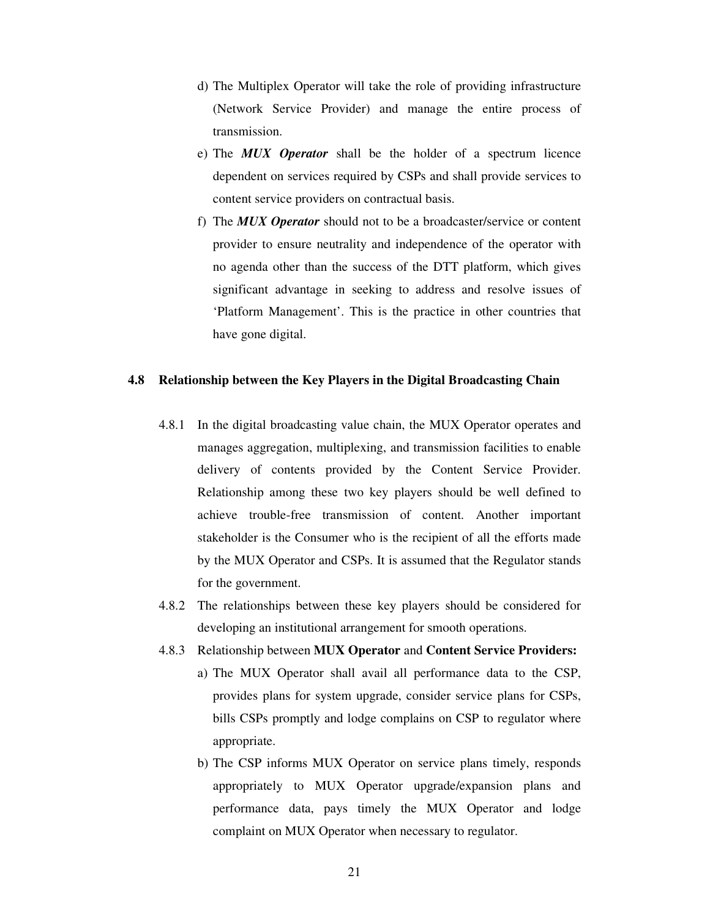d) The Multiplex Operator will take the role of providing infrastructure (Network Service Provider) and manage the entire process of transmission.

e) The ***MUX Operator*** shall be the holder of a spectrum licence dependent on services required by CSPs and shall provide services to content service providers on contractual basis.

f) The ***MUX Operator*** should not to be a broadcaster/service or content provider to ensure neutrality and independence of the operator with no agenda other than the success of the DTT platform, which gives significant advantage in seeking to address and resolve issues of 'Platform Management'. This is the practice in other countries that have gone digital.

## 4.8 Relationship between the Key Players in the Digital Broadcasting Chain

4.8.1 In the digital broadcasting value chain, the MUX Operator operates and manages aggregation, multiplexing, and transmission facilities to enable delivery of contents provided by the Content Service Provider. Relationship among these two key players should be well defined to achieve trouble-free transmission of content. Another important stakeholder is the Consumer who is the recipient of all the efforts made by the MUX Operator and CSPs. It is assumed that the Regulator stands for the government.

4.8.2 The relationships between these key players should be considered for developing an institutional arrangement for smooth operations.

4.8.3 Relationship between **MUX Operator** and **Content Service Providers:**

a) The MUX Operator shall avail all performance data to the CSP, provides plans for system upgrade, consider service plans for CSPs, bills CSPs promptly and lodge complains on CSP to regulator where appropriate.

b) The CSP informs MUX Operator on service plans timely, responds appropriately to MUX Operator upgrade/expansion plans and performance data, pays timely the MUX Operator and lodge complaint on MUX Operator when necessary to regulator.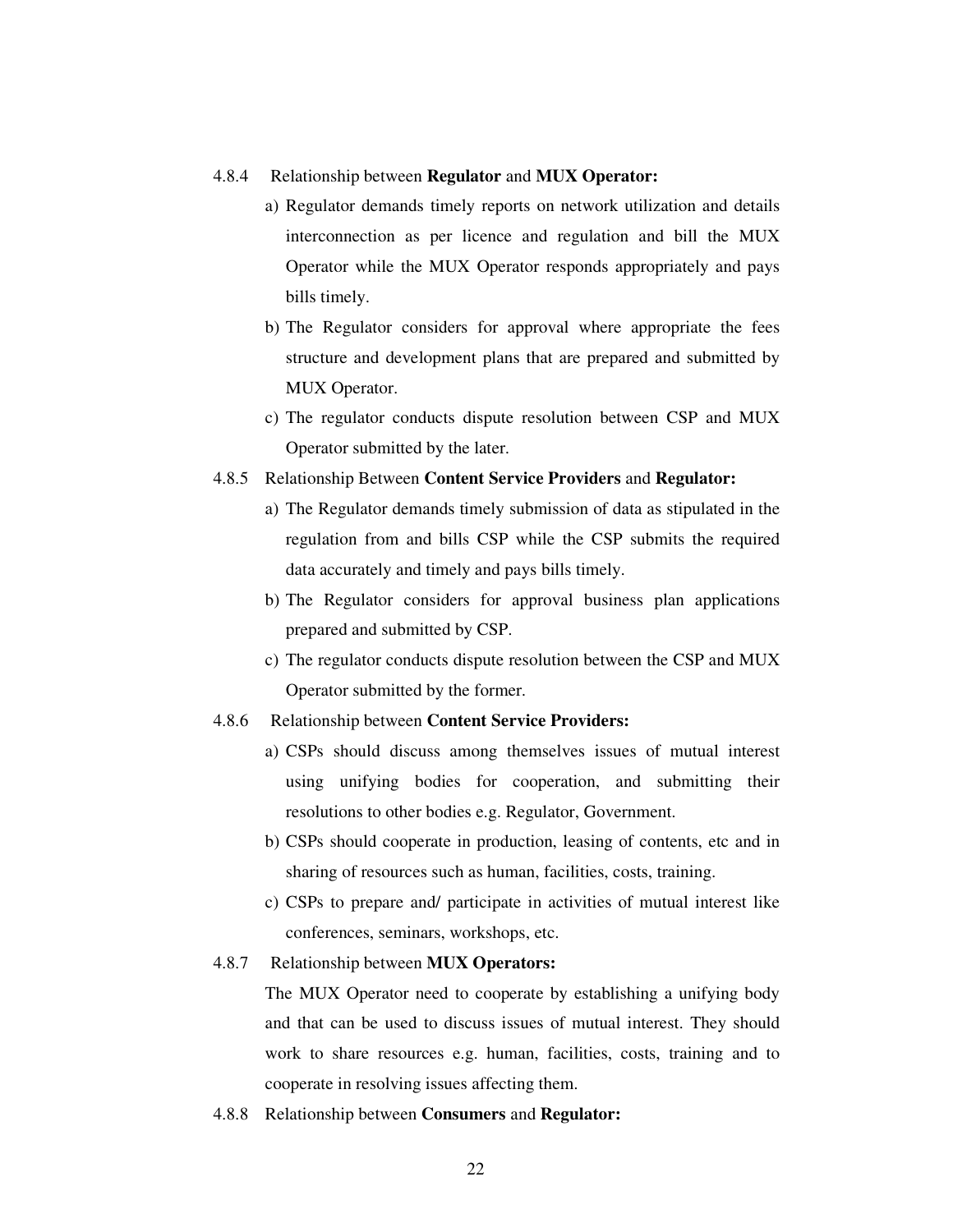4.8.4 Relationship between **Regulator** and **MUX Operator:**

a) Regulator demands timely reports on network utilization and details interconnection as per licence and regulation and bill the MUX Operator while the MUX Operator responds appropriately and pays bills timely.

b) The Regulator considers for approval where appropriate the fees structure and development plans that are prepared and submitted by MUX Operator.

c) The regulator conducts dispute resolution between CSP and MUX Operator submitted by the later.

4.8.5 Relationship Between **Content Service Providers** and **Regulator:**

a) The Regulator demands timely submission of data as stipulated in the regulation from and bills CSP while the CSP submits the required data accurately and timely and pays bills timely.

b) The Regulator considers for approval business plan applications prepared and submitted by CSP.

c) The regulator conducts dispute resolution between the CSP and MUX Operator submitted by the former.

4.8.6 Relationship between **Content Service Providers:**

a) CSPs should discuss among themselves issues of mutual interest using unifying bodies for cooperation, and submitting their resolutions to other bodies e.g. Regulator, Government.

b) CSPs should cooperate in production, leasing of contents, etc and in sharing of resources such as human, facilities, costs, training.

c) CSPs to prepare and/ participate in activities of mutual interest like conferences, seminars, workshops, etc.

4.8.7 Relationship between **MUX Operators:**

The MUX Operator need to cooperate by establishing a unifying body and that can be used to discuss issues of mutual interest. They should work to share resources e.g. human, facilities, costs, training and to cooperate in resolving issues affecting them.

4.8.8 Relationship between **Consumers** and **Regulator:**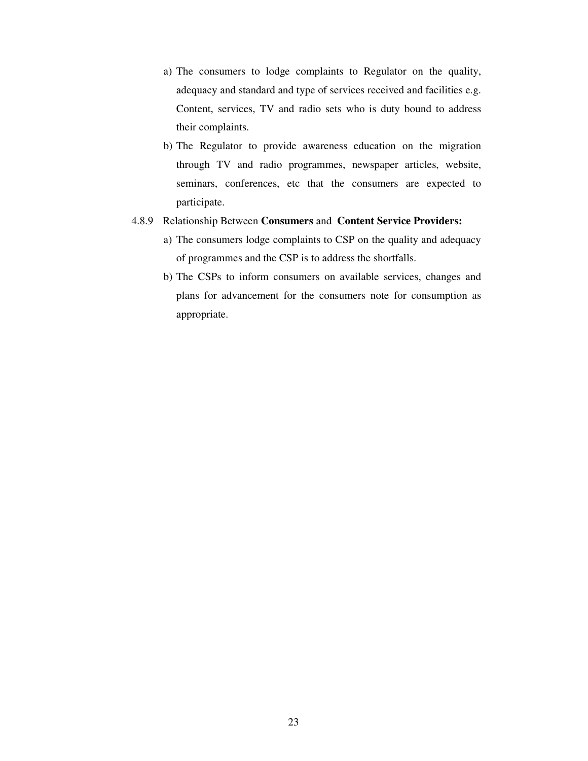a) The consumers to lodge complaints to Regulator on the quality, adequacy and standard and type of services received and facilities e.g. Content, services, TV and radio sets who is duty bound to address their complaints.
b) The Regulator to provide awareness education on the migration through TV and radio programmes, newspaper articles, website, seminars, conferences, etc that the consumers are expected to participate.

4.8.9 Relationship Between **Consumers** and **Content Service Providers:**

a) The consumers lodge complaints to CSP on the quality and adequacy of programmes and the CSP is to address the shortfalls.
b) The CSPs to inform consumers on available services, changes and plans for advancement for the consumers note for consumption as appropriate.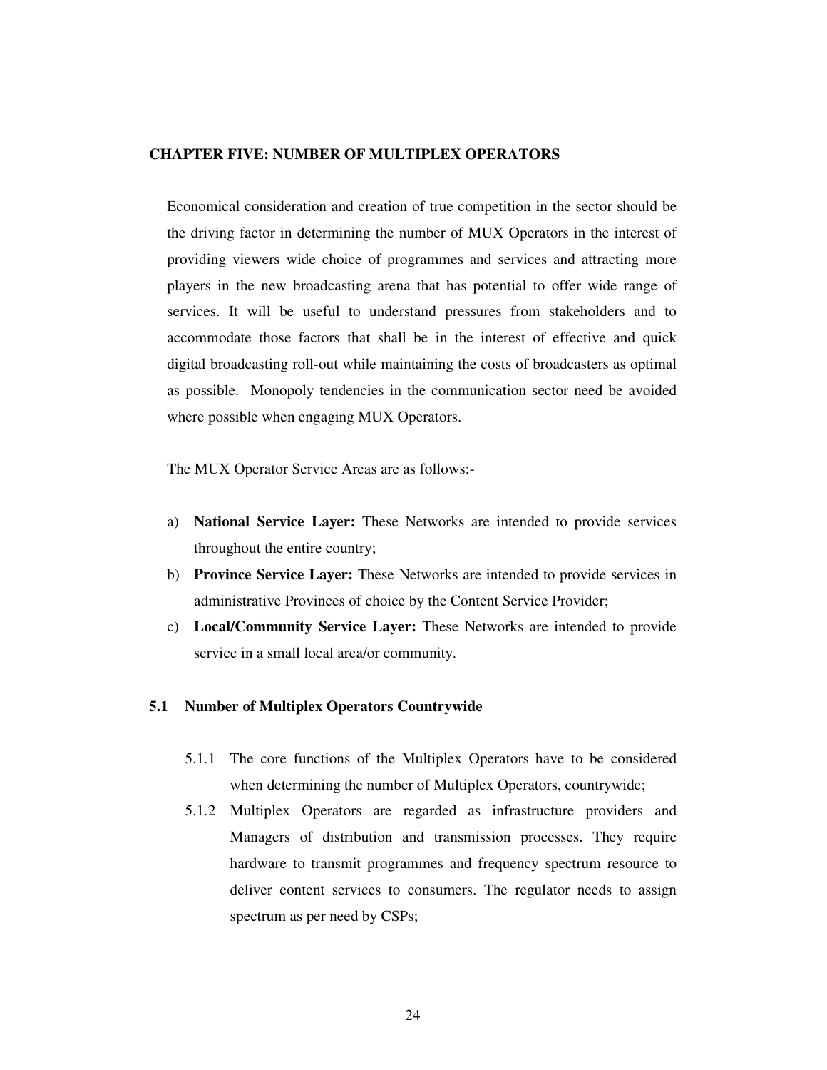## CHAPTER FIVE: NUMBER OF MULTIPLEX OPERATORS

Economical consideration and creation of true competition in the sector should be the driving factor in determining the number of MUX Operators in the interest of providing viewers wide choice of programmes and services and attracting more players in the new broadcasting arena that has potential to offer wide range of services. It will be useful to understand pressures from stakeholders and to accommodate those factors that shall be in the interest of effective and quick digital broadcasting roll-out while maintaining the costs of broadcasters as optimal as possible. Monopoly tendencies in the communication sector need be avoided where possible when engaging MUX Operators.

The MUX Operator Service Areas are as follows:-

a) **National Service Layer:** These Networks are intended to provide services throughout the entire country;
b) **Province Service Layer:** These Networks are intended to provide services in administrative Provinces of choice by the Content Service Provider;
c) **Local/Community Service Layer:** These Networks are intended to provide service in a small local area/or community.

### 5.1 Number of Multiplex Operators Countrywide

5.1.1 The core functions of the Multiplex Operators have to be considered when determining the number of Multiplex Operators, countrywide;

5.1.2 Multiplex Operators are regarded as infrastructure providers and Managers of distribution and transmission processes. They require hardware to transmit programmes and frequency spectrum resource to deliver content services to consumers. The regulator needs to assign spectrum as per need by CSPs;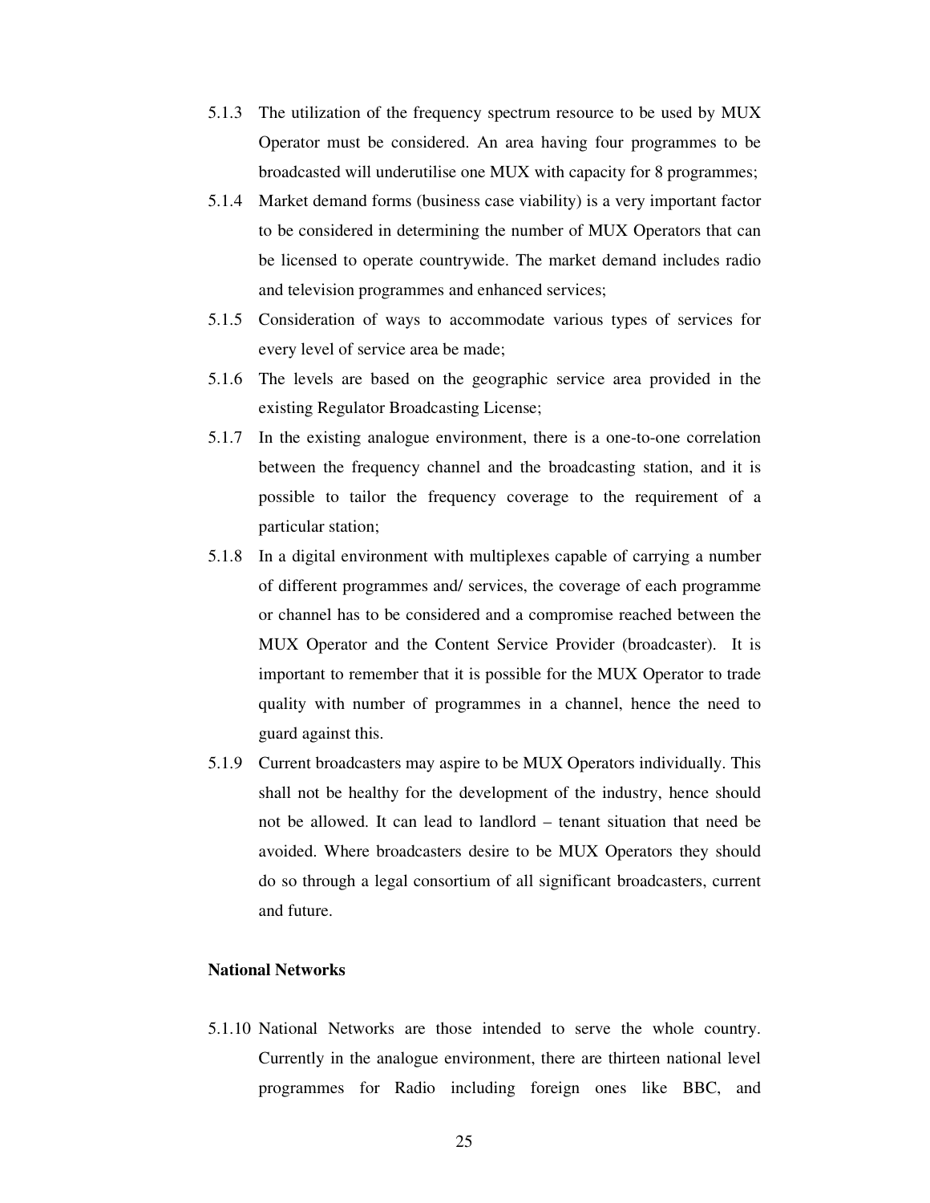5.1.3 The utilization of the frequency spectrum resource to be used by MUX Operator must be considered. An area having four programmes to be broadcasted will underutilise one MUX with capacity for 8 programmes;

5.1.4 Market demand forms (business case viability) is a very important factor to be considered in determining the number of MUX Operators that can be licensed to operate countrywide. The market demand includes radio and television programmes and enhanced services;

5.1.5 Consideration of ways to accommodate various types of services for every level of service area be made;

5.1.6 The levels are based on the geographic service area provided in the existing Regulator Broadcasting License;

5.1.7 In the existing analogue environment, there is a one-to-one correlation between the frequency channel and the broadcasting station, and it is possible to tailor the frequency coverage to the requirement of a particular station;

5.1.8 In a digital environment with multiplexes capable of carrying a number of different programmes and/ services, the coverage of each programme or channel has to be considered and a compromise reached between the MUX Operator and the Content Service Provider (broadcaster). It is important to remember that it is possible for the MUX Operator to trade quality with number of programmes in a channel, hence the need to guard against this.

5.1.9 Current broadcasters may aspire to be MUX Operators individually. This shall not be healthy for the development of the industry, hence should not be allowed. It can lead to landlord – tenant situation that need be avoided. Where broadcasters desire to be MUX Operators they should do so through a legal consortium of all significant broadcasters, current and future.

**National Networks**

5.1.10 National Networks are those intended to serve the whole country. Currently in the analogue environment, there are thirteen national level programmes for Radio including foreign ones like BBC, and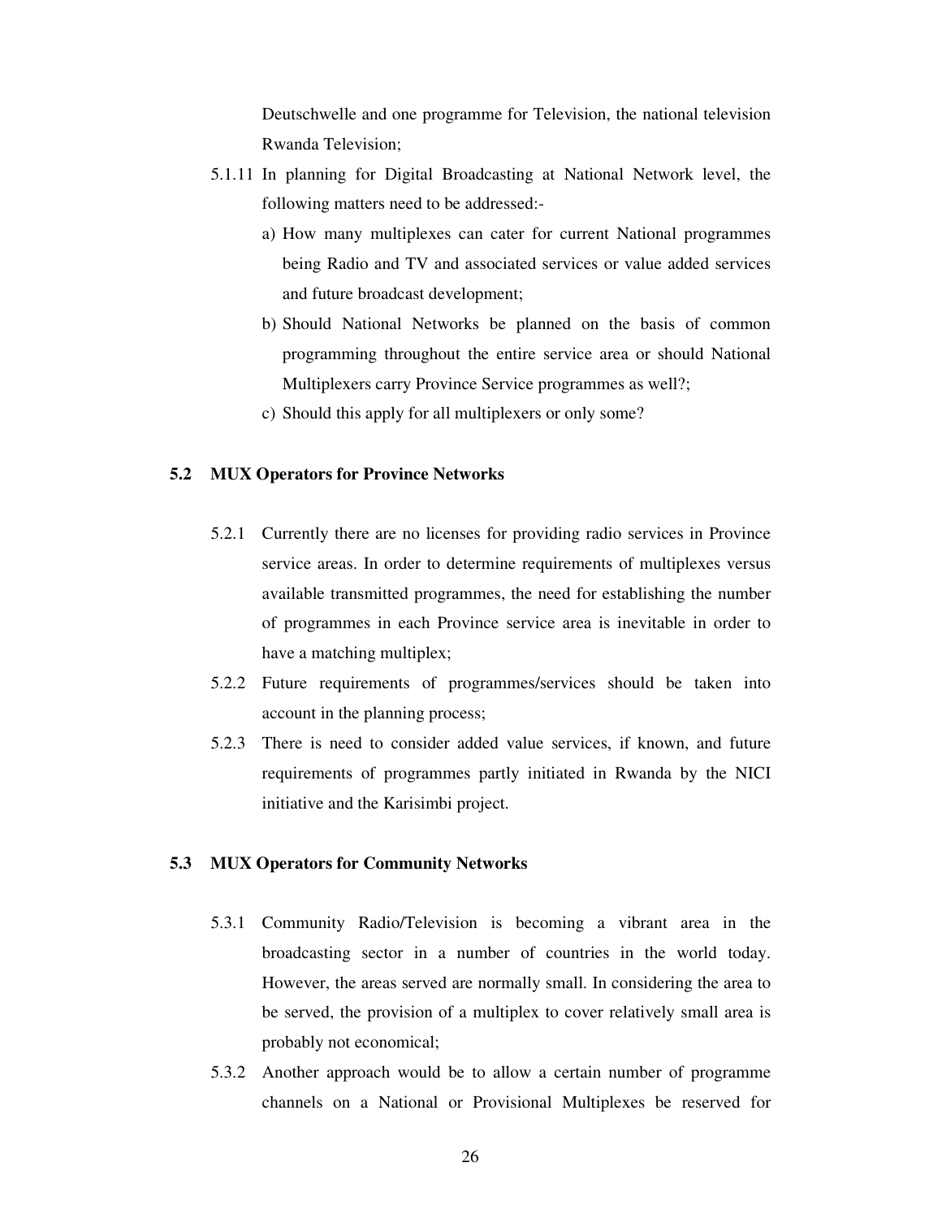Deutschwelle and one programme for Television, the national television Rwanda Television;

5.1.11 In planning for Digital Broadcasting at National Network level, the following matters need to be addressed:-

a) How many multiplexes can cater for current National programmes being Radio and TV and associated services or value added services and future broadcast development;
b) Should National Networks be planned on the basis of common programming throughout the entire service area or should National Multiplexers carry Province Service programmes as well?;
c) Should this apply for all multiplexers or only some?

## 5.2 MUX Operators for Province Networks

5.2.1 Currently there are no licenses for providing radio services in Province service areas. In order to determine requirements of multiplexes versus available transmitted programmes, the need for establishing the number of programmes in each Province service area is inevitable in order to have a matching multiplex;

5.2.2 Future requirements of programmes/services should be taken into account in the planning process;

5.2.3 There is need to consider added value services, if known, and future requirements of programmes partly initiated in Rwanda by the NICI initiative and the Karisimbi project.

## 5.3 MUX Operators for Community Networks

5.3.1 Community Radio/Television is becoming a vibrant area in the broadcasting sector in a number of countries in the world today. However, the areas served are normally small. In considering the area to be served, the provision of a multiplex to cover relatively small area is probably not economical;

5.3.2 Another approach would be to allow a certain number of programme channels on a National or Provisional Multiplexes be reserved for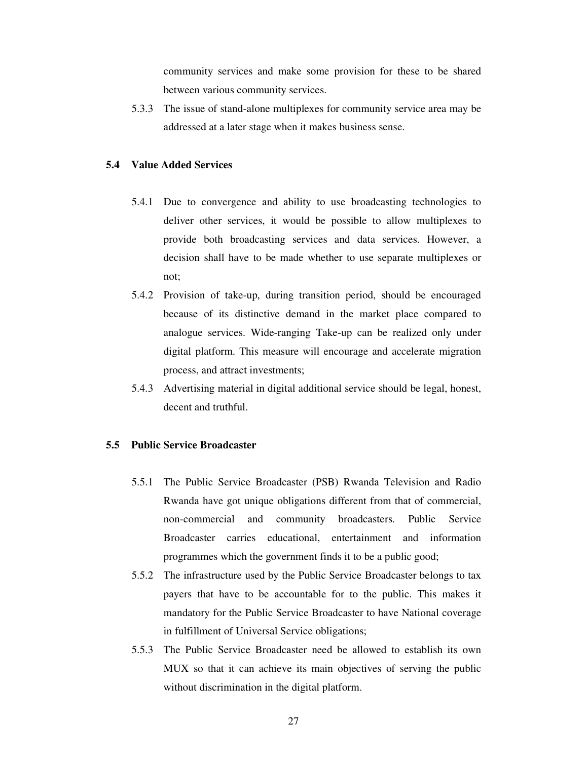community services and make some provision for these to be shared between various community services.

5.3.3 The issue of stand-alone multiplexes for community service area may be addressed at a later stage when it makes business sense.

### 5.4 Value Added Services

5.4.1 Due to convergence and ability to use broadcasting technologies to deliver other services, it would be possible to allow multiplexes to provide both broadcasting services and data services. However, a decision shall have to be made whether to use separate multiplexes or not;

5.4.2 Provision of take-up, during transition period, should be encouraged because of its distinctive demand in the market place compared to analogue services. Wide-ranging Take-up can be realized only under digital platform. This measure will encourage and accelerate migration process, and attract investments;

5.4.3 Advertising material in digital additional service should be legal, honest, decent and truthful.

### 5.5 Public Service Broadcaster

5.5.1 The Public Service Broadcaster (PSB) Rwanda Television and Radio Rwanda have got unique obligations different from that of commercial, non-commercial and community broadcasters. Public Service Broadcaster carries educational, entertainment and information programmes which the government finds it to be a public good;

5.5.2 The infrastructure used by the Public Service Broadcaster belongs to tax payers that have to be accountable for to the public. This makes it mandatory for the Public Service Broadcaster to have National coverage in fulfillment of Universal Service obligations;

5.5.3 The Public Service Broadcaster need be allowed to establish its own MUX so that it can achieve its main objectives of serving the public without discrimination in the digital platform.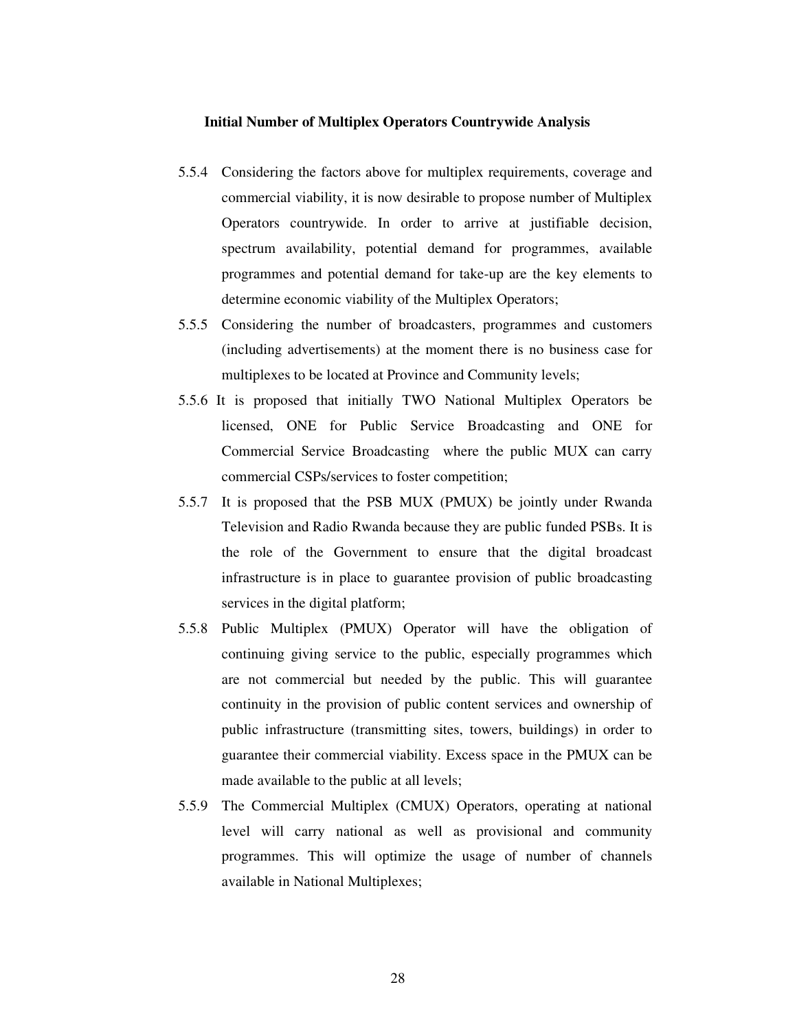**Initial Number of Multiplex Operators Countrywide Analysis**

5.5.4 Considering the factors above for multiplex requirements, coverage and commercial viability, it is now desirable to propose number of Multiplex Operators countrywide. In order to arrive at justifiable decision, spectrum availability, potential demand for programmes, available programmes and potential demand for take-up are the key elements to determine economic viability of the Multiplex Operators;

5.5.5 Considering the number of broadcasters, programmes and customers (including advertisements) at the moment there is no business case for multiplexes to be located at Province and Community levels;

5.5.6 It is proposed that initially TWO National Multiplex Operators be licensed, ONE for Public Service Broadcasting and ONE for Commercial Service Broadcasting where the public MUX can carry commercial CSPs/services to foster competition;

5.5.7 It is proposed that the PSB MUX (PMUX) be jointly under Rwanda Television and Radio Rwanda because they are public funded PSBs. It is the role of the Government to ensure that the digital broadcast infrastructure is in place to guarantee provision of public broadcasting services in the digital platform;

5.5.8 Public Multiplex (PMUX) Operator will have the obligation of continuing giving service to the public, especially programmes which are not commercial but needed by the public. This will guarantee continuity in the provision of public content services and ownership of public infrastructure (transmitting sites, towers, buildings) in order to guarantee their commercial viability. Excess space in the PMUX can be made available to the public at all levels;

5.5.9 The Commercial Multiplex (CMUX) Operators, operating at national level will carry national as well as provisional and community programmes. This will optimize the usage of number of channels available in National Multiplexes;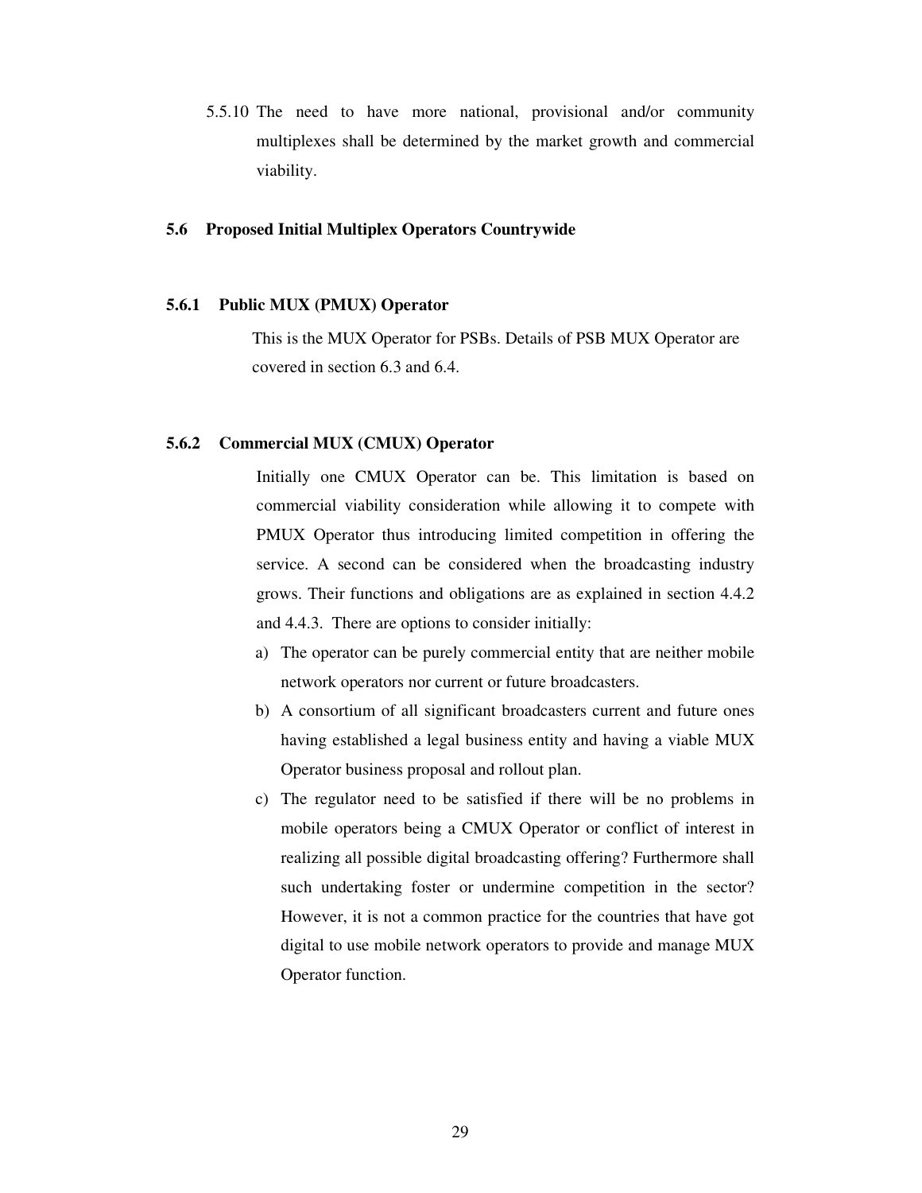5.5.10 The need to have more national, provisional and/or community multiplexes shall be determined by the market growth and commercial viability.

## 5.6 Proposed Initial Multiplex Operators Countrywide

### 5.6.1 Public MUX (PMUX) Operator

This is the MUX Operator for PSBs. Details of PSB MUX Operator are covered in section 6.3 and 6.4.

### 5.6.2 Commercial MUX (CMUX) Operator

Initially one CMUX Operator can be. This limitation is based on commercial viability consideration while allowing it to compete with PMUX Operator thus introducing limited competition in offering the service. A second can be considered when the broadcasting industry grows. Their functions and obligations are as explained in section 4.4.2 and 4.4.3. There are options to consider initially:

a) The operator can be purely commercial entity that are neither mobile network operators nor current or future broadcasters.
b) A consortium of all significant broadcasters current and future ones having established a legal business entity and having a viable MUX Operator business proposal and rollout plan.
c) The regulator need to be satisfied if there will be no problems in mobile operators being a CMUX Operator or conflict of interest in realizing all possible digital broadcasting offering? Furthermore shall such undertaking foster or undermine competition in the sector? However, it is not a common practice for the countries that have got digital to use mobile network operators to provide and manage MUX Operator function.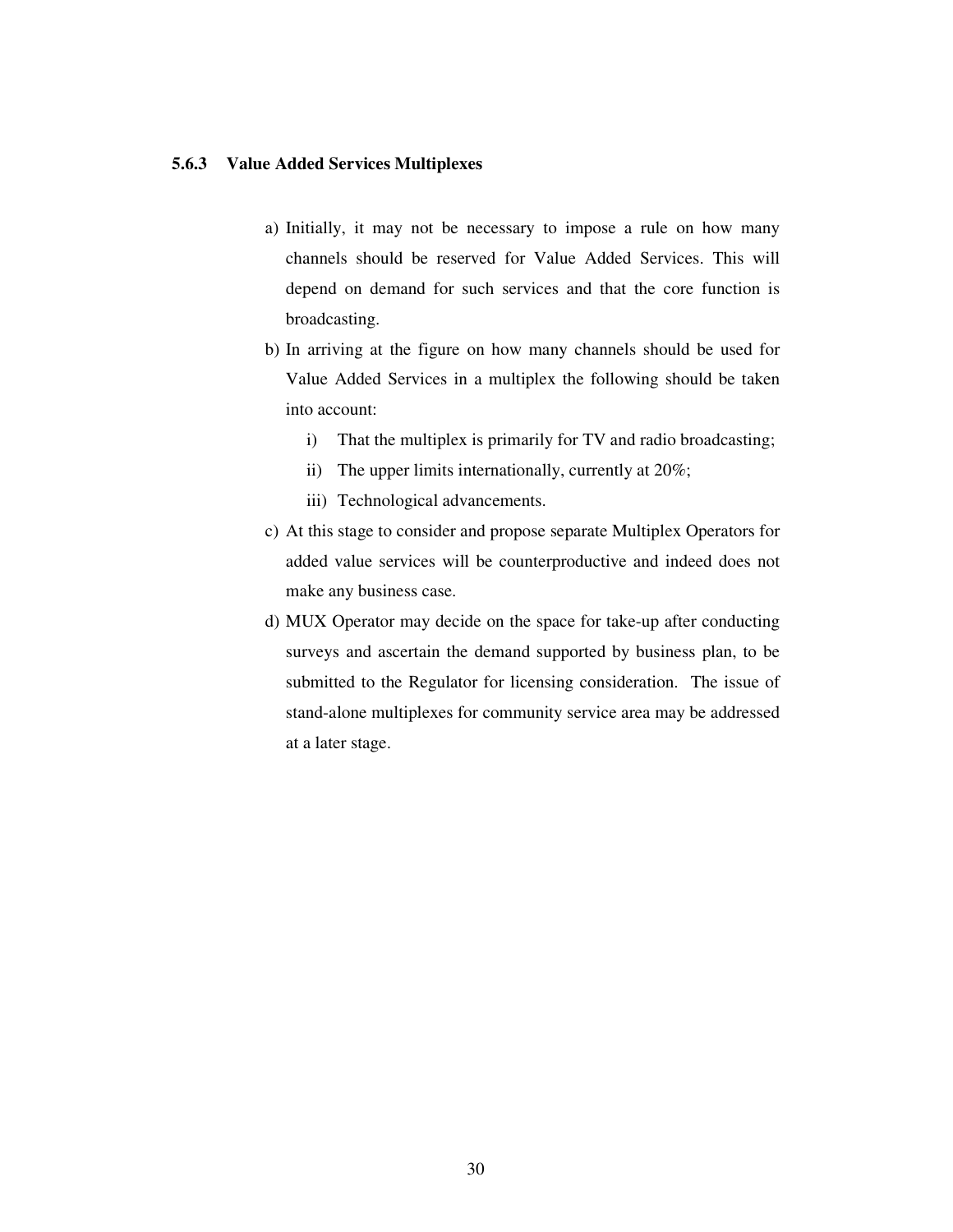### 5.6.3 Value Added Services Multiplexes

a) Initially, it may not be necessary to impose a rule on how many channels should be reserved for Value Added Services. This will depend on demand for such services and that the core function is broadcasting.

b) In arriving at the figure on how many channels should be used for Value Added Services in a multiplex the following should be taken into account:

   i) That the multiplex is primarily for TV and radio broadcasting;

   ii) The upper limits internationally, currently at 20%;

   iii) Technological advancements.

c) At this stage to consider and propose separate Multiplex Operators for added value services will be counterproductive and indeed does not make any business case.

d) MUX Operator may decide on the space for take-up after conducting surveys and ascertain the demand supported by business plan, to be submitted to the Regulator for licensing consideration. The issue of stand-alone multiplexes for community service area may be addressed at a later stage.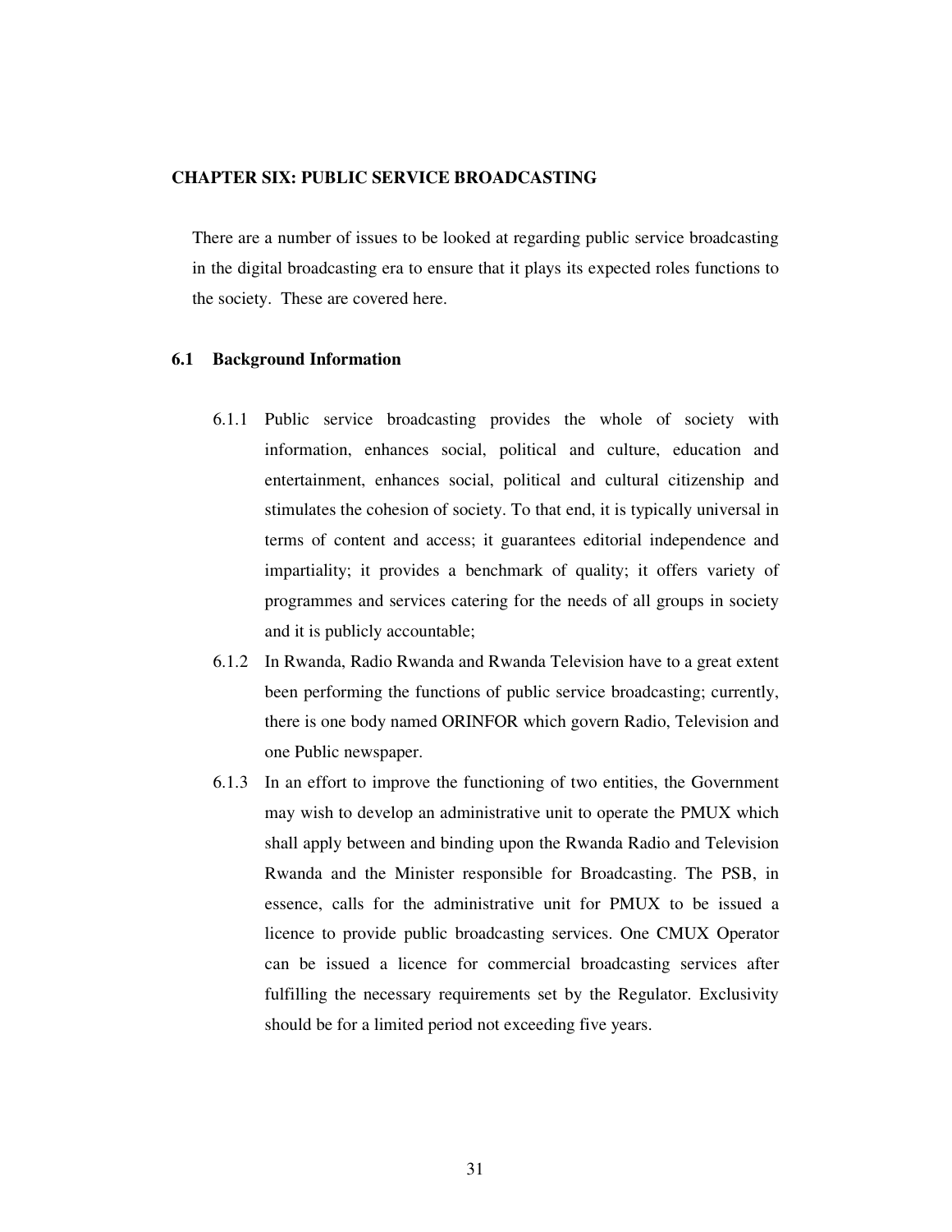**CHAPTER SIX: PUBLIC SERVICE BROADCASTING**

There are a number of issues to be looked at regarding public service broadcasting in the digital broadcasting era to ensure that it plays its expected roles functions to the society. These are covered here.

**6.1 Background Information**

6.1.1 Public service broadcasting provides the whole of society with information, enhances social, political and culture, education and entertainment, enhances social, political and cultural citizenship and stimulates the cohesion of society. To that end, it is typically universal in terms of content and access; it guarantees editorial independence and impartiality; it provides a benchmark of quality; it offers variety of programmes and services catering for the needs of all groups in society and it is publicly accountable;

6.1.2 In Rwanda, Radio Rwanda and Rwanda Television have to a great extent been performing the functions of public service broadcasting; currently, there is one body named ORINFOR which govern Radio, Television and one Public newspaper.

6.1.3 In an effort to improve the functioning of two entities, the Government may wish to develop an administrative unit to operate the PMUX which shall apply between and binding upon the Rwanda Radio and Television Rwanda and the Minister responsible for Broadcasting. The PSB, in essence, calls for the administrative unit for PMUX to be issued a licence to provide public broadcasting services. One CMUX Operator can be issued a licence for commercial broadcasting services after fulfilling the necessary requirements set by the Regulator. Exclusivity should be for a limited period not exceeding five years.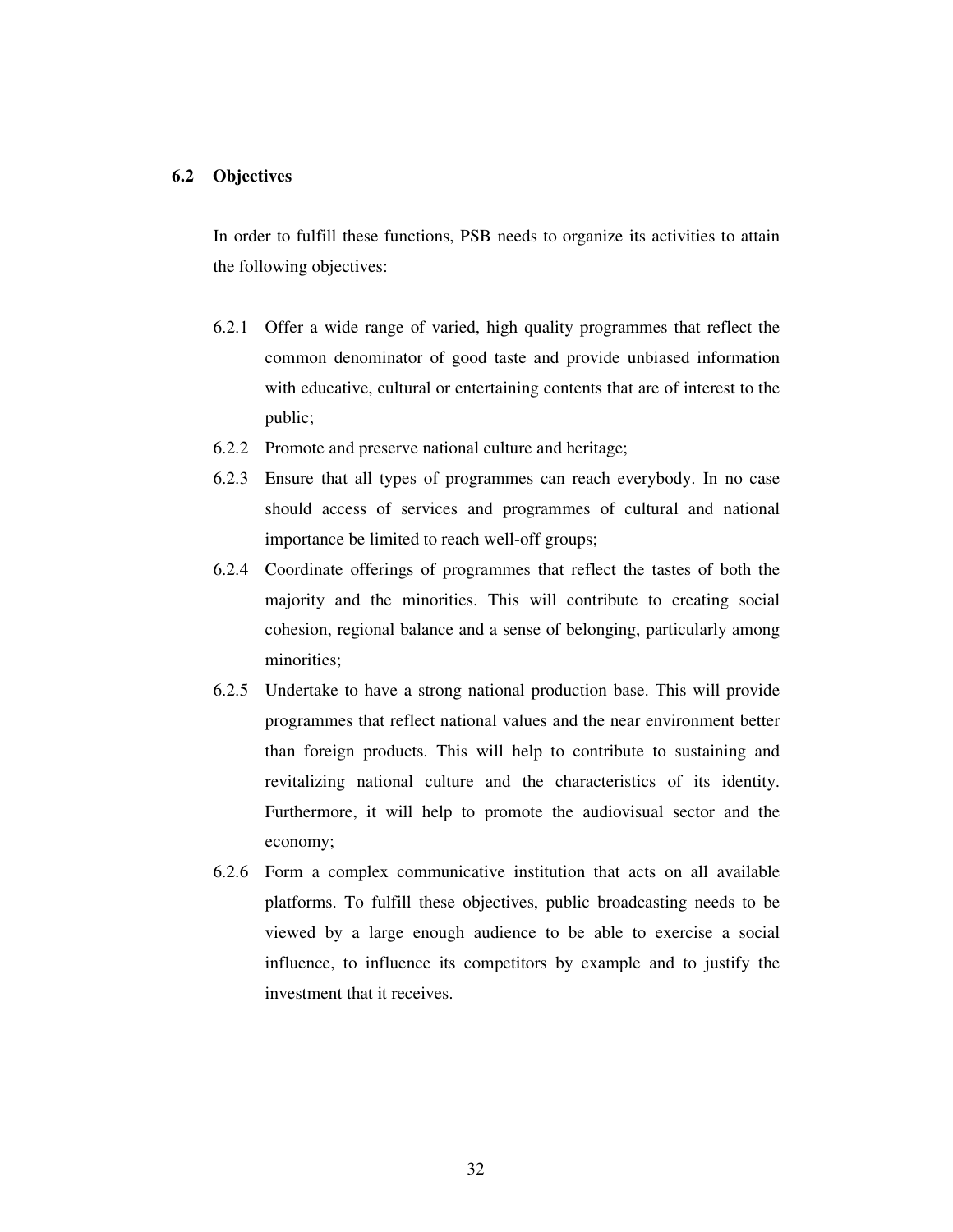## 6.2 Objectives

In order to fulfill these functions, PSB needs to organize its activities to attain the following objectives:

- 6.2.1 Offer a wide range of varied, high quality programmes that reflect the common denominator of good taste and provide unbiased information with educative, cultural or entertaining contents that are of interest to the public;
- 6.2.2 Promote and preserve national culture and heritage;
- 6.2.3 Ensure that all types of programmes can reach everybody. In no case should access of services and programmes of cultural and national importance be limited to reach well-off groups;
- 6.2.4 Coordinate offerings of programmes that reflect the tastes of both the majority and the minorities. This will contribute to creating social cohesion, regional balance and a sense of belonging, particularly among minorities;
- 6.2.5 Undertake to have a strong national production base. This will provide programmes that reflect national values and the near environment better than foreign products. This will help to contribute to sustaining and revitalizing national culture and the characteristics of its identity. Furthermore, it will help to promote the audiovisual sector and the economy;
- 6.2.6 Form a complex communicative institution that acts on all available platforms. To fulfill these objectives, public broadcasting needs to be viewed by a large enough audience to be able to exercise a social influence, to influence its competitors by example and to justify the investment that it receives.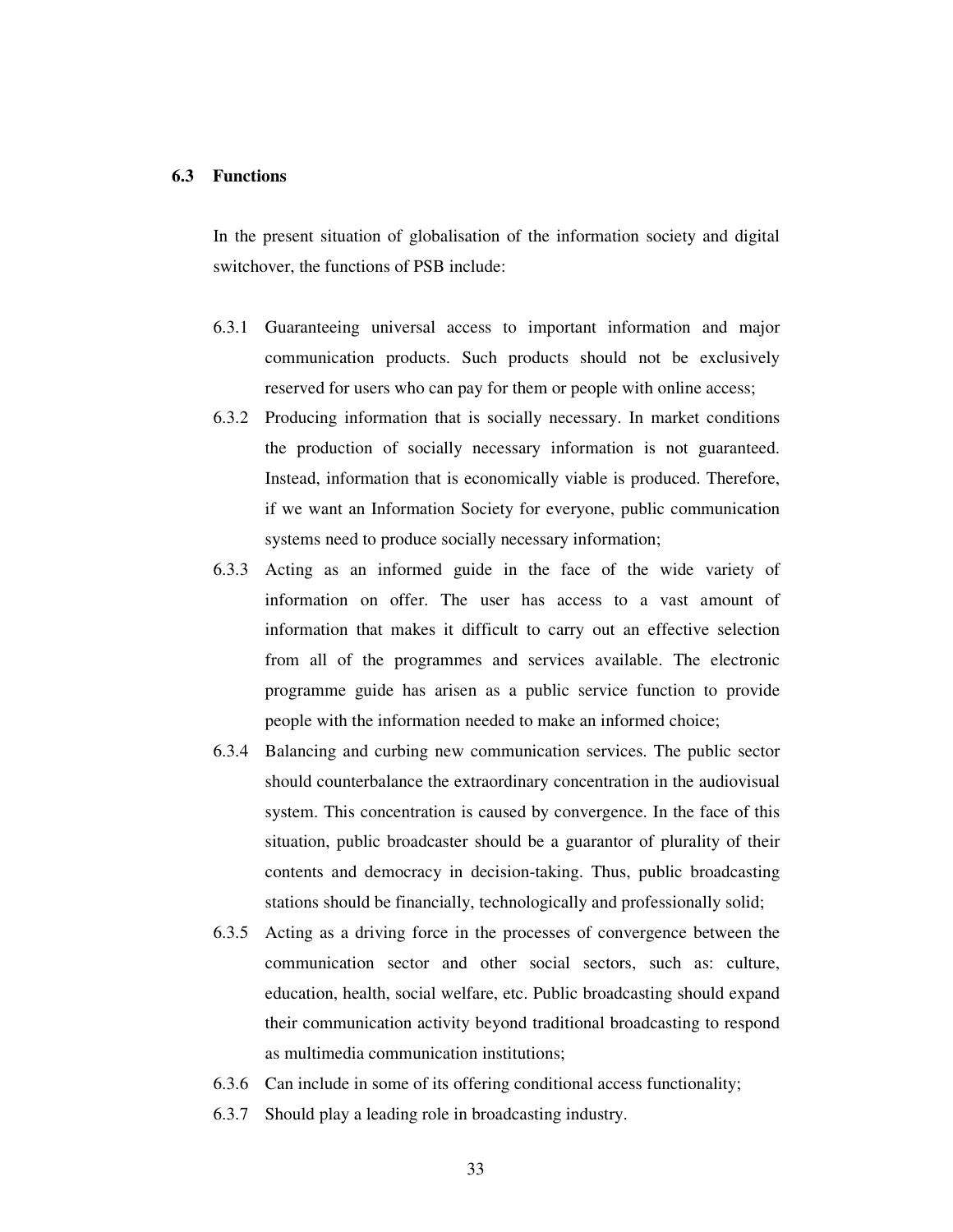### 6.3 Functions

In the present situation of globalisation of the information society and digital switchover, the functions of PSB include:

6.3.1 Guaranteeing universal access to important information and major communication products. Such products should not be exclusively reserved for users who can pay for them or people with online access;

6.3.2 Producing information that is socially necessary. In market conditions the production of socially necessary information is not guaranteed. Instead, information that is economically viable is produced. Therefore, if we want an Information Society for everyone, public communication systems need to produce socially necessary information;

6.3.3 Acting as an informed guide in the face of the wide variety of information on offer. The user has access to a vast amount of information that makes it difficult to carry out an effective selection from all of the programmes and services available. The electronic programme guide has arisen as a public service function to provide people with the information needed to make an informed choice;

6.3.4 Balancing and curbing new communication services. The public sector should counterbalance the extraordinary concentration in the audiovisual system. This concentration is caused by convergence. In the face of this situation, public broadcaster should be a guarantor of plurality of their contents and democracy in decision-taking. Thus, public broadcasting stations should be financially, technologically and professionally solid;

6.3.5 Acting as a driving force in the processes of convergence between the communication sector and other social sectors, such as: culture, education, health, social welfare, etc. Public broadcasting should expand their communication activity beyond traditional broadcasting to respond as multimedia communication institutions;

6.3.6 Can include in some of its offering conditional access functionality;

6.3.7 Should play a leading role in broadcasting industry.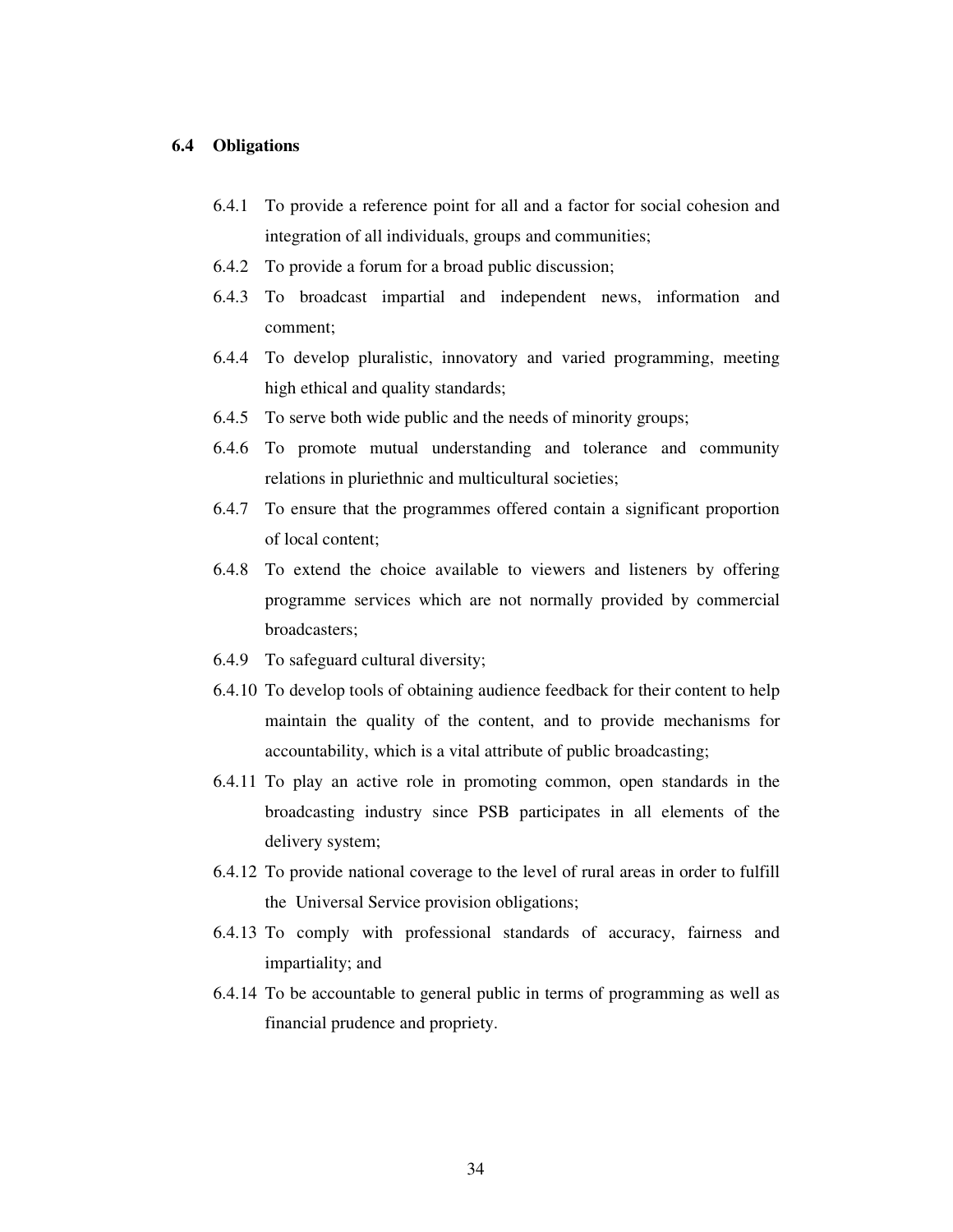## 6.4 Obligations

6.4.1 To provide a reference point for all and a factor for social cohesion and integration of all individuals, groups and communities;

6.4.2 To provide a forum for a broad public discussion;

6.4.3 To broadcast impartial and independent news, information and comment;

6.4.4 To develop pluralistic, innovatory and varied programming, meeting high ethical and quality standards;

6.4.5 To serve both wide public and the needs of minority groups;

6.4.6 To promote mutual understanding and tolerance and community relations in pluriethnic and multicultural societies;

6.4.7 To ensure that the programmes offered contain a significant proportion of local content;

6.4.8 To extend the choice available to viewers and listeners by offering programme services which are not normally provided by commercial broadcasters;

6.4.9 To safeguard cultural diversity;

6.4.10 To develop tools of obtaining audience feedback for their content to help maintain the quality of the content, and to provide mechanisms for accountability, which is a vital attribute of public broadcasting;

6.4.11 To play an active role in promoting common, open standards in the broadcasting industry since PSB participates in all elements of the delivery system;

6.4.12 To provide national coverage to the level of rural areas in order to fulfill the Universal Service provision obligations;

6.4.13 To comply with professional standards of accuracy, fairness and impartiality; and

6.4.14 To be accountable to general public in terms of programming as well as financial prudence and propriety.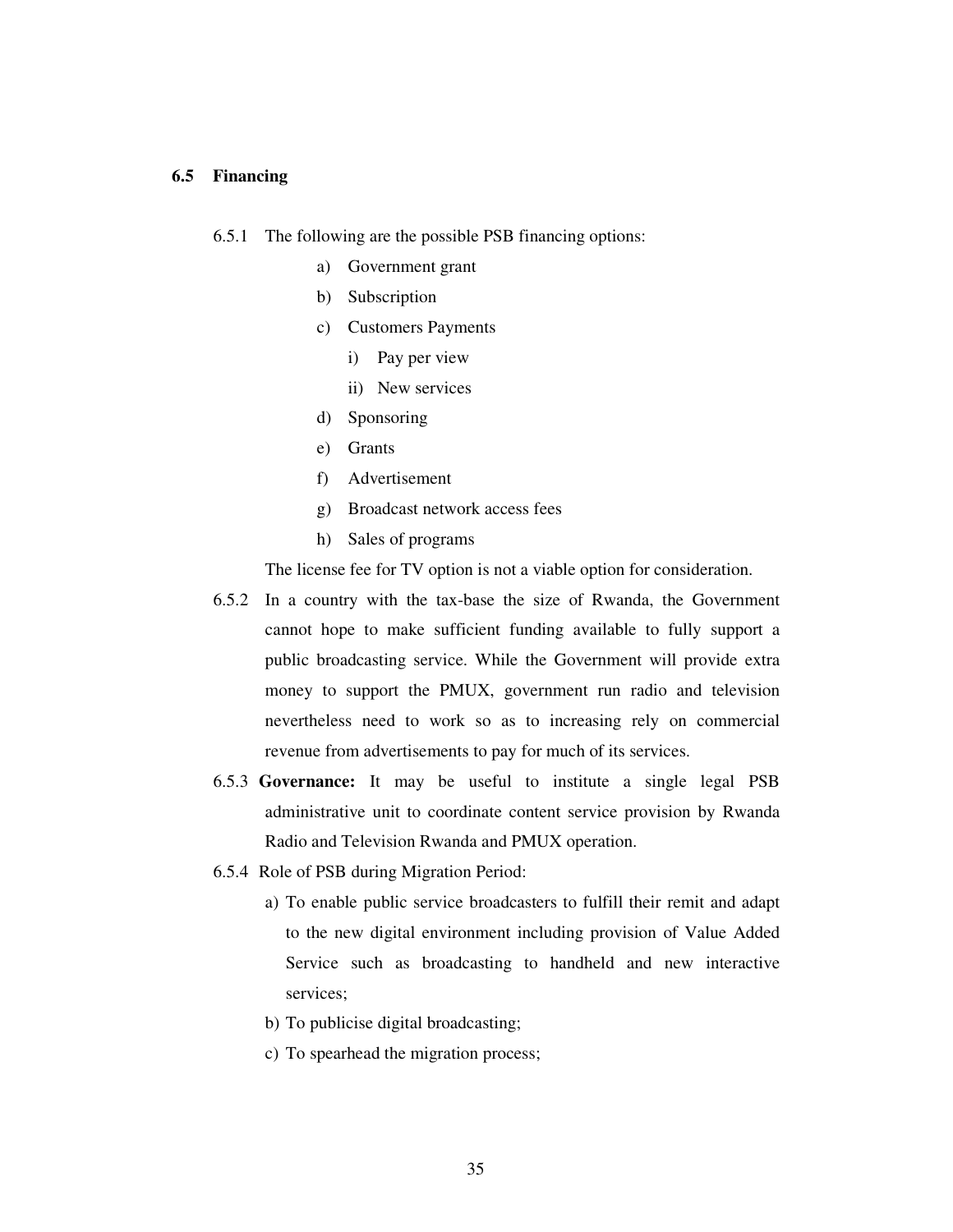### 6.5 Financing

6.5.1 The following are the possible PSB financing options:

a) Government grant

b) Subscription

c) Customers Payments

   i) Pay per view

   ii) New services

d) Sponsoring

e) Grants

f) Advertisement

g) Broadcast network access fees

h) Sales of programs

The license fee for TV option is not a viable option for consideration.

6.5.2 In a country with the tax-base the size of Rwanda, the Government cannot hope to make sufficient funding available to fully support a public broadcasting service. While the Government will provide extra money to support the PMUX, government run radio and television nevertheless need to work so as to increasing rely on commercial revenue from advertisements to pay for much of its services.

6.5.3 **Governance:** It may be useful to institute a single legal PSB administrative unit to coordinate content service provision by Rwanda Radio and Television Rwanda and PMUX operation.

6.5.4 Role of PSB during Migration Period:

a) To enable public service broadcasters to fulfill their remit and adapt to the new digital environment including provision of Value Added Service such as broadcasting to handheld and new interactive services;

b) To publicise digital broadcasting;

c) To spearhead the migration process;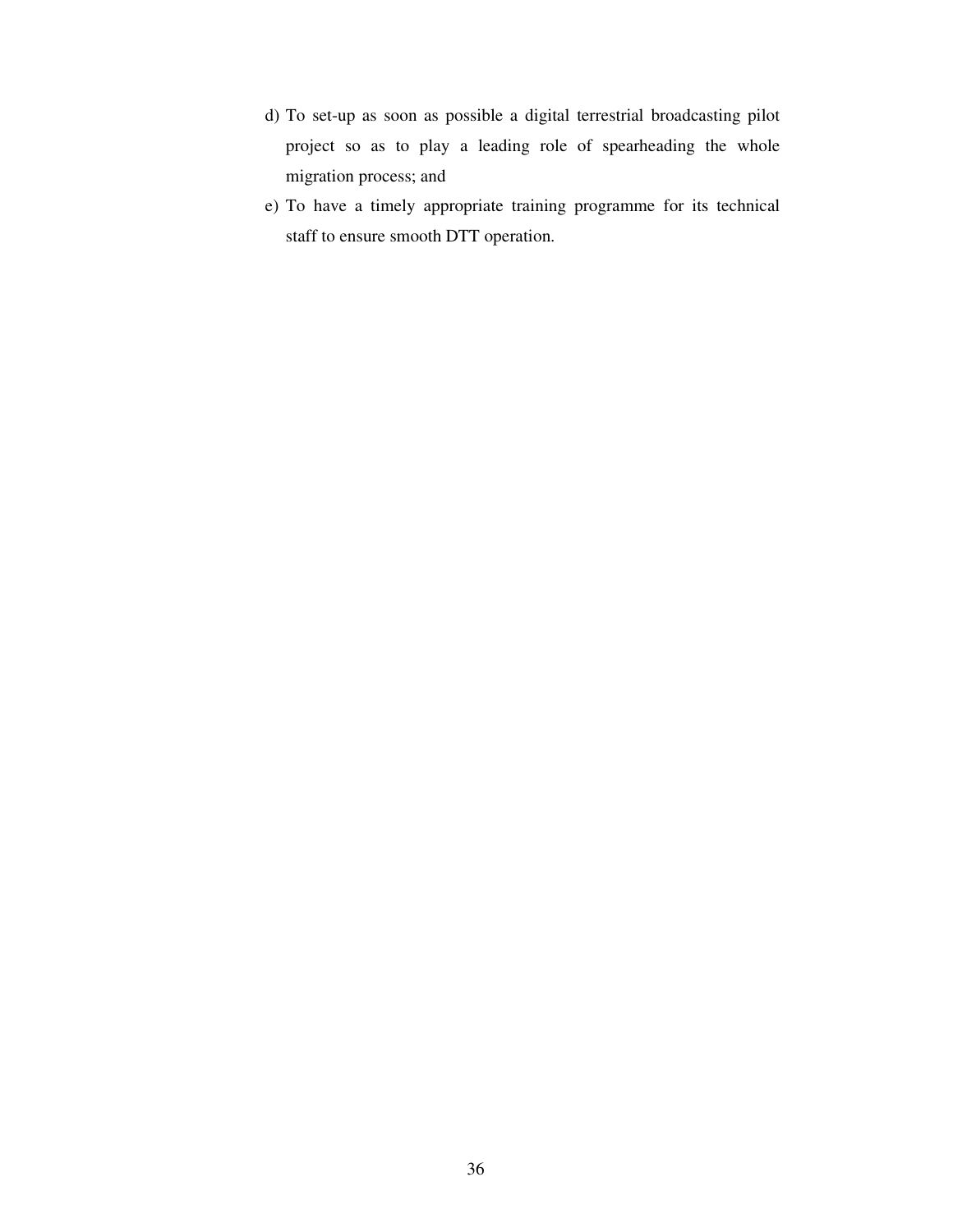d) To set-up as soon as possible a digital terrestrial broadcasting pilot project so as to play a leading role of spearheading the whole migration process; and

e) To have a timely appropriate training programme for its technical staff to ensure smooth DTT operation.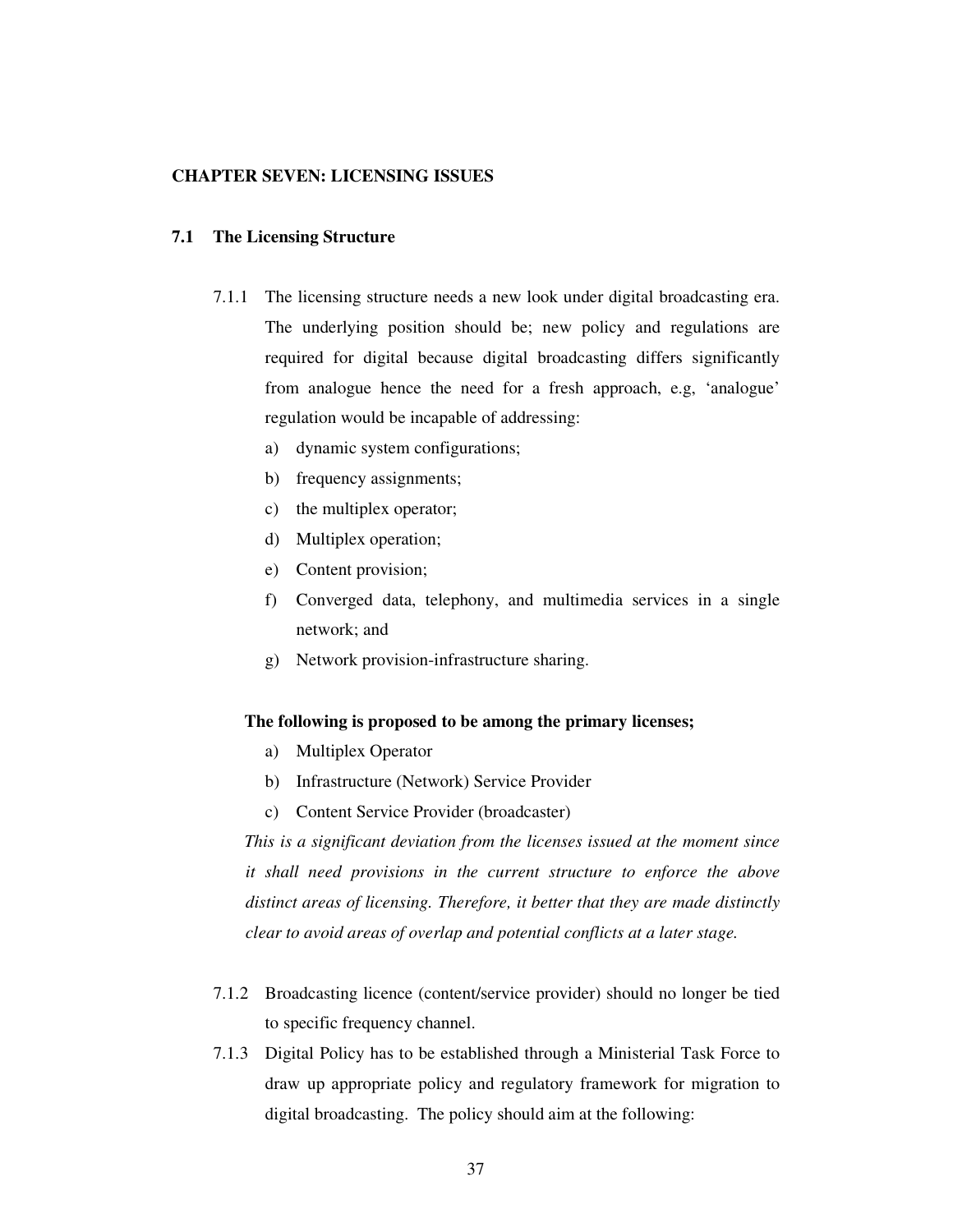## CHAPTER SEVEN: LICENSING ISSUES

### 7.1 The Licensing Structure

7.1.1 The licensing structure needs a new look under digital broadcasting era. The underlying position should be; new policy and regulations are required for digital because digital broadcasting differs significantly from analogue hence the need for a fresh approach, e.g, 'analogue' regulation would be incapable of addressing:

a) dynamic system configurations;
b) frequency assignments;
c) the multiplex operator;
d) Multiplex operation;
e) Content provision;
f) Converged data, telephony, and multimedia services in a single network; and
g) Network provision-infrastructure sharing.

**The following is proposed to be among the primary licenses;**

a) Multiplex Operator
b) Infrastructure (Network) Service Provider
c) Content Service Provider (broadcaster)

*This is a significant deviation from the licenses issued at the moment since it shall need provisions in the current structure to enforce the above distinct areas of licensing. Therefore, it better that they are made distinctly clear to avoid areas of overlap and potential conflicts at a later stage.*

7.1.2 Broadcasting licence (content/service provider) should no longer be tied to specific frequency channel.

7.1.3 Digital Policy has to be established through a Ministerial Task Force to draw up appropriate policy and regulatory framework for migration to digital broadcasting. The policy should aim at the following: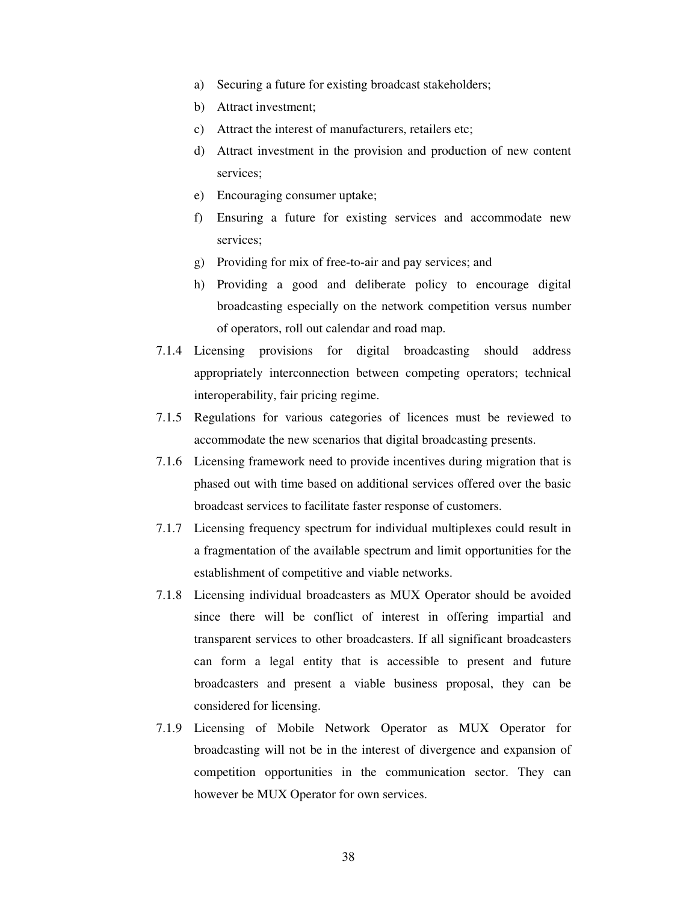a) Securing a future for existing broadcast stakeholders;
b) Attract investment;
c) Attract the interest of manufacturers, retailers etc;
d) Attract investment in the provision and production of new content services;
e) Encouraging consumer uptake;
f) Ensuring a future for existing services and accommodate new services;
g) Providing for mix of free-to-air and pay services; and
h) Providing a good and deliberate policy to encourage digital broadcasting especially on the network competition versus number of operators, roll out calendar and road map.

7.1.4 Licensing provisions for digital broadcasting should address appropriately interconnection between competing operators; technical interoperability, fair pricing regime.

7.1.5 Regulations for various categories of licences must be reviewed to accommodate the new scenarios that digital broadcasting presents.

7.1.6 Licensing framework need to provide incentives during migration that is phased out with time based on additional services offered over the basic broadcast services to facilitate faster response of customers.

7.1.7 Licensing frequency spectrum for individual multiplexes could result in a fragmentation of the available spectrum and limit opportunities for the establishment of competitive and viable networks.

7.1.8 Licensing individual broadcasters as MUX Operator should be avoided since there will be conflict of interest in offering impartial and transparent services to other broadcasters. If all significant broadcasters can form a legal entity that is accessible to present and future broadcasters and present a viable business proposal, they can be considered for licensing.

7.1.9 Licensing of Mobile Network Operator as MUX Operator for broadcasting will not be in the interest of divergence and expansion of competition opportunities in the communication sector. They can however be MUX Operator for own services.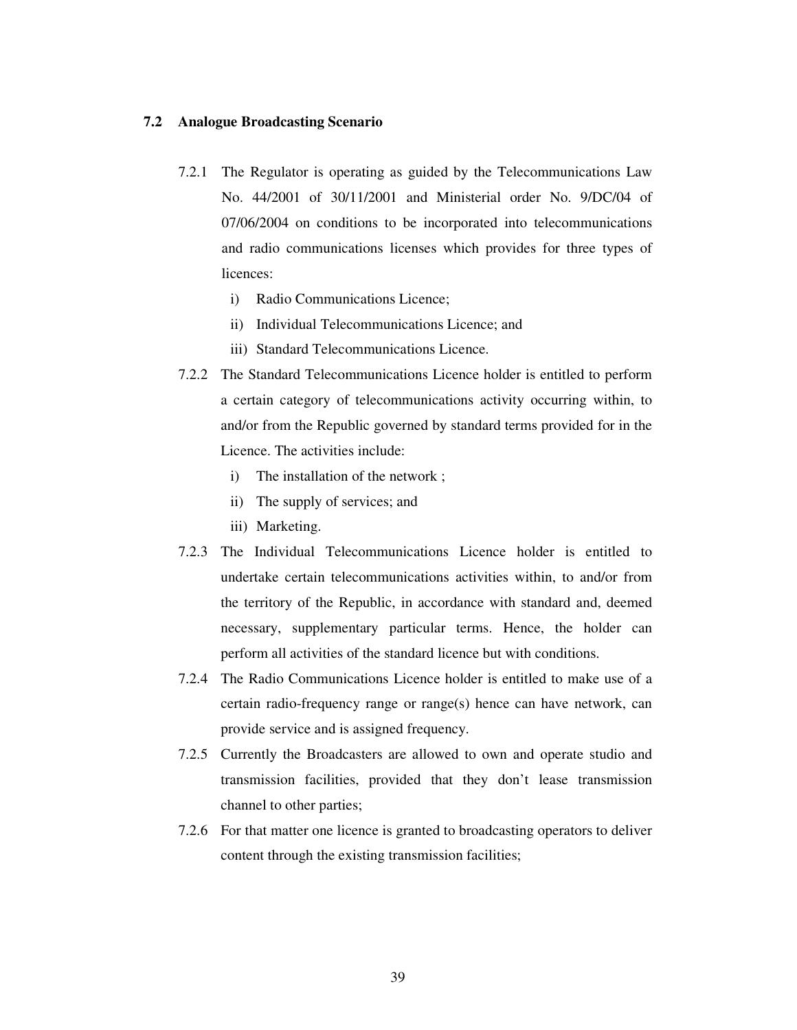### 7.2 Analogue Broadcasting Scenario

7.2.1 The Regulator is operating as guided by the Telecommunications Law No. 44/2001 of 30/11/2001 and Ministerial order No. 9/DC/04 of 07/06/2004 on conditions to be incorporated into telecommunications and radio communications licenses which provides for three types of licences:

   i) Radio Communications Licence;
   ii) Individual Telecommunications Licence; and
   iii) Standard Telecommunications Licence.

7.2.2 The Standard Telecommunications Licence holder is entitled to perform a certain category of telecommunications activity occurring within, to and/or from the Republic governed by standard terms provided for in the Licence. The activities include:

   i) The installation of the network ;
   ii) The supply of services; and
   iii) Marketing.

7.2.3 The Individual Telecommunications Licence holder is entitled to undertake certain telecommunications activities within, to and/or from the territory of the Republic, in accordance with standard and, deemed necessary, supplementary particular terms. Hence, the holder can perform all activities of the standard licence but with conditions.

7.2.4 The Radio Communications Licence holder is entitled to make use of a certain radio-frequency range or range(s) hence can have network, can provide service and is assigned frequency.

7.2.5 Currently the Broadcasters are allowed to own and operate studio and transmission facilities, provided that they don't lease transmission channel to other parties;

7.2.6 For that matter one licence is granted to broadcasting operators to deliver content through the existing transmission facilities;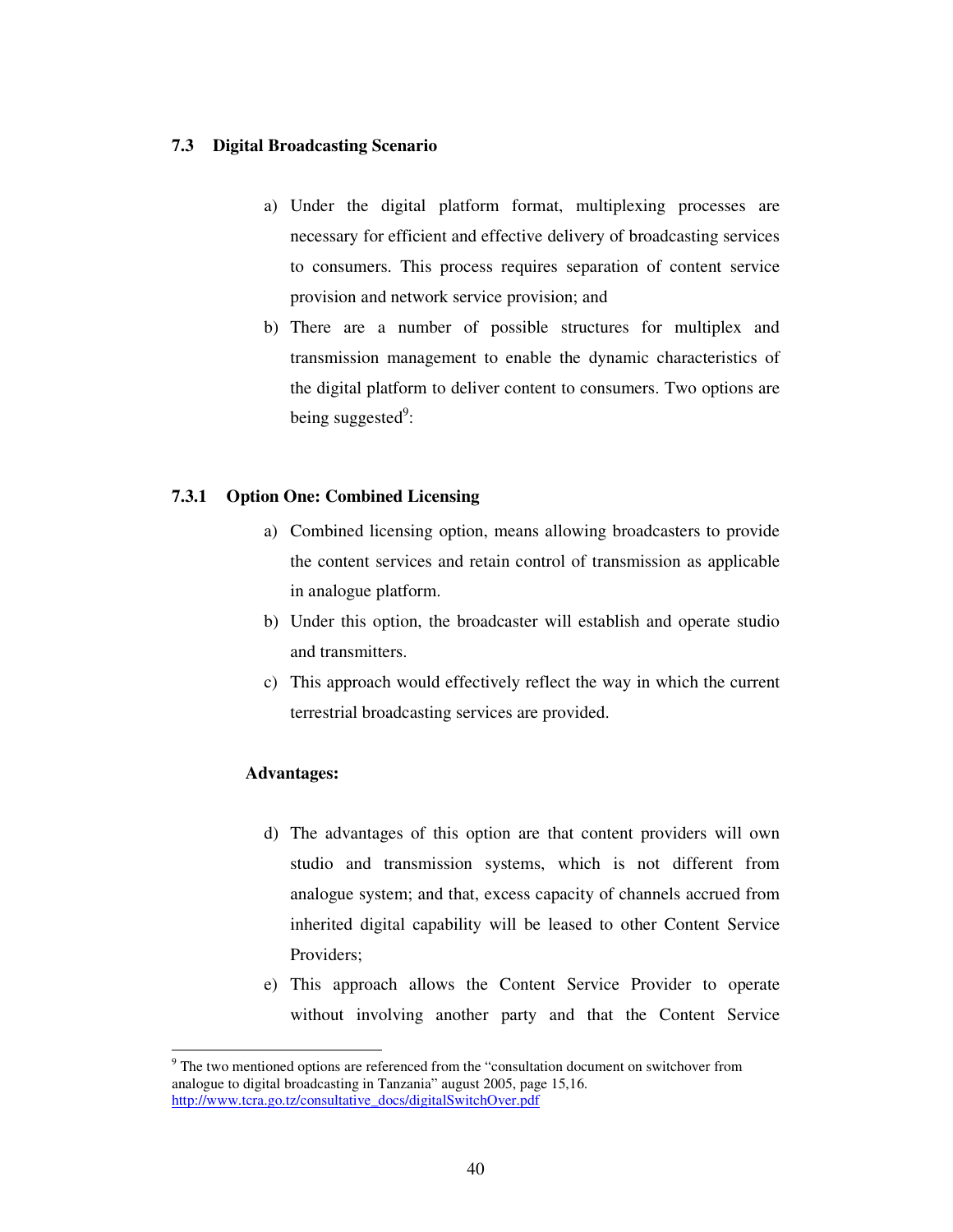### 7.3 Digital Broadcasting Scenario

a) Under the digital platform format, multiplexing processes are necessary for efficient and effective delivery of broadcasting services to consumers. This process requires separation of content service provision and network service provision; and

b) There are a number of possible structures for multiplex and transmission management to enable the dynamic characteristics of the digital platform to deliver content to consumers. Two options are being suggested[9]:

#### 7.3.1 Option One: Combined Licensing

a) Combined licensing option, means allowing broadcasters to provide the content services and retain control of transmission as applicable in analogue platform.

b) Under this option, the broadcaster will establish and operate studio and transmitters.

c) This approach would effectively reflect the way in which the current terrestrial broadcasting services are provided.

**Advantages:**

d) The advantages of this option are that content providers will own studio and transmission systems, which is not different from analogue system; and that, excess capacity of channels accrued from inherited digital capability will be leased to other Content Service Providers;

e) This approach allows the Content Service Provider to operate without involving another party and that the Content Service

---

[9] The two mentioned options are referenced from the "consultation document on switchover from analogue to digital broadcasting in Tanzania" august 2005, page 15,16. http://www.tcra.go.tz/consultative_docs/digitalSwitchOver.pdf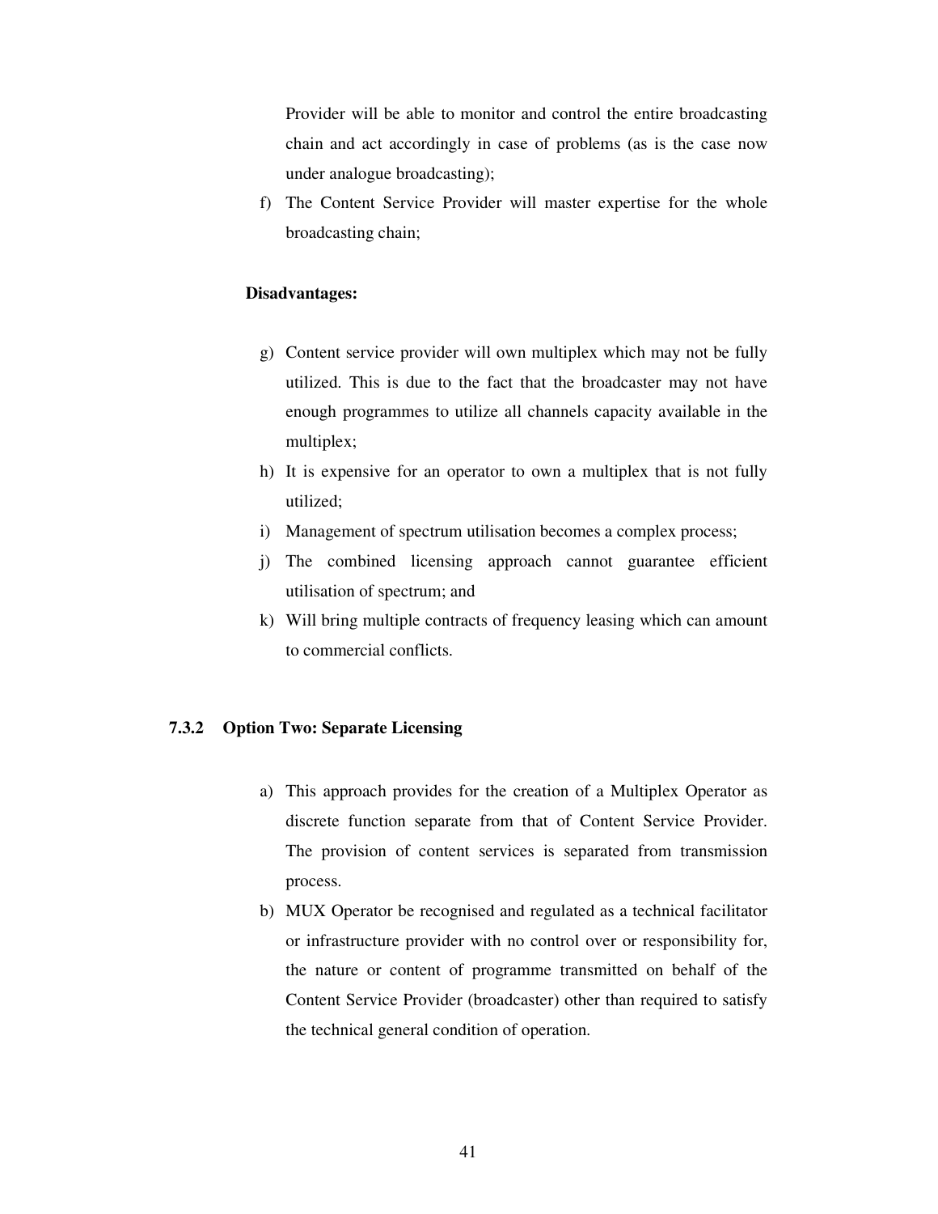Provider will be able to monitor and control the entire broadcasting chain and act accordingly in case of problems (as is the case now under analogue broadcasting);

f) The Content Service Provider will master expertise for the whole broadcasting chain;

**Disadvantages:**

g) Content service provider will own multiplex which may not be fully utilized. This is due to the fact that the broadcaster may not have enough programmes to utilize all channels capacity available in the multiplex;

h) It is expensive for an operator to own a multiplex that is not fully utilized;

i) Management of spectrum utilisation becomes a complex process;

j) The combined licensing approach cannot guarantee efficient utilisation of spectrum; and

k) Will bring multiple contracts of frequency leasing which can amount to commercial conflicts.

### 7.3.2 Option Two: Separate Licensing

a) This approach provides for the creation of a Multiplex Operator as discrete function separate from that of Content Service Provider. The provision of content services is separated from transmission process.

b) MUX Operator be recognised and regulated as a technical facilitator or infrastructure provider with no control over or responsibility for, the nature or content of programme transmitted on behalf of the Content Service Provider (broadcaster) other than required to satisfy the technical general condition of operation.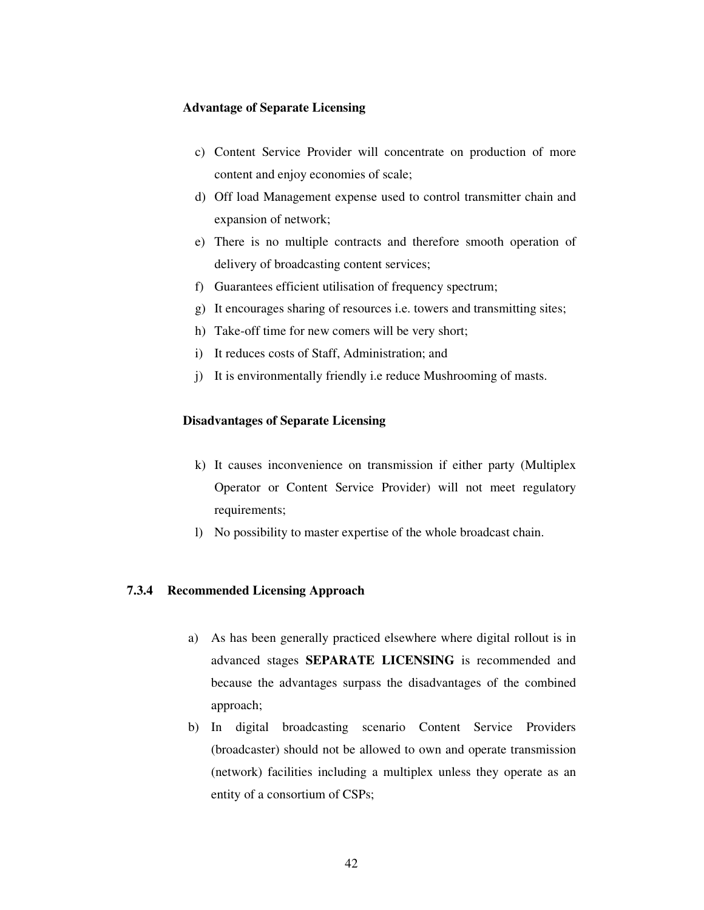**Advantage of Separate Licensing**

c) Content Service Provider will concentrate on production of more content and enjoy economies of scale;
d) Off load Management expense used to control transmitter chain and expansion of network;
e) There is no multiple contracts and therefore smooth operation of delivery of broadcasting content services;
f) Guarantees efficient utilisation of frequency spectrum;
g) It encourages sharing of resources i.e. towers and transmitting sites;
h) Take-off time for new comers will be very short;
i) It reduces costs of Staff, Administration; and
j) It is environmentally friendly i.e reduce Mushrooming of masts.

**Disadvantages of Separate Licensing**

k) It causes inconvenience on transmission if either party (Multiplex Operator or Content Service Provider) will not meet regulatory requirements;
l) No possibility to master expertise of the whole broadcast chain.

### 7.3.4 Recommended Licensing Approach

a) As has been generally practiced elsewhere where digital rollout is in advanced stages **SEPARATE LICENSING** is recommended and because the advantages surpass the disadvantages of the combined approach;
b) In digital broadcasting scenario Content Service Providers (broadcaster) should not be allowed to own and operate transmission (network) facilities including a multiplex unless they operate as an entity of a consortium of CSPs;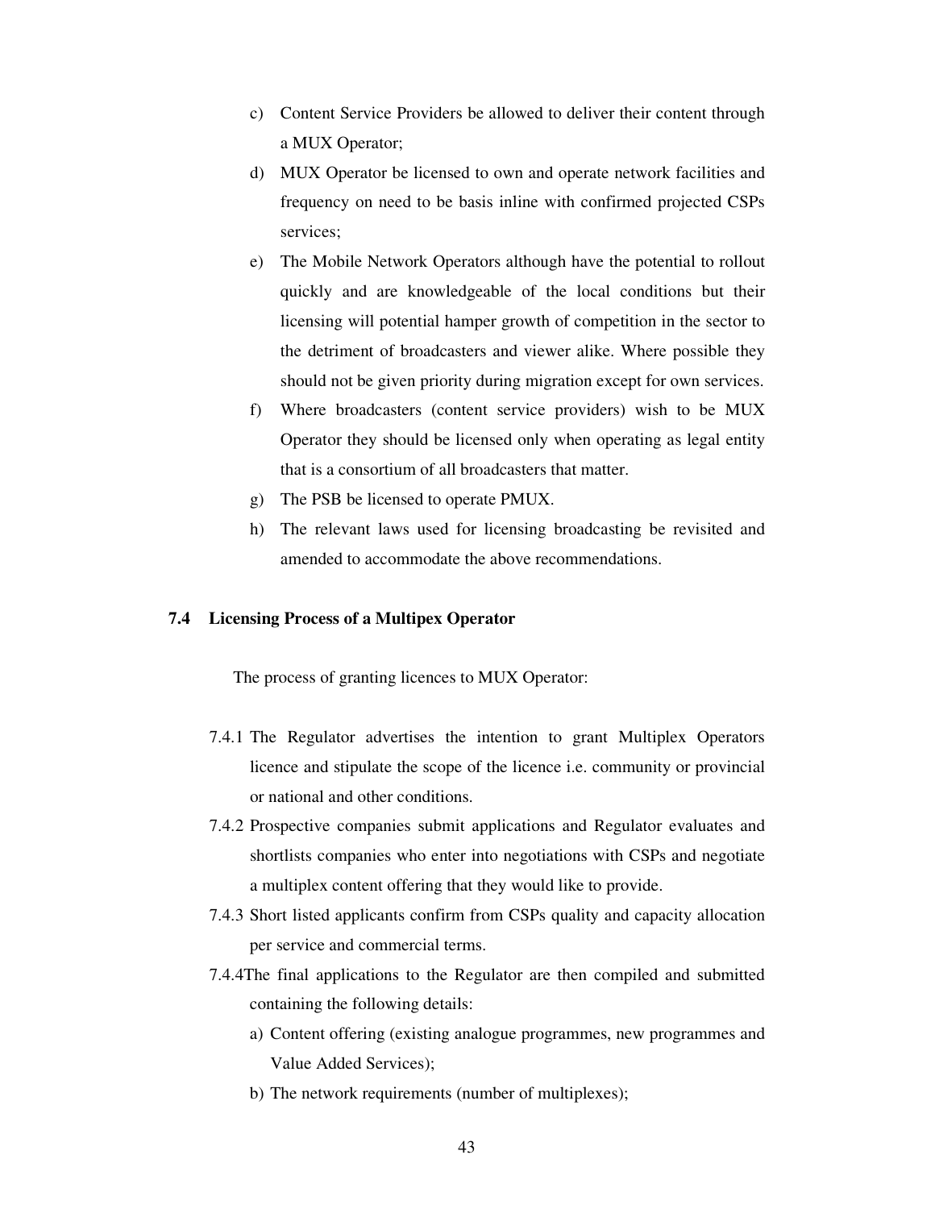c) Content Service Providers be allowed to deliver their content through a MUX Operator;
d) MUX Operator be licensed to own and operate network facilities and frequency on need to be basis inline with confirmed projected CSPs services;
e) The Mobile Network Operators although have the potential to rollout quickly and are knowledgeable of the local conditions but their licensing will potential hamper growth of competition in the sector to the detriment of broadcasters and viewer alike. Where possible they should not be given priority during migration except for own services.
f) Where broadcasters (content service providers) wish to be MUX Operator they should be licensed only when operating as legal entity that is a consortium of all broadcasters that matter.
g) The PSB be licensed to operate PMUX.
h) The relevant laws used for licensing broadcasting be revisited and amended to accommodate the above recommendations.

### 7.4 Licensing Process of a Multipex Operator

The process of granting licences to MUX Operator:

7.4.1 The Regulator advertises the intention to grant Multiplex Operators licence and stipulate the scope of the licence i.e. community or provincial or national and other conditions.

7.4.2 Prospective companies submit applications and Regulator evaluates and shortlists companies who enter into negotiations with CSPs and negotiate a multiplex content offering that they would like to provide.

7.4.3 Short listed applicants confirm from CSPs quality and capacity allocation per service and commercial terms.

7.4.4The final applications to the Regulator are then compiled and submitted containing the following details:

a) Content offering (existing analogue programmes, new programmes and Value Added Services);
b) The network requirements (number of multiplexes);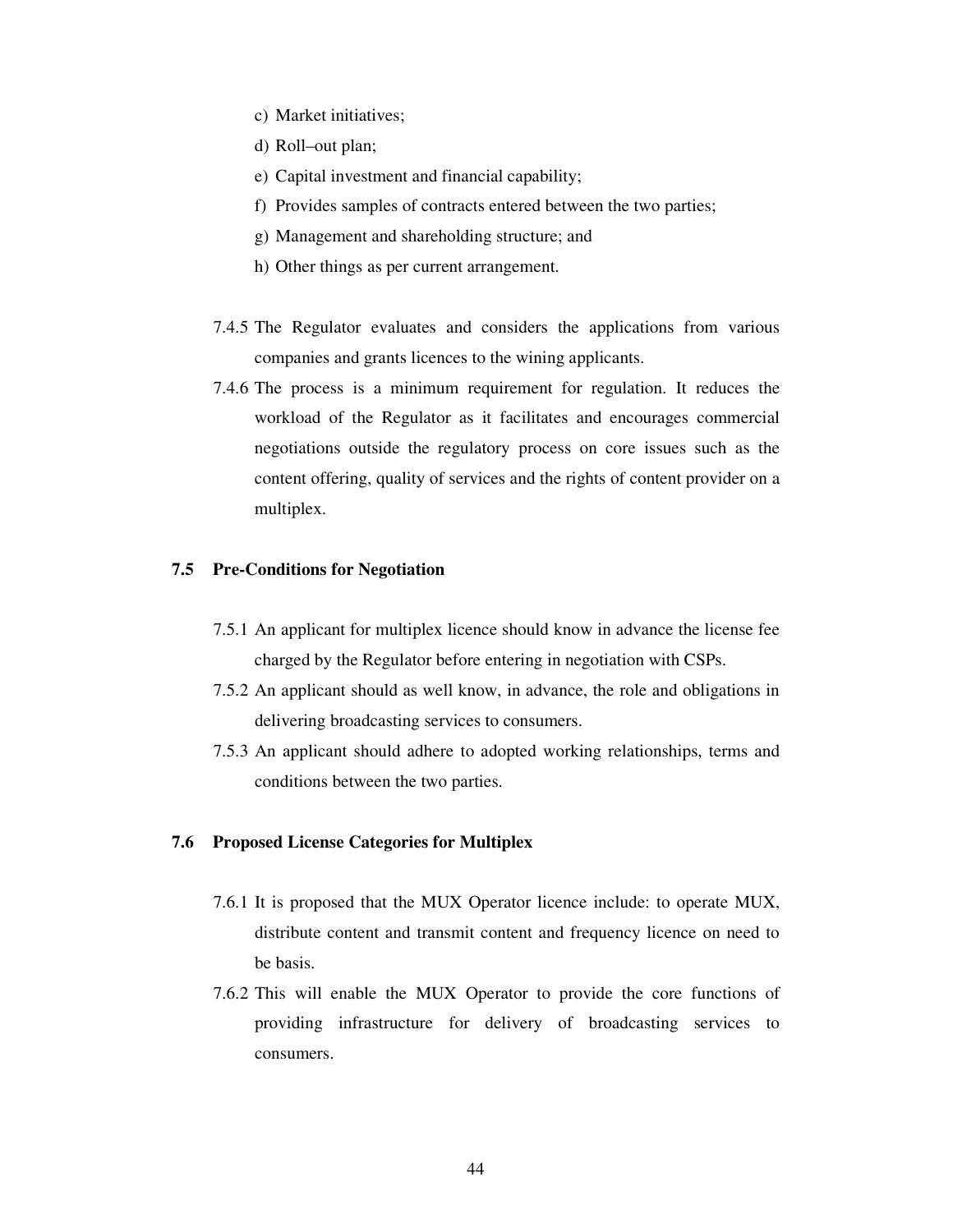c) Market initiatives;

d) Roll–out plan;

e) Capital investment and financial capability;

f) Provides samples of contracts entered between the two parties;

g) Management and shareholding structure; and

h) Other things as per current arrangement.

7.4.5 The Regulator evaluates and considers the applications from various companies and grants licences to the wining applicants.

7.4.6 The process is a minimum requirement for regulation. It reduces the workload of the Regulator as it facilitates and encourages commercial negotiations outside the regulatory process on core issues such as the content offering, quality of services and the rights of content provider on a multiplex.

### 7.5 Pre-Conditions for Negotiation

7.5.1 An applicant for multiplex licence should know in advance the license fee charged by the Regulator before entering in negotiation with CSPs.

7.5.2 An applicant should as well know, in advance, the role and obligations in delivering broadcasting services to consumers.

7.5.3 An applicant should adhere to adopted working relationships, terms and conditions between the two parties.

### 7.6 Proposed License Categories for Multiplex

7.6.1 It is proposed that the MUX Operator licence include: to operate MUX, distribute content and transmit content and frequency licence on need to be basis.

7.6.2 This will enable the MUX Operator to provide the core functions of providing infrastructure for delivery of broadcasting services to consumers.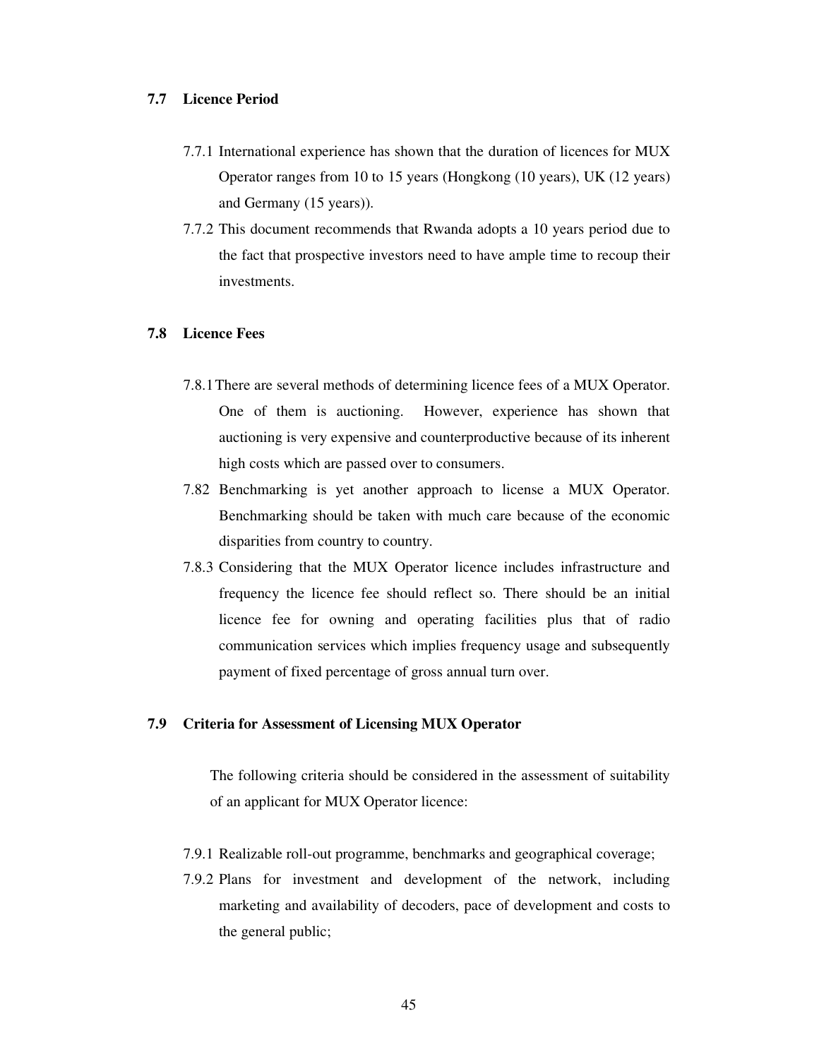### 7.7 Licence Period

7.7.1 International experience has shown that the duration of licences for MUX Operator ranges from 10 to 15 years (Hongkong (10 years), UK (12 years) and Germany (15 years)).

7.7.2 This document recommends that Rwanda adopts a 10 years period due to the fact that prospective investors need to have ample time to recoup their investments.

### 7.8 Licence Fees

7.8.1 There are several methods of determining licence fees of a MUX Operator. One of them is auctioning. However, experience has shown that auctioning is very expensive and counterproductive because of its inherent high costs which are passed over to consumers.

7.82 Benchmarking is yet another approach to license a MUX Operator. Benchmarking should be taken with much care because of the economic disparities from country to country.

7.8.3 Considering that the MUX Operator licence includes infrastructure and frequency the licence fee should reflect so. There should be an initial licence fee for owning and operating facilities plus that of radio communication services which implies frequency usage and subsequently payment of fixed percentage of gross annual turn over.

### 7.9 Criteria for Assessment of Licensing MUX Operator

The following criteria should be considered in the assessment of suitability of an applicant for MUX Operator licence:

7.9.1 Realizable roll-out programme, benchmarks and geographical coverage;

7.9.2 Plans for investment and development of the network, including marketing and availability of decoders, pace of development and costs to the general public;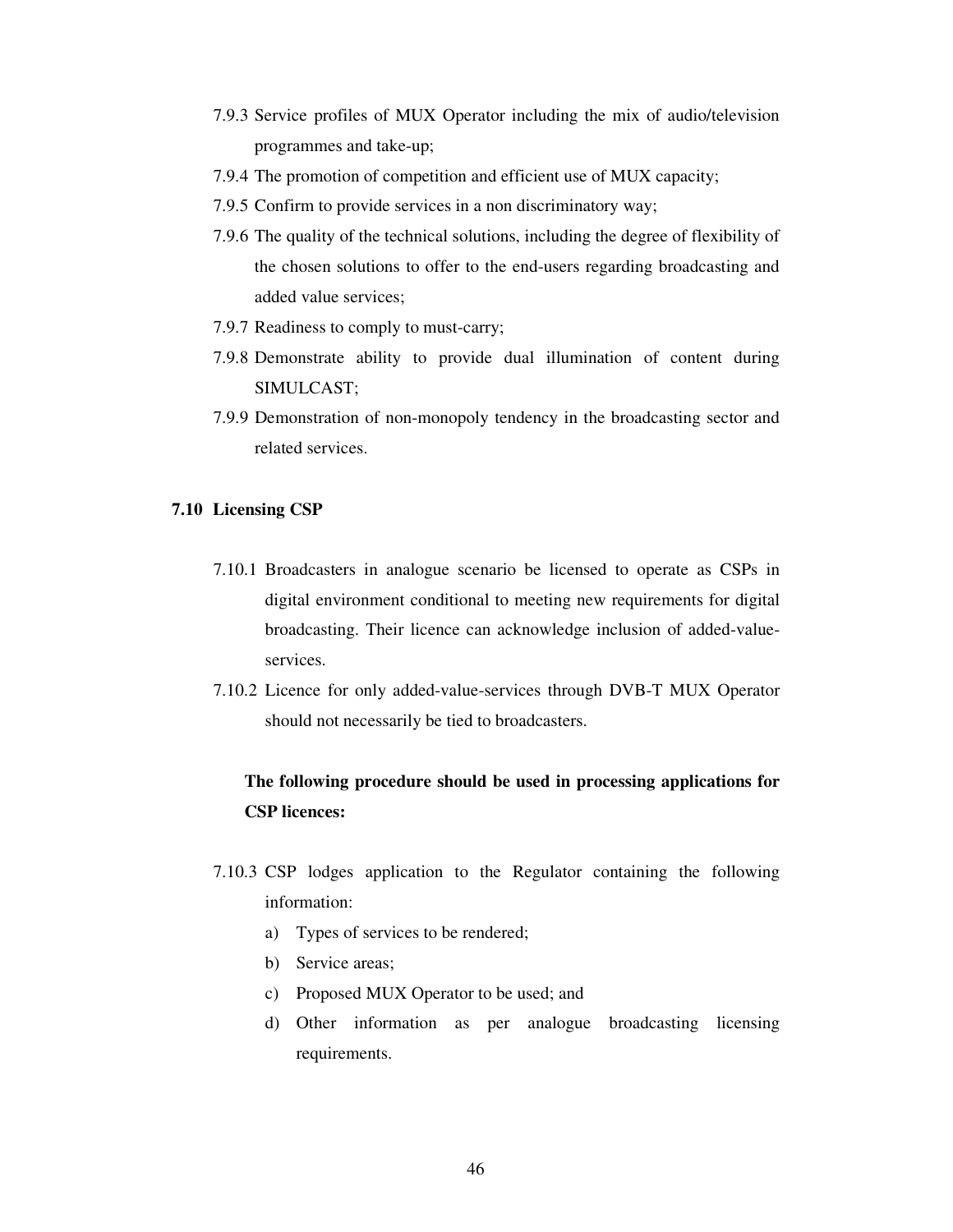7.9.3 Service profiles of MUX Operator including the mix of audio/television programmes and take-up;

7.9.4 The promotion of competition and efficient use of MUX capacity;

7.9.5 Confirm to provide services in a non discriminatory way;

7.9.6 The quality of the technical solutions, including the degree of flexibility of the chosen solutions to offer to the end-users regarding broadcasting and added value services;

7.9.7 Readiness to comply to must-carry;

7.9.8 Demonstrate ability to provide dual illumination of content during SIMULCAST;

7.9.9 Demonstration of non-monopoly tendency in the broadcasting sector and related services.

### 7.10 Licensing CSP

7.10.1 Broadcasters in analogue scenario be licensed to operate as CSPs in digital environment conditional to meeting new requirements for digital broadcasting. Their licence can acknowledge inclusion of added-value-services.

7.10.2 Licence for only added-value-services through DVB-T MUX Operator should not necessarily be tied to broadcasters.

**The following procedure should be used in processing applications for CSP licences:**

7.10.3 CSP lodges application to the Regulator containing the following information:

a) Types of services to be rendered;
b) Service areas;
c) Proposed MUX Operator to be used; and
d) Other information as per analogue broadcasting licensing requirements.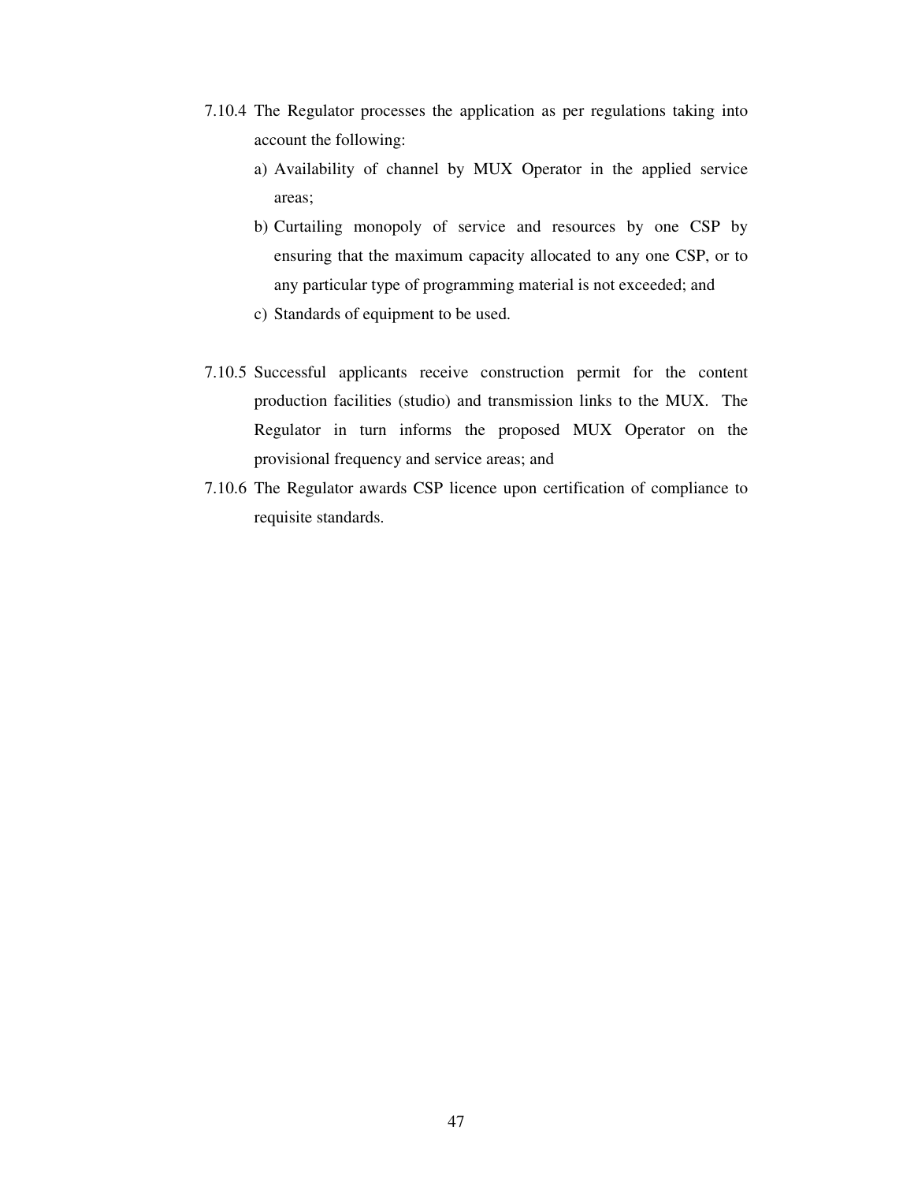7.10.4 The Regulator processes the application as per regulations taking into account the following:

a) Availability of channel by MUX Operator in the applied service areas;

b) Curtailing monopoly of service and resources by one CSP by ensuring that the maximum capacity allocated to any one CSP, or to any particular type of programming material is not exceeded; and

c) Standards of equipment to be used.

7.10.5 Successful applicants receive construction permit for the content production facilities (studio) and transmission links to the MUX. The Regulator in turn informs the proposed MUX Operator on the provisional frequency and service areas; and

7.10.6 The Regulator awards CSP licence upon certification of compliance to requisite standards.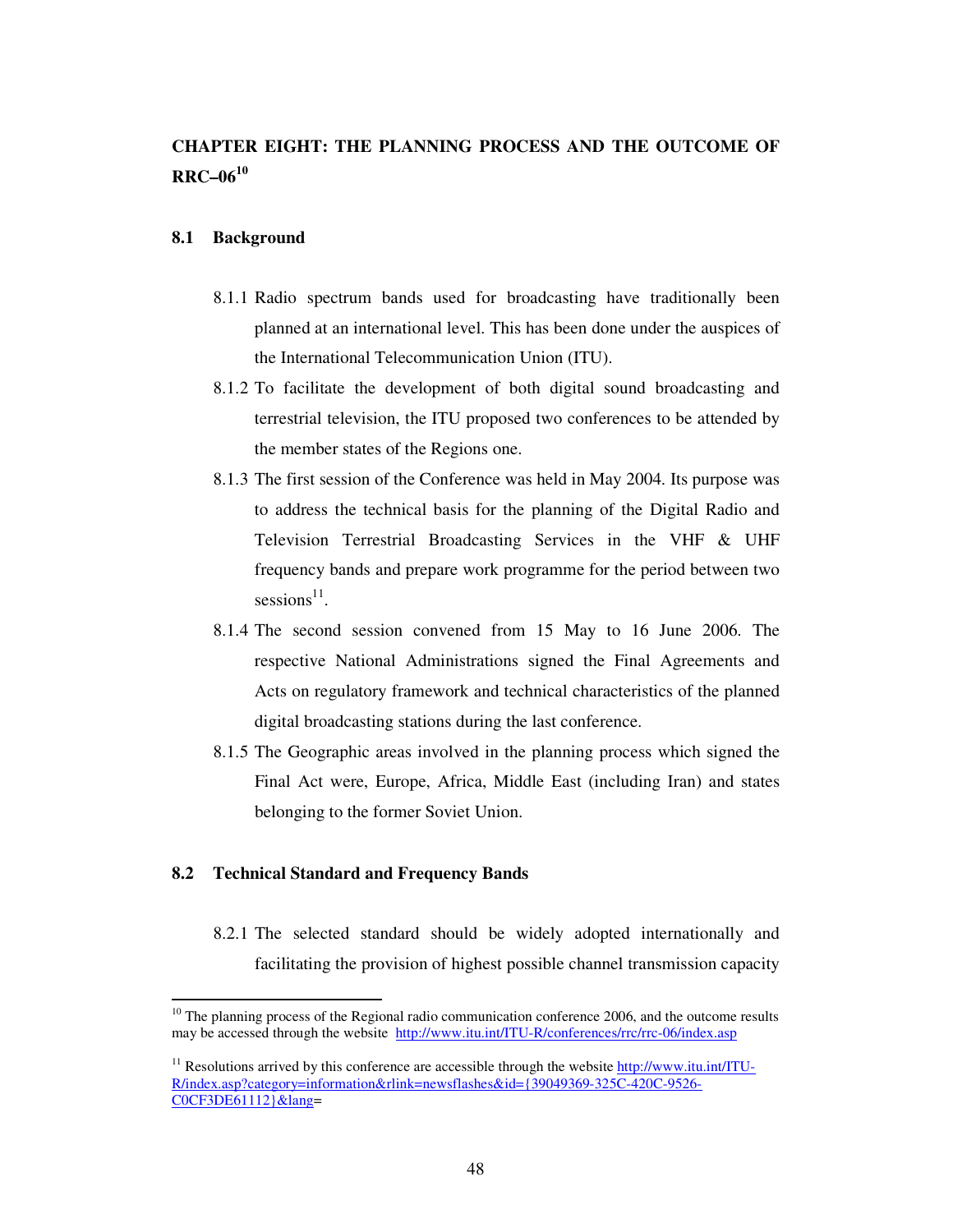# CHAPTER EIGHT: THE PLANNING PROCESS AND THE OUTCOME OF RRC–06[10]

## 8.1 Background

8.1.1 Radio spectrum bands used for broadcasting have traditionally been planned at an international level. This has been done under the auspices of the International Telecommunication Union (ITU).

8.1.2 To facilitate the development of both digital sound broadcasting and terrestrial television, the ITU proposed two conferences to be attended by the member states of the Regions one.

8.1.3 The first session of the Conference was held in May 2004. Its purpose was to address the technical basis for the planning of the Digital Radio and Television Terrestrial Broadcasting Services in the VHF & UHF frequency bands and prepare work programme for the period between two sessions[11].

8.1.4 The second session convened from 15 May to 16 June 2006. The respective National Administrations signed the Final Agreements and Acts on regulatory framework and technical characteristics of the planned digital broadcasting stations during the last conference.

8.1.5 The Geographic areas involved in the planning process which signed the Final Act were, Europe, Africa, Middle East (including Iran) and states belonging to the former Soviet Union.

## 8.2 Technical Standard and Frequency Bands

8.2.1 The selected standard should be widely adopted internationally and facilitating the provision of highest possible channel transmission capacity

---

[10] The planning process of the Regional radio communication conference 2006, and the outcome results may be accessed through the website http://www.itu.int/ITU-R/conferences/rrc/rrc-06/index.asp

[11] Resolutions arrived by this conference are accessible through the website http://www.itu.int/ITU-R/index.asp?category=information&rlink=newsflashes&id={39049369-325C-420C-9526-C0CF3DE61112}&lang=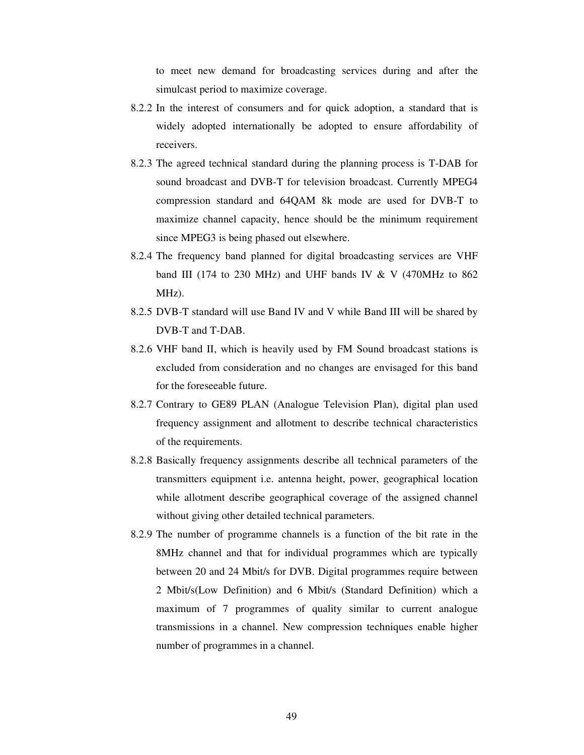to meet new demand for broadcasting services during and after the simulcast period to maximize coverage.

8.2.2 In the interest of consumers and for quick adoption, a standard that is widely adopted internationally be adopted to ensure affordability of receivers.

8.2.3 The agreed technical standard during the planning process is T-DAB for sound broadcast and DVB-T for television broadcast. Currently MPEG4 compression standard and 64QAM 8k mode are used for DVB-T to maximize channel capacity, hence should be the minimum requirement since MPEG3 is being phased out elsewhere.

8.2.4 The frequency band planned for digital broadcasting services are VHF band III (174 to 230 MHz) and UHF bands IV & V (470MHz to 862 MHz).

8.2.5 DVB-T standard will use Band IV and V while Band III will be shared by DVB-T and T-DAB.

8.2.6 VHF band II, which is heavily used by FM Sound broadcast stations is excluded from consideration and no changes are envisaged for this band for the foreseeable future.

8.2.7 Contrary to GE89 PLAN (Analogue Television Plan), digital plan used frequency assignment and allotment to describe technical characteristics of the requirements.

8.2.8 Basically frequency assignments describe all technical parameters of the transmitters equipment i.e. antenna height, power, geographical location while allotment describe geographical coverage of the assigned channel without giving other detailed technical parameters.

8.2.9 The number of programme channels is a function of the bit rate in the 8MHz channel and that for individual programmes which are typically between 20 and 24 Mbit/s for DVB. Digital programmes require between 2 Mbit/s(Low Definition) and 6 Mbit/s (Standard Definition) which a maximum of 7 programmes of quality similar to current analogue transmissions in a channel. New compression techniques enable higher number of programmes in a channel.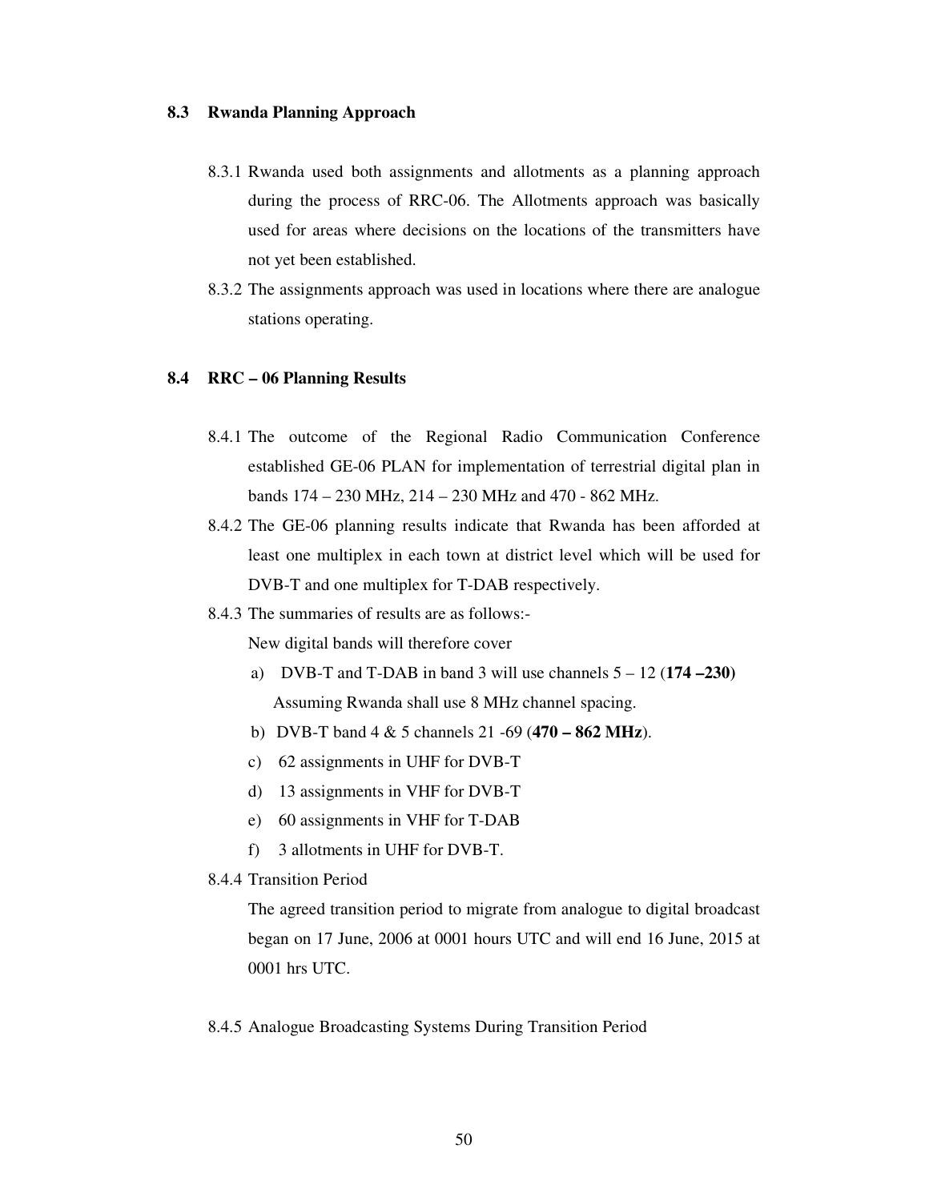### 8.3 Rwanda Planning Approach

8.3.1 Rwanda used both assignments and allotments as a planning approach during the process of RRC-06. The Allotments approach was basically used for areas where decisions on the locations of the transmitters have not yet been established.

8.3.2 The assignments approach was used in locations where there are analogue stations operating.

### 8.4 RRC – 06 Planning Results

8.4.1 The outcome of the Regional Radio Communication Conference established GE-06 PLAN for implementation of terrestrial digital plan in bands 174 – 230 MHz, 214 – 230 MHz and 470 - 862 MHz.

8.4.2 The GE-06 planning results indicate that Rwanda has been afforded at least one multiplex in each town at district level which will be used for DVB-T and one multiplex for T-DAB respectively.

8.4.3 The summaries of results are as follows:-

New digital bands will therefore cover

a) DVB-T and T-DAB in band 3 will use channels 5 – 12 (**174 –230)** Assuming Rwanda shall use 8 MHz channel spacing.

b) DVB-T band 4 & 5 channels 21 -69 (**470 – 862 MHz**).

c) 62 assignments in UHF for DVB-T

d) 13 assignments in VHF for DVB-T

e) 60 assignments in VHF for T-DAB

f) 3 allotments in UHF for DVB-T.

8.4.4 Transition Period

The agreed transition period to migrate from analogue to digital broadcast began on 17 June, 2006 at 0001 hours UTC and will end 16 June, 2015 at 0001 hrs UTC.

8.4.5 Analogue Broadcasting Systems During Transition Period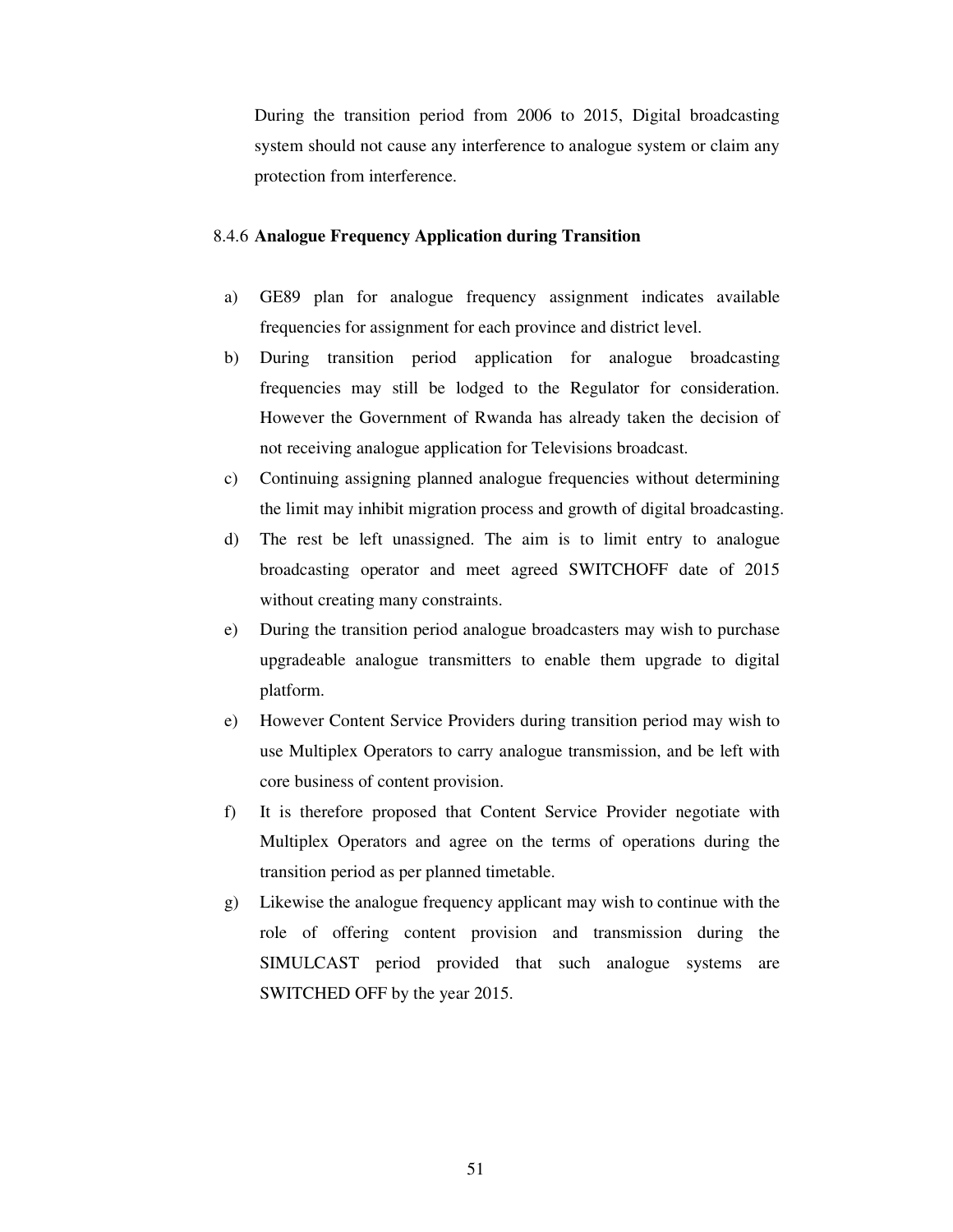During the transition period from 2006 to 2015, Digital broadcasting system should not cause any interference to analogue system or claim any protection from interference.

#### 8.4.6 **Analogue Frequency Application during Transition**

a) GE89 plan for analogue frequency assignment indicates available frequencies for assignment for each province and district level.

b) During transition period application for analogue broadcasting frequencies may still be lodged to the Regulator for consideration. However the Government of Rwanda has already taken the decision of not receiving analogue application for Televisions broadcast.

c) Continuing assigning planned analogue frequencies without determining the limit may inhibit migration process and growth of digital broadcasting.

d) The rest be left unassigned. The aim is to limit entry to analogue broadcasting operator and meet agreed SWITCHOFF date of 2015 without creating many constraints.

e) During the transition period analogue broadcasters may wish to purchase upgradeable analogue transmitters to enable them upgrade to digital platform.

e) However Content Service Providers during transition period may wish to use Multiplex Operators to carry analogue transmission, and be left with core business of content provision.

f) It is therefore proposed that Content Service Provider negotiate with Multiplex Operators and agree on the terms of operations during the transition period as per planned timetable.

g) Likewise the analogue frequency applicant may wish to continue with the role of offering content provision and transmission during the SIMULCAST period provided that such analogue systems are SWITCHED OFF by the year 2015.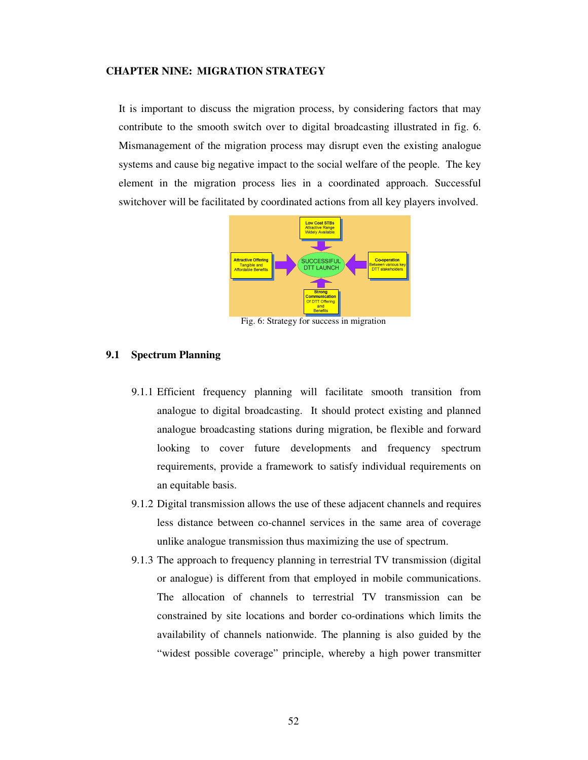## CHAPTER NINE: MIGRATION STRATEGY

It is important to discuss the migration process, by considering factors that may contribute to the smooth switch over to digital broadcasting illustrated in fig. 6. Mismanagement of the migration process may disrupt even the existing analogue systems and cause big negative impact to the social welfare of the people. The key element in the migration process lies in a coordinated approach. Successful switchover will be facilitated by coordinated actions from all key players involved.

Fig. 6: Strategy for success in migration

### 9.1 Spectrum Planning

9.1.1 Efficient frequency planning will facilitate smooth transition from analogue to digital broadcasting. It should protect existing and planned analogue broadcasting stations during migration, be flexible and forward looking to cover future developments and frequency spectrum requirements, provide a framework to satisfy individual requirements on an equitable basis.

9.1.2 Digital transmission allows the use of these adjacent channels and requires less distance between co-channel services in the same area of coverage unlike analogue transmission thus maximizing the use of spectrum.

9.1.3 The approach to frequency planning in terrestrial TV transmission (digital or analogue) is different from that employed in mobile communications. The allocation of channels to terrestrial TV transmission can be constrained by site locations and border co-ordinations which limits the availability of channels nationwide. The planning is also guided by the "widest possible coverage" principle, whereby a high power transmitter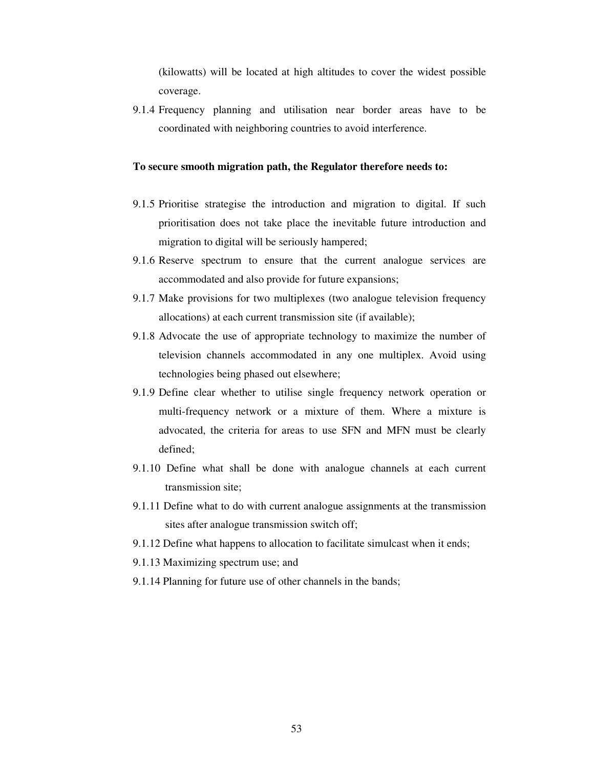(kilowatts) will be located at high altitudes to cover the widest possible coverage.

9.1.4 Frequency planning and utilisation near border areas have to be coordinated with neighboring countries to avoid interference.

**To secure smooth migration path, the Regulator therefore needs to:**

9.1.5 Prioritise strategise the introduction and migration to digital. If such prioritisation does not take place the inevitable future introduction and migration to digital will be seriously hampered;

9.1.6 Reserve spectrum to ensure that the current analogue services are accommodated and also provide for future expansions;

9.1.7 Make provisions for two multiplexes (two analogue television frequency allocations) at each current transmission site (if available);

9.1.8 Advocate the use of appropriate technology to maximize the number of television channels accommodated in any one multiplex. Avoid using technologies being phased out elsewhere;

9.1.9 Define clear whether to utilise single frequency network operation or multi-frequency network or a mixture of them. Where a mixture is advocated, the criteria for areas to use SFN and MFN must be clearly defined;

9.1.10 Define what shall be done with analogue channels at each current transmission site;

9.1.11 Define what to do with current analogue assignments at the transmission sites after analogue transmission switch off;

9.1.12 Define what happens to allocation to facilitate simulcast when it ends;

9.1.13 Maximizing spectrum use; and

9.1.14 Planning for future use of other channels in the bands;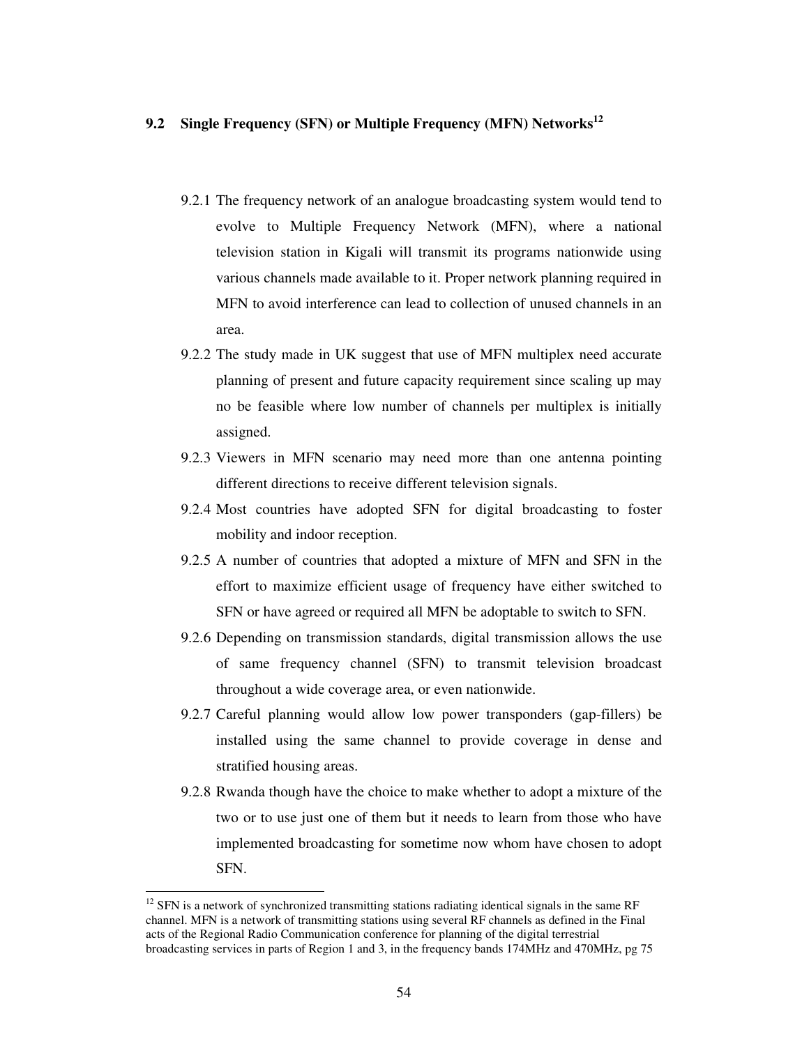## 9.2 Single Frequency (SFN) or Multiple Frequency (MFN) Networks[12]

9.2.1 The frequency network of an analogue broadcasting system would tend to evolve to Multiple Frequency Network (MFN), where a national television station in Kigali will transmit its programs nationwide using various channels made available to it. Proper network planning required in MFN to avoid interference can lead to collection of unused channels in an area.

9.2.2 The study made in UK suggest that use of MFN multiplex need accurate planning of present and future capacity requirement since scaling up may no be feasible where low number of channels per multiplex is initially assigned.

9.2.3 Viewers in MFN scenario may need more than one antenna pointing different directions to receive different television signals.

9.2.4 Most countries have adopted SFN for digital broadcasting to foster mobility and indoor reception.

9.2.5 A number of countries that adopted a mixture of MFN and SFN in the effort to maximize efficient usage of frequency have either switched to SFN or have agreed or required all MFN be adoptable to switch to SFN.

9.2.6 Depending on transmission standards, digital transmission allows the use of same frequency channel (SFN) to transmit television broadcast throughout a wide coverage area, or even nationwide.

9.2.7 Careful planning would allow low power transponders (gap-fillers) be installed using the same channel to provide coverage in dense and stratified housing areas.

9.2.8 Rwanda though have the choice to make whether to adopt a mixture of the two or to use just one of them but it needs to learn from those who have implemented broadcasting for sometime now whom have chosen to adopt SFN.

---

[12] SFN is a network of synchronized transmitting stations radiating identical signals in the same RF channel. MFN is a network of transmitting stations using several RF channels as defined in the Final acts of the Regional Radio Communication conference for planning of the digital terrestrial broadcasting services in parts of Region 1 and 3, in the frequency bands 174MHz and 470MHz, pg 75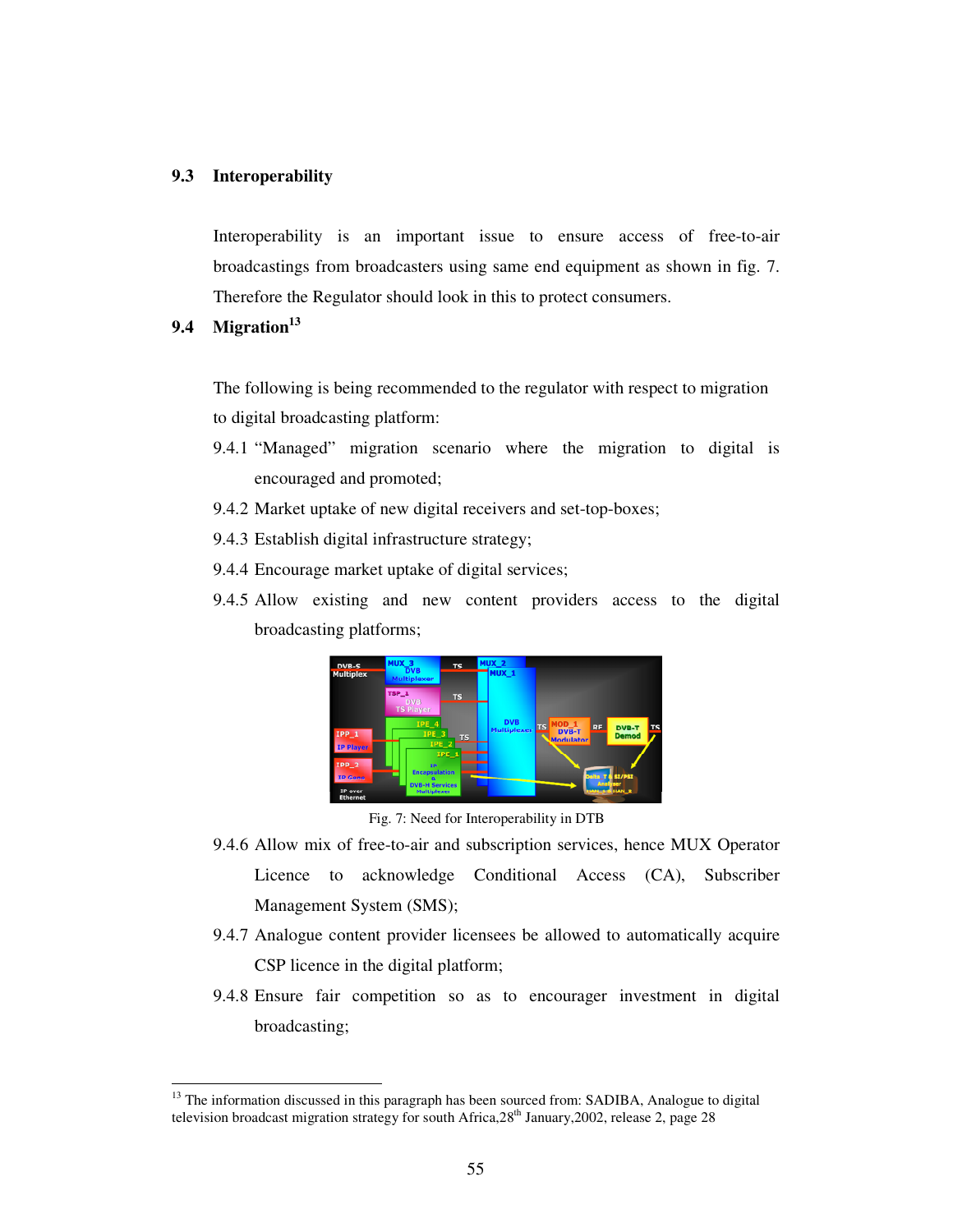### 9.3 Interoperability

Interoperability is an important issue to ensure access of free-to-air broadcastings from broadcasters using same end equipment as shown in fig. 7. Therefore the Regulator should look in this to protect consumers.

### 9.4 Migration[13]

The following is being recommended to the regulator with respect to migration to digital broadcasting platform:

9.4.1 "Managed" migration scenario where the migration to digital is encouraged and promoted;

9.4.2 Market uptake of new digital receivers and set-top-boxes;

9.4.3 Establish digital infrastructure strategy;

9.4.4 Encourage market uptake of digital services;

9.4.5 Allow existing and new content providers access to the digital broadcasting platforms;

Fig. 7: Need for Interoperability in DTB

9.4.6 Allow mix of free-to-air and subscription services, hence MUX Operator Licence to acknowledge Conditional Access (CA), Subscriber Management System (SMS);

9.4.7 Analogue content provider licensees be allowed to automatically acquire CSP licence in the digital platform;

9.4.8 Ensure fair competition so as to encourager investment in digital broadcasting;

---

[13] The information discussed in this paragraph has been sourced from: SADIBA, Analogue to digital television broadcast migration strategy for south Africa,28th January,2002, release 2, page 28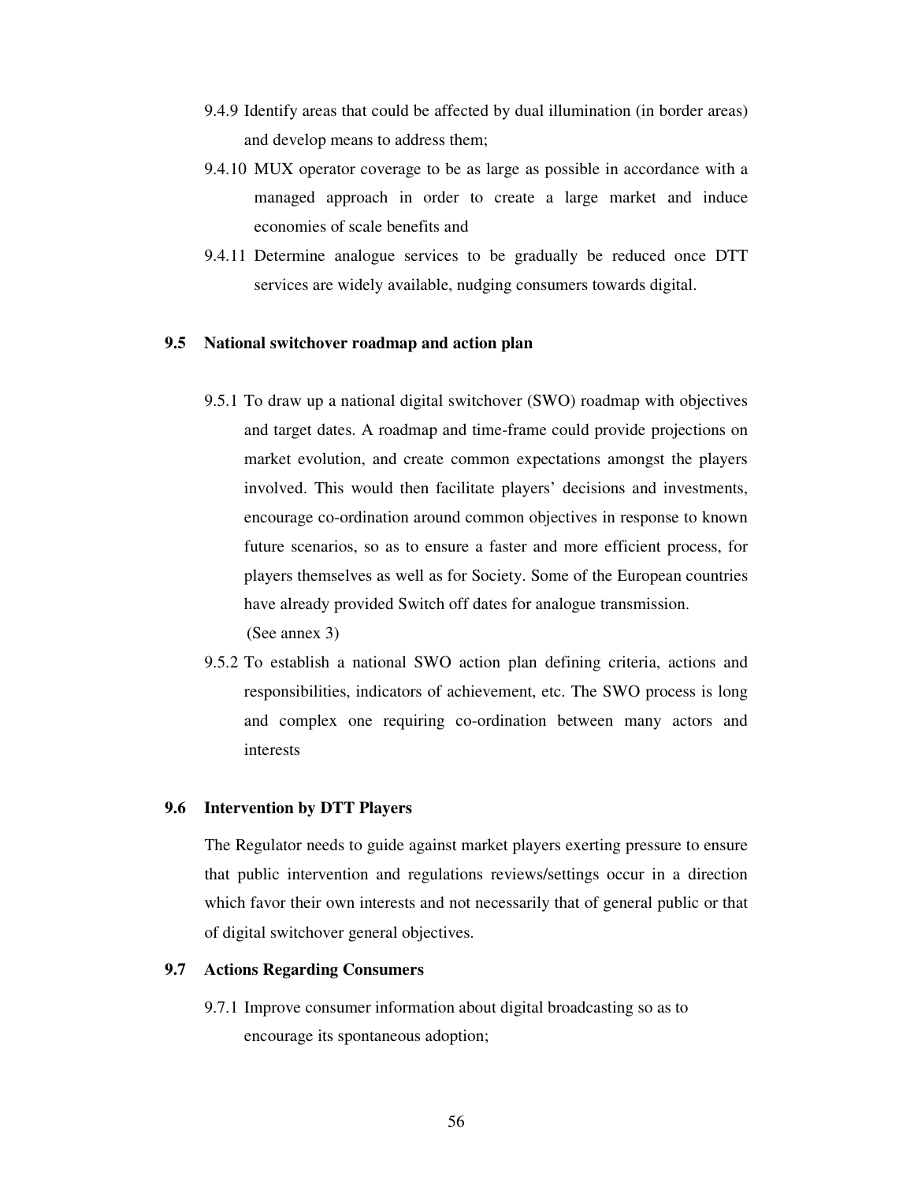9.4.9 Identify areas that could be affected by dual illumination (in border areas) and develop means to address them;

9.4.10 MUX operator coverage to be as large as possible in accordance with a managed approach in order to create a large market and induce economies of scale benefits and

9.4.11 Determine analogue services to be gradually be reduced once DTT services are widely available, nudging consumers towards digital.

### 9.5 National switchover roadmap and action plan

9.5.1 To draw up a national digital switchover (SWO) roadmap with objectives and target dates. A roadmap and time-frame could provide projections on market evolution, and create common expectations amongst the players involved. This would then facilitate players' decisions and investments, encourage co-ordination around common objectives in response to known future scenarios, so as to ensure a faster and more efficient process, for players themselves as well as for Society. Some of the European countries have already provided Switch off dates for analogue transmission. (See annex 3)

9.5.2 To establish a national SWO action plan defining criteria, actions and responsibilities, indicators of achievement, etc. The SWO process is long and complex one requiring co-ordination between many actors and interests

### 9.6 Intervention by DTT Players

The Regulator needs to guide against market players exerting pressure to ensure that public intervention and regulations reviews/settings occur in a direction which favor their own interests and not necessarily that of general public or that of digital switchover general objectives.

### 9.7 Actions Regarding Consumers

9.7.1 Improve consumer information about digital broadcasting so as to encourage its spontaneous adoption;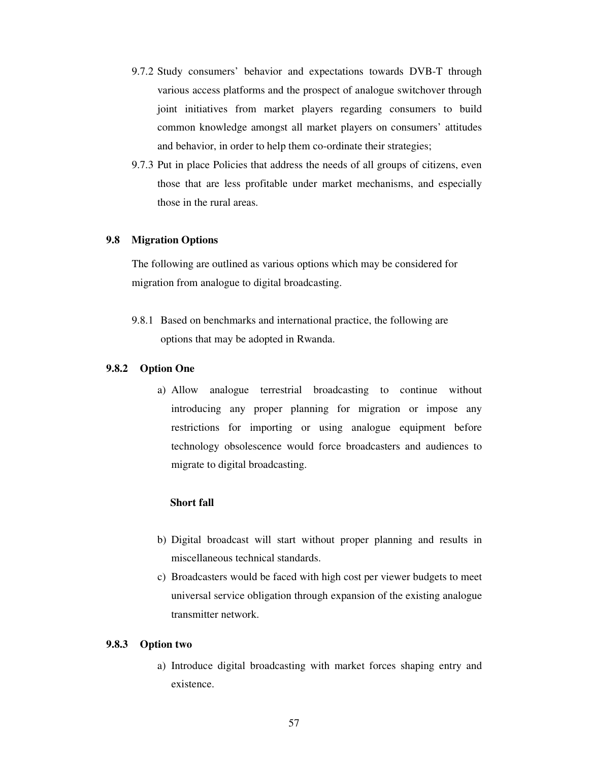9.7.2 Study consumers' behavior and expectations towards DVB-T through various access platforms and the prospect of analogue switchover through joint initiatives from market players regarding consumers to build common knowledge amongst all market players on consumers' attitudes and behavior, in order to help them co-ordinate their strategies;

9.7.3 Put in place Policies that address the needs of all groups of citizens, even those that are less profitable under market mechanisms, and especially those in the rural areas.

### 9.8 Migration Options

The following are outlined as various options which may be considered for migration from analogue to digital broadcasting.

9.8.1 Based on benchmarks and international practice, the following are options that may be adopted in Rwanda.

### 9.8.2 Option One

a) Allow analogue terrestrial broadcasting to continue without introducing any proper planning for migration or impose any restrictions for importing or using analogue equipment before technology obsolescence would force broadcasters and audiences to migrate to digital broadcasting.

**Short fall**

b) Digital broadcast will start without proper planning and results in miscellaneous technical standards.

c) Broadcasters would be faced with high cost per viewer budgets to meet universal service obligation through expansion of the existing analogue transmitter network.

### 9.8.3 Option two

a) Introduce digital broadcasting with market forces shaping entry and existence.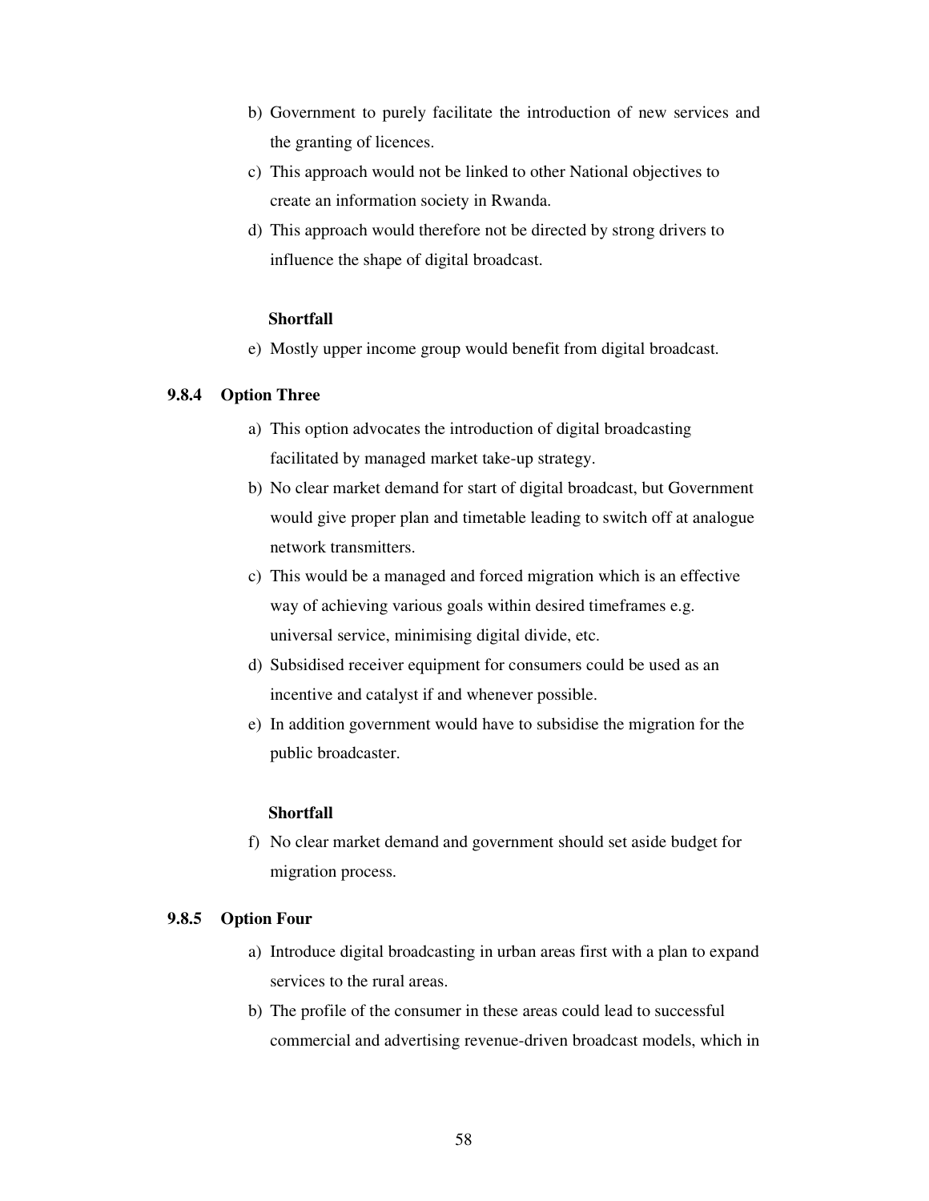b) Government to purely facilitate the introduction of new services and the granting of licences.
c) This approach would not be linked to other National objectives to create an information society in Rwanda.
d) This approach would therefore not be directed by strong drivers to influence the shape of digital broadcast.

**Shortfall**

e) Mostly upper income group would benefit from digital broadcast.

### 9.8.4 Option Three

a) This option advocates the introduction of digital broadcasting facilitated by managed market take-up strategy.
b) No clear market demand for start of digital broadcast, but Government would give proper plan and timetable leading to switch off at analogue network transmitters.
c) This would be a managed and forced migration which is an effective way of achieving various goals within desired timeframes e.g. universal service, minimising digital divide, etc.
d) Subsidised receiver equipment for consumers could be used as an incentive and catalyst if and whenever possible.
e) In addition government would have to subsidise the migration for the public broadcaster.

**Shortfall**

f) No clear market demand and government should set aside budget for migration process.

### 9.8.5 Option Four

a) Introduce digital broadcasting in urban areas first with a plan to expand services to the rural areas.
b) The profile of the consumer in these areas could lead to successful commercial and advertising revenue-driven broadcast models, which in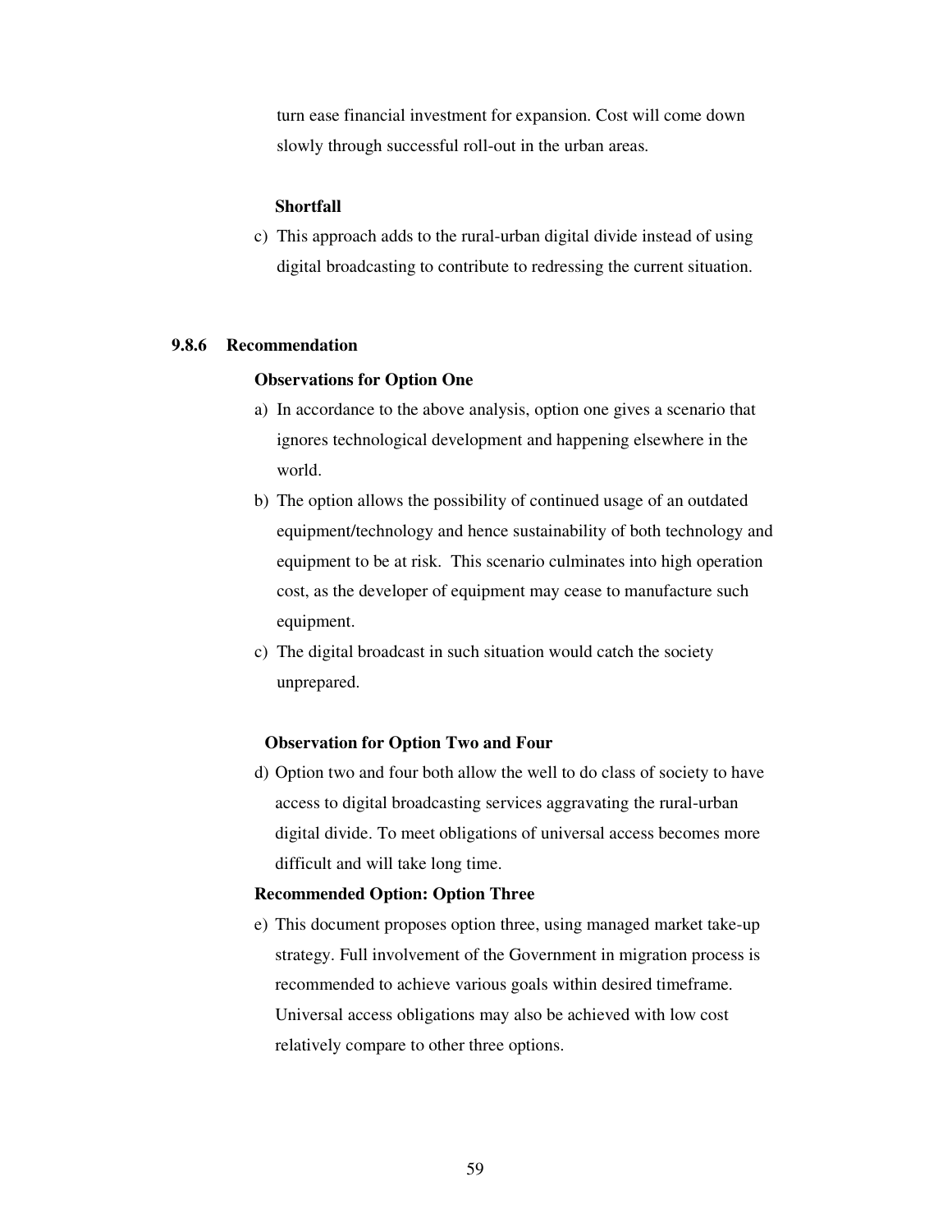turn ease financial investment for expansion. Cost will come down slowly through successful roll-out in the urban areas.

**Shortfall**

c) This approach adds to the rural-urban digital divide instead of using digital broadcasting to contribute to redressing the current situation.

### 9.8.6 Recommendation

**Observations for Option One**

a) In accordance to the above analysis, option one gives a scenario that ignores technological development and happening elsewhere in the world.

b) The option allows the possibility of continued usage of an outdated equipment/technology and hence sustainability of both technology and equipment to be at risk. This scenario culminates into high operation cost, as the developer of equipment may cease to manufacture such equipment.

c) The digital broadcast in such situation would catch the society unprepared.

**Observation for Option Two and Four**

d) Option two and four both allow the well to do class of society to have access to digital broadcasting services aggravating the rural-urban digital divide. To meet obligations of universal access becomes more difficult and will take long time.

**Recommended Option: Option Three**

e) This document proposes option three, using managed market take-up strategy. Full involvement of the Government in migration process is recommended to achieve various goals within desired timeframe. Universal access obligations may also be achieved with low cost relatively compare to other three options.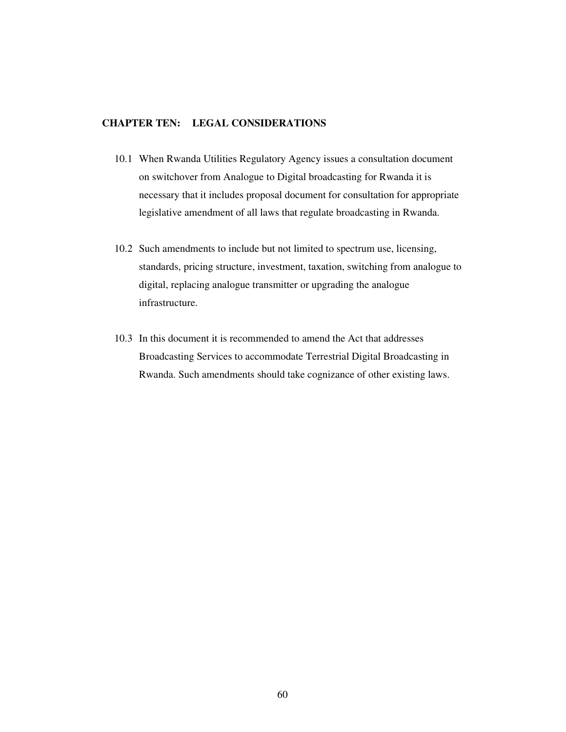## CHAPTER TEN: LEGAL CONSIDERATIONS

10.1 When Rwanda Utilities Regulatory Agency issues a consultation document on switchover from Analogue to Digital broadcasting for Rwanda it is necessary that it includes proposal document for consultation for appropriate legislative amendment of all laws that regulate broadcasting in Rwanda.

10.2 Such amendments to include but not limited to spectrum use, licensing, standards, pricing structure, investment, taxation, switching from analogue to digital, replacing analogue transmitter or upgrading the analogue infrastructure.

10.3 In this document it is recommended to amend the Act that addresses Broadcasting Services to accommodate Terrestrial Digital Broadcasting in Rwanda. Such amendments should take cognizance of other existing laws.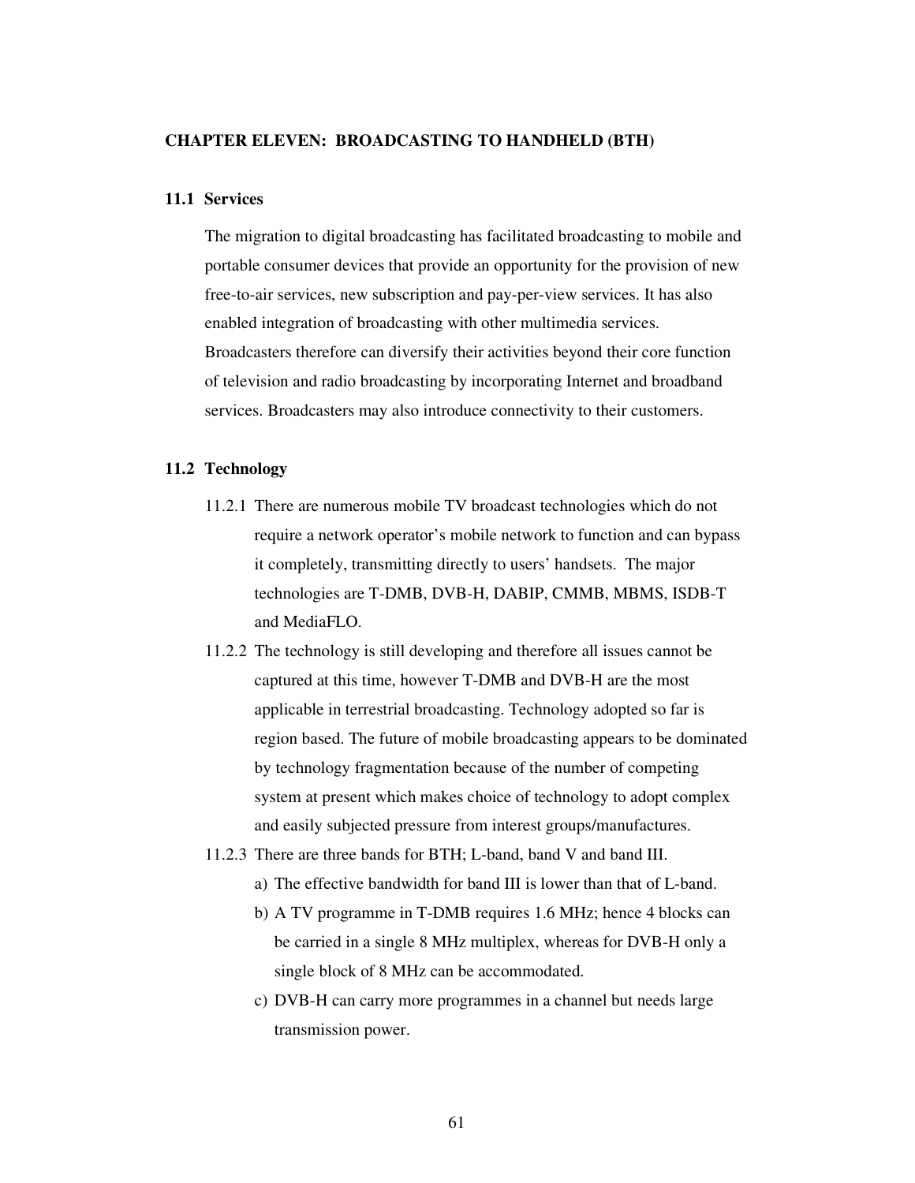## CHAPTER ELEVEN: BROADCASTING TO HANDHELD (BTH)

### 11.1 Services

The migration to digital broadcasting has facilitated broadcasting to mobile and portable consumer devices that provide an opportunity for the provision of new free-to-air services, new subscription and pay-per-view services. It has also enabled integration of broadcasting with other multimedia services. Broadcasters therefore can diversify their activities beyond their core function of television and radio broadcasting by incorporating Internet and broadband services. Broadcasters may also introduce connectivity to their customers.

### 11.2 Technology

11.2.1 There are numerous mobile TV broadcast technologies which do not require a network operator's mobile network to function and can bypass it completely, transmitting directly to users' handsets. The major technologies are T-DMB, DVB-H, DABIP, CMMB, MBMS, ISDB-T and MediaFLO.

11.2.2 The technology is still developing and therefore all issues cannot be captured at this time, however T-DMB and DVB-H are the most applicable in terrestrial broadcasting. Technology adopted so far is region based. The future of mobile broadcasting appears to be dominated by technology fragmentation because of the number of competing system at present which makes choice of technology to adopt complex and easily subjected pressure from interest groups/manufactures.

11.2.3 There are three bands for BTH; L-band, band V and band III.

a) The effective bandwidth for band III is lower than that of L-band.

b) A TV programme in T-DMB requires 1.6 MHz; hence 4 blocks can be carried in a single 8 MHz multiplex, whereas for DVB-H only a single block of 8 MHz can be accommodated.

c) DVB-H can carry more programmes in a channel but needs large transmission power.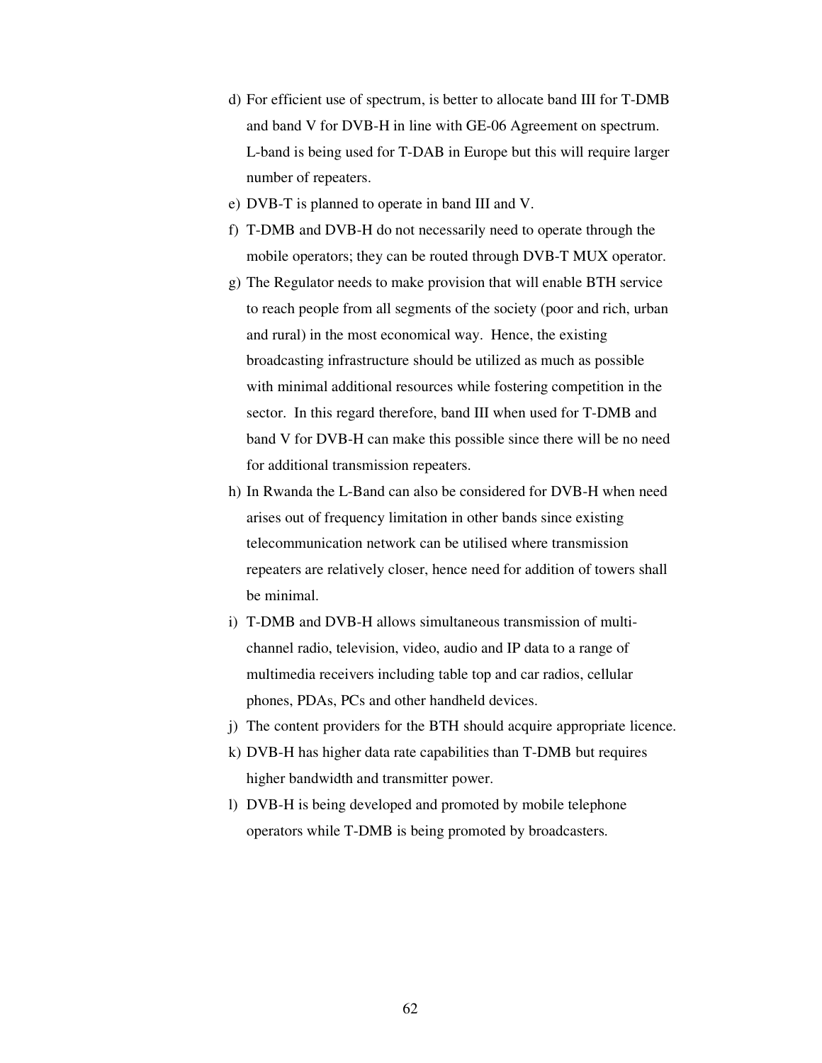d) For efficient use of spectrum, is better to allocate band III for T-DMB and band V for DVB-H in line with GE-06 Agreement on spectrum. L-band is being used for T-DAB in Europe but this will require larger number of repeaters.

e) DVB-T is planned to operate in band III and V.

f) T-DMB and DVB-H do not necessarily need to operate through the mobile operators; they can be routed through DVB-T MUX operator.

g) The Regulator needs to make provision that will enable BTH service to reach people from all segments of the society (poor and rich, urban and rural) in the most economical way. Hence, the existing broadcasting infrastructure should be utilized as much as possible with minimal additional resources while fostering competition in the sector. In this regard therefore, band III when used for T-DMB and band V for DVB-H can make this possible since there will be no need for additional transmission repeaters.

h) In Rwanda the L-Band can also be considered for DVB-H when need arises out of frequency limitation in other bands since existing telecommunication network can be utilised where transmission repeaters are relatively closer, hence need for addition of towers shall be minimal.

i) T-DMB and DVB-H allows simultaneous transmission of multi-channel radio, television, video, audio and IP data to a range of multimedia receivers including table top and car radios, cellular phones, PDAs, PCs and other handheld devices.

j) The content providers for the BTH should acquire appropriate licence.

k) DVB-H has higher data rate capabilities than T-DMB but requires higher bandwidth and transmitter power.

l) DVB-H is being developed and promoted by mobile telephone operators while T-DMB is being promoted by broadcasters.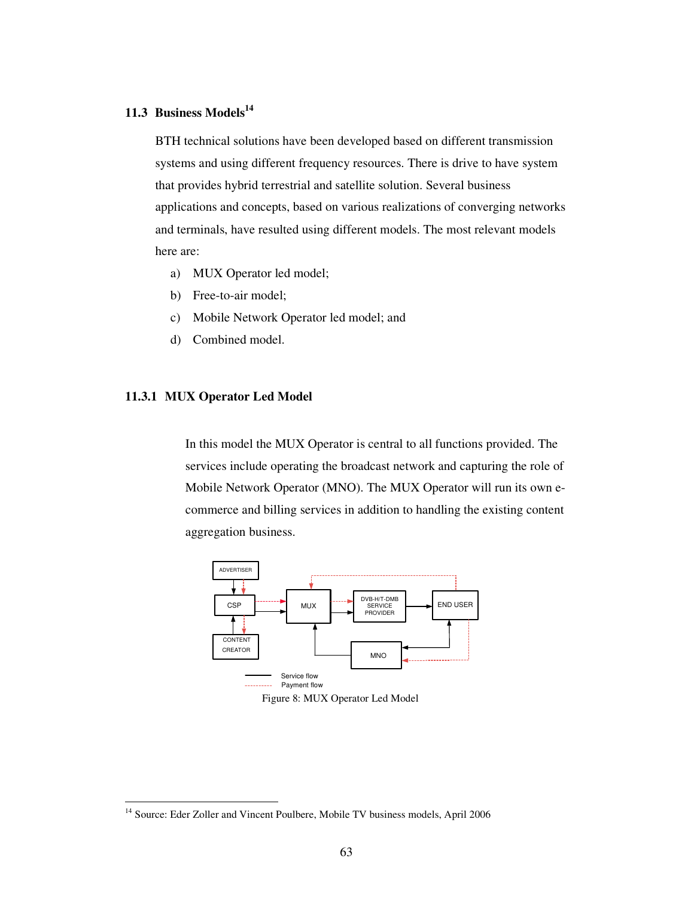### 11.3 Business Models[14]

BTH technical solutions have been developed based on different transmission systems and using different frequency resources. There is drive to have system that provides hybrid terrestrial and satellite solution. Several business applications and concepts, based on various realizations of converging networks and terminals, have resulted using different models. The most relevant models here are:

a) MUX Operator led model;

b) Free-to-air model;

c) Mobile Network Operator led model; and

d) Combined model.

#### 11.3.1 MUX Operator Led Model

In this model the MUX Operator is central to all functions provided. The services include operating the broadcast network and capturing the role of Mobile Network Operator (MNO). The MUX Operator will run its own e-commerce and billing services in addition to handling the existing content aggregation business.

ADVERTISER

CSP

CONTENT CREATOR

MUX

DVB-H/T-DMB SERVICE PROVIDER

END USER

MNO

Service flow

Payment flow

Figure 8: MUX Operator Led Model

[14] Source: Eder Zoller and Vincent Poulbere, Mobile TV business models, April 2006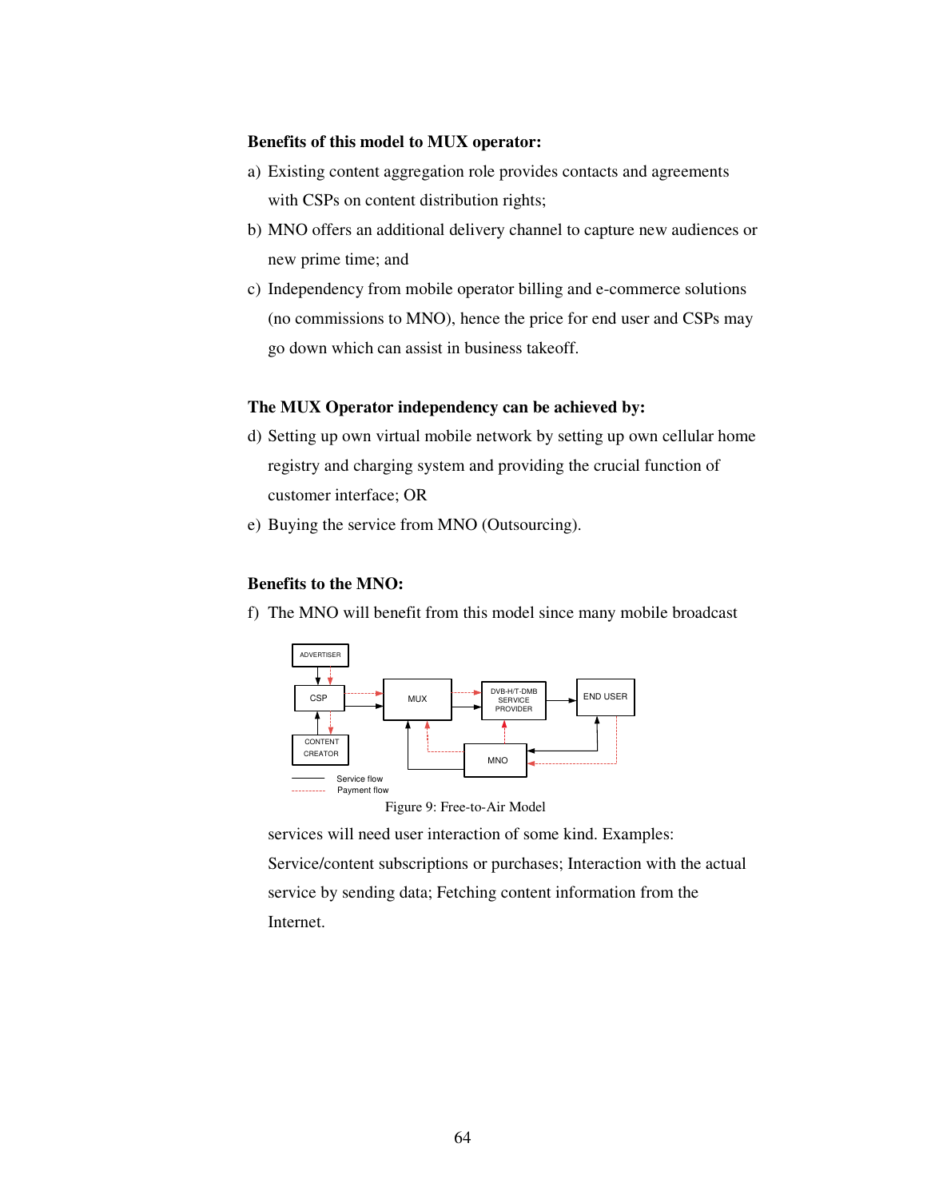**Benefits of this model to MUX operator:**

a) Existing content aggregation role provides contacts and agreements with CSPs on content distribution rights;

b) MNO offers an additional delivery channel to capture new audiences or new prime time; and

c) Independency from mobile operator billing and e-commerce solutions (no commissions to MNO), hence the price for end user and CSPs may go down which can assist in business takeoff.

**The MUX Operator independency can be achieved by:**

d) Setting up own virtual mobile network by setting up own cellular home registry and charging system and providing the crucial function of customer interface; OR

e) Buying the service from MNO (Outsourcing).

**Benefits to the MNO:**

f) The MNO will benefit from this model since many mobile broadcast services will need user interaction of some kind. Examples: Service/content subscriptions or purchases; Interaction with the actual service by sending data; Fetching content information from the Internet.

Figure 9: Free-to-Air Model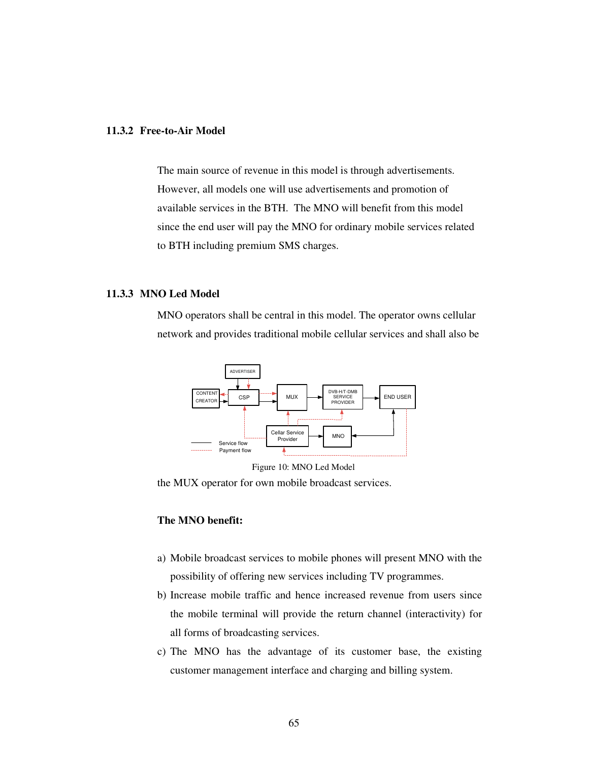### 11.3.2 Free-to-Air Model

The main source of revenue in this model is through advertisements. However, all models one will use advertisements and promotion of available services in the BTH. The MNO will benefit from this model since the end user will pay the MNO for ordinary mobile services related to BTH including premium SMS charges.

### 11.3.3 MNO Led Model

MNO operators shall be central in this model. The operator owns cellular network and provides traditional mobile cellular services and shall also be the MUX operator for own mobile broadcast services.

Figure 10: MNO Led Model

**The MNO benefit:**

a) Mobile broadcast services to mobile phones will present MNO with the possibility of offering new services including TV programmes.

b) Increase mobile traffic and hence increased revenue from users since the mobile terminal will provide the return channel (interactivity) for all forms of broadcasting services.

c) The MNO has the advantage of its customer base, the existing customer management interface and charging and billing system.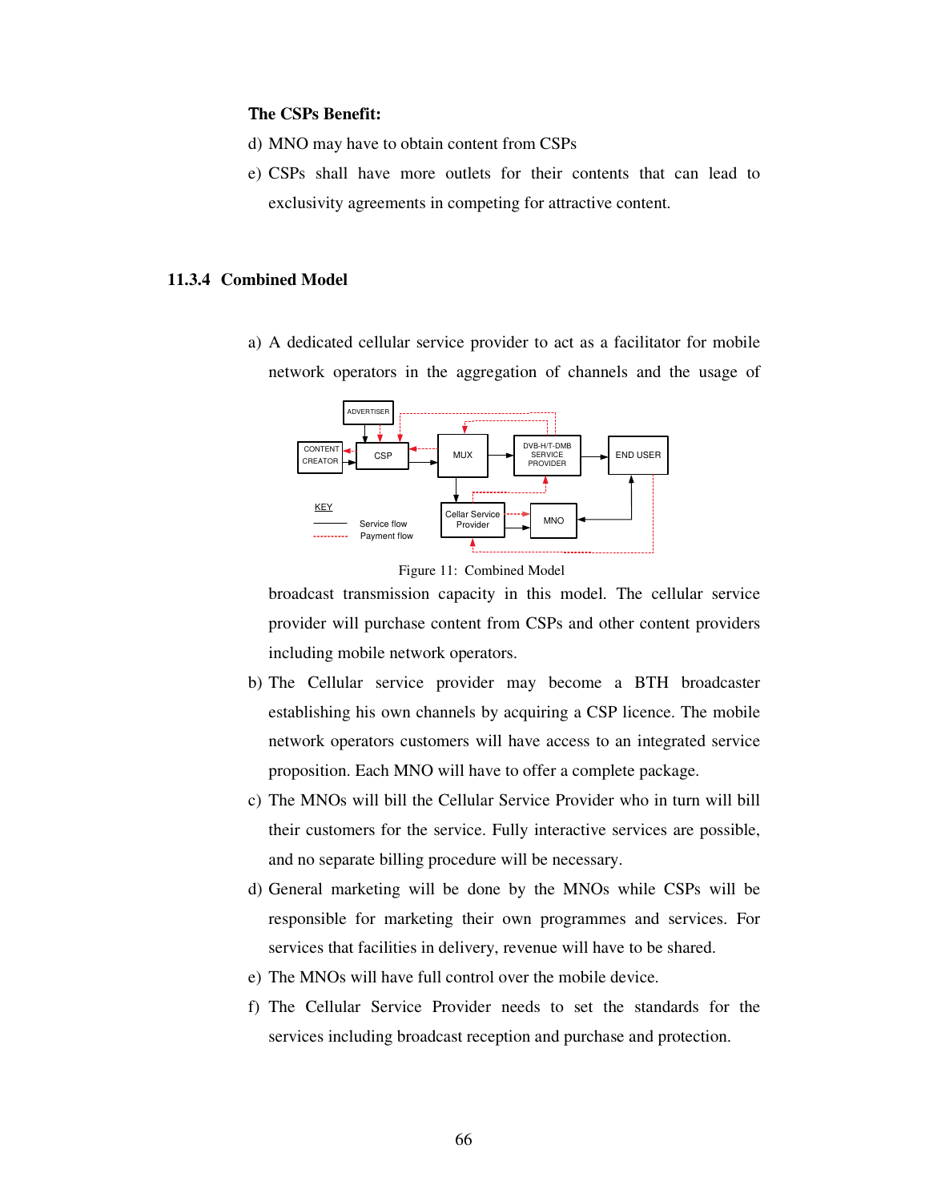**The CSPs Benefit:**

d) MNO may have to obtain content from CSPs

e) CSPs shall have more outlets for their contents that can lead to exclusivity agreements in competing for attractive content.

### 11.3.4 Combined Model

a) A dedicated cellular service provider to act as a facilitator for mobile network operators in the aggregation of channels and the usage of broadcast transmission capacity in this model. The cellular service provider will purchase content from CSPs and other content providers including mobile network operators.

Figure 11: Combined Model

b) The Cellular service provider may become a BTH broadcaster establishing his own channels by acquiring a CSP licence. The mobile network operators customers will have access to an integrated service proposition. Each MNO will have to offer a complete package.

c) The MNOs will bill the Cellular Service Provider who in turn will bill their customers for the service. Fully interactive services are possible, and no separate billing procedure will be necessary.

d) General marketing will be done by the MNOs while CSPs will be responsible for marketing their own programmes and services. For services that facilities in delivery, revenue will have to be shared.

e) The MNOs will have full control over the mobile device.

f) The Cellular Service Provider needs to set the standards for the services including broadcast reception and purchase and protection.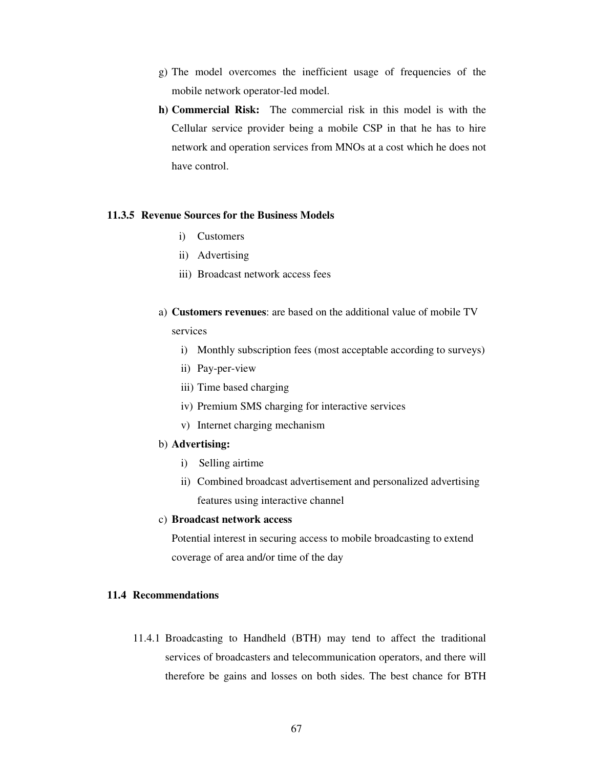g) The model overcomes the inefficient usage of frequencies of the mobile network operator-led model.

h) **Commercial Risk:** The commercial risk in this model is with the Cellular service provider being a mobile CSP in that he has to hire network and operation services from MNOs at a cost which he does not have control.

### 11.3.5 Revenue Sources for the Business Models

i) Customers
ii) Advertising
iii) Broadcast network access fees

a) **Customers revenues**: are based on the additional value of mobile TV services
   i) Monthly subscription fees (most acceptable according to surveys)
   ii) Pay-per-view
   iii) Time based charging
   iv) Premium SMS charging for interactive services
   v) Internet charging mechanism

b) **Advertising:**
   i) Selling airtime
   ii) Combined broadcast advertisement and personalized advertising features using interactive channel

c) **Broadcast network access**

   Potential interest in securing access to mobile broadcasting to extend coverage of area and/or time of the day

## 11.4 Recommendations

11.4.1 Broadcasting to Handheld (BTH) may tend to affect the traditional services of broadcasters and telecommunication operators, and there will therefore be gains and losses on both sides. The best chance for BTH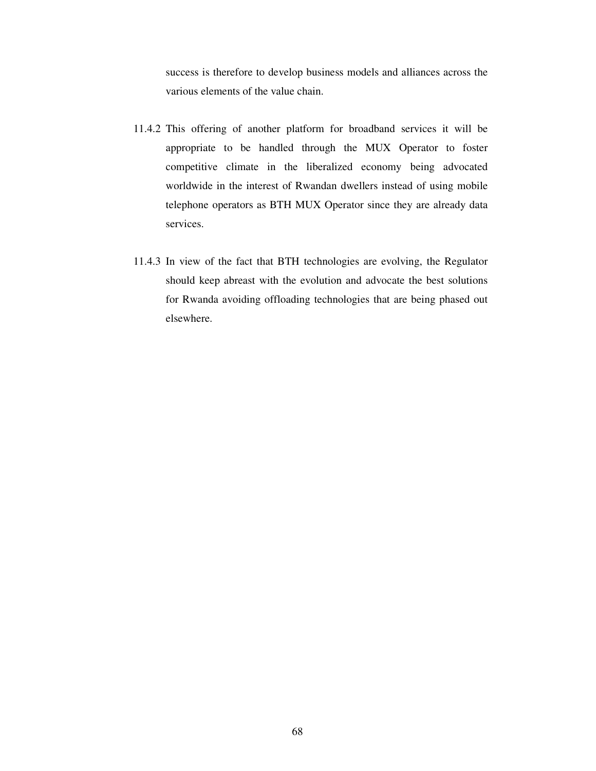success is therefore to develop business models and alliances across the various elements of the value chain.

11.4.2 This offering of another platform for broadband services it will be appropriate to be handled through the MUX Operator to foster competitive climate in the liberalized economy being advocated worldwide in the interest of Rwandan dwellers instead of using mobile telephone operators as BTH MUX Operator since they are already data services.

11.4.3 In view of the fact that BTH technologies are evolving, the Regulator should keep abreast with the evolution and advocate the best solutions for Rwanda avoiding offloading technologies that are being phased out elsewhere.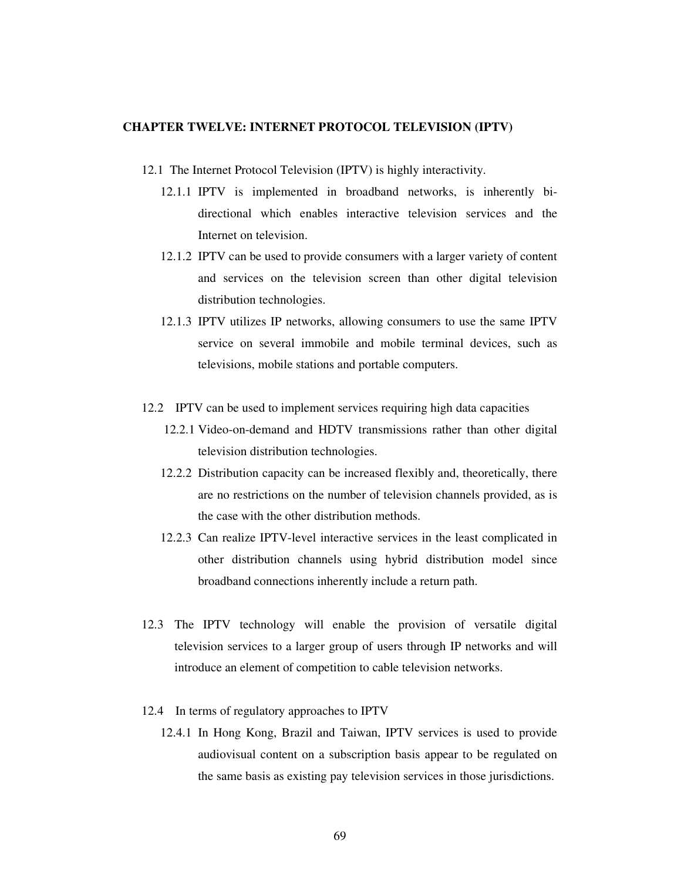**CHAPTER TWELVE: INTERNET PROTOCOL TELEVISION (IPTV)**

12.1 The Internet Protocol Television (IPTV) is highly interactivity.

12.1.1 IPTV is implemented in broadband networks, is inherently bi-directional which enables interactive television services and the Internet on television.

12.1.2 IPTV can be used to provide consumers with a larger variety of content and services on the television screen than other digital television distribution technologies.

12.1.3 IPTV utilizes IP networks, allowing consumers to use the same IPTV service on several immobile and mobile terminal devices, such as televisions, mobile stations and portable computers.

12.2 IPTV can be used to implement services requiring high data capacities

12.2.1 Video-on-demand and HDTV transmissions rather than other digital television distribution technologies.

12.2.2 Distribution capacity can be increased flexibly and, theoretically, there are no restrictions on the number of television channels provided, as is the case with the other distribution methods.

12.2.3 Can realize IPTV-level interactive services in the least complicated in other distribution channels using hybrid distribution model since broadband connections inherently include a return path.

12.3 The IPTV technology will enable the provision of versatile digital television services to a larger group of users through IP networks and will introduce an element of competition to cable television networks.

12.4 In terms of regulatory approaches to IPTV

12.4.1 In Hong Kong, Brazil and Taiwan, IPTV services is used to provide audiovisual content on a subscription basis appear to be regulated on the same basis as existing pay television services in those jurisdictions.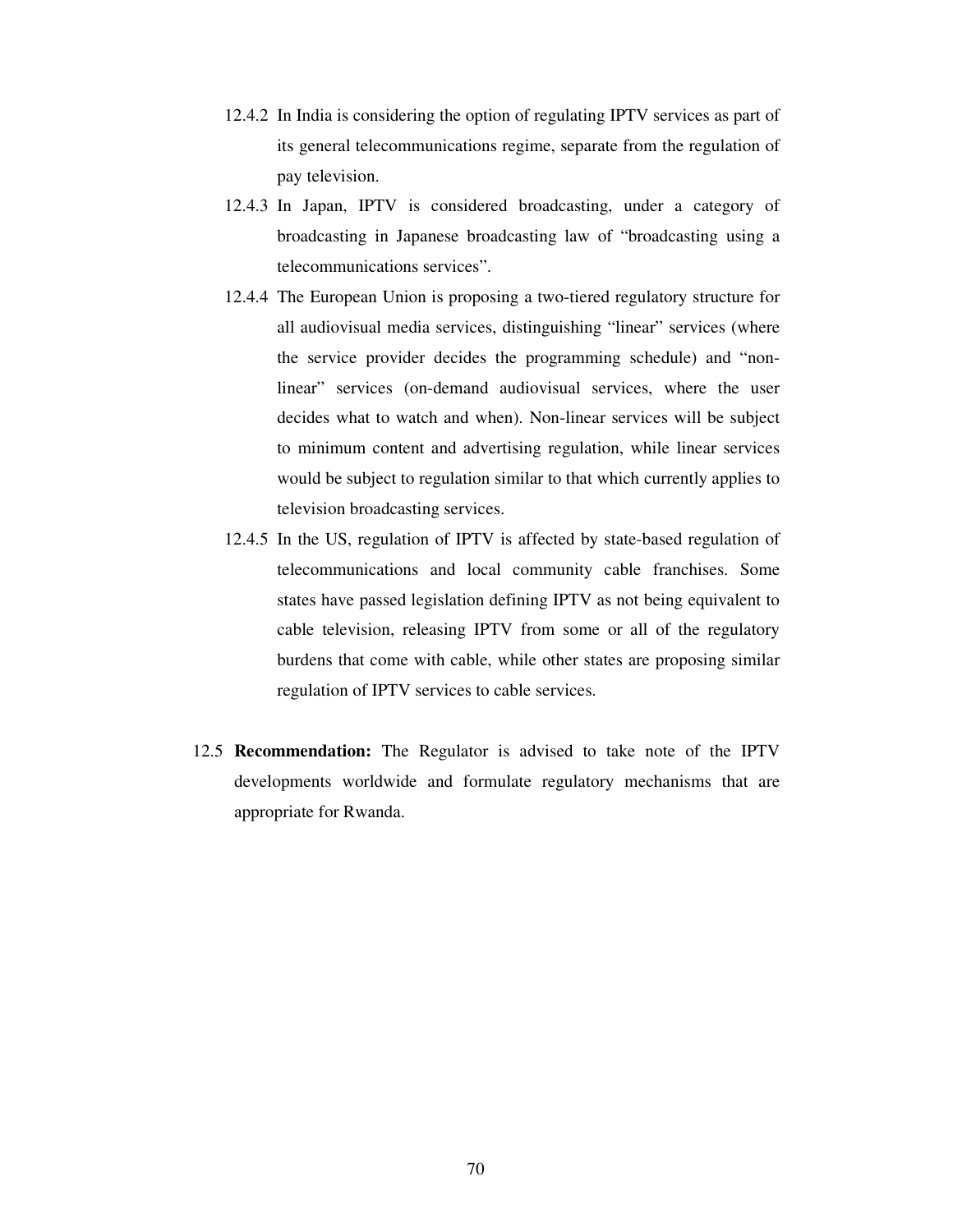12.4.2 In India is considering the option of regulating IPTV services as part of its general telecommunications regime, separate from the regulation of pay television.

12.4.3 In Japan, IPTV is considered broadcasting, under a category of broadcasting in Japanese broadcasting law of "broadcasting using a telecommunications services".

12.4.4 The European Union is proposing a two-tiered regulatory structure for all audiovisual media services, distinguishing "linear" services (where the service provider decides the programming schedule) and "non-linear" services (on-demand audiovisual services, where the user decides what to watch and when). Non-linear services will be subject to minimum content and advertising regulation, while linear services would be subject to regulation similar to that which currently applies to television broadcasting services.

12.4.5 In the US, regulation of IPTV is affected by state-based regulation of telecommunications and local community cable franchises. Some states have passed legislation defining IPTV as not being equivalent to cable television, releasing IPTV from some or all of the regulatory burdens that come with cable, while other states are proposing similar regulation of IPTV services to cable services.

12.5 **Recommendation:** The Regulator is advised to take note of the IPTV developments worldwide and formulate regulatory mechanisms that are appropriate for Rwanda.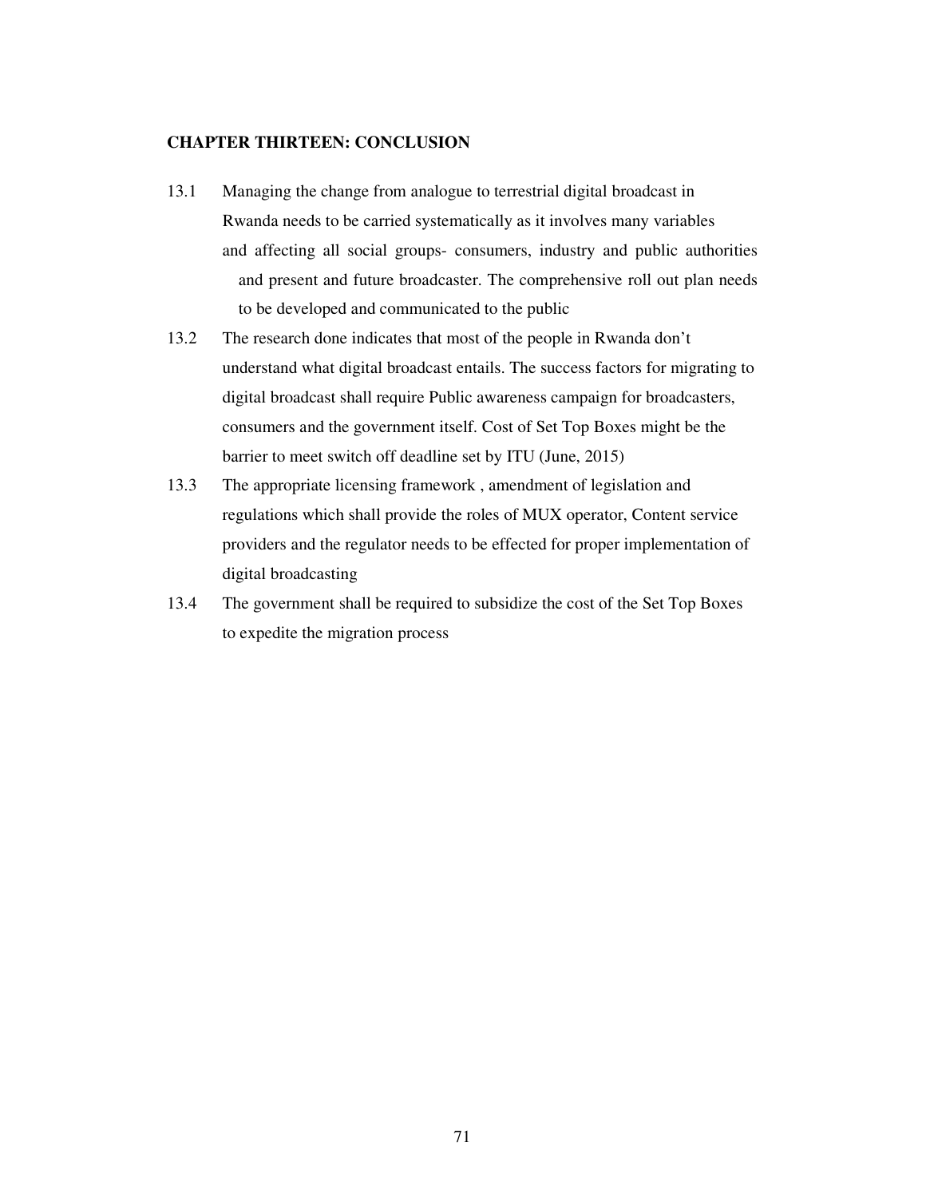**CHAPTER THIRTEEN: CONCLUSION**

13.1 Managing the change from analogue to terrestrial digital broadcast in Rwanda needs to be carried systematically as it involves many variables and affecting all social groups- consumers, industry and public authorities and present and future broadcaster. The comprehensive roll out plan needs to be developed and communicated to the public

13.2 The research done indicates that most of the people in Rwanda don't understand what digital broadcast entails. The success factors for migrating to digital broadcast shall require Public awareness campaign for broadcasters, consumers and the government itself. Cost of Set Top Boxes might be the barrier to meet switch off deadline set by ITU (June, 2015)

13.3 The appropriate licensing framework , amendment of legislation and regulations which shall provide the roles of MUX operator, Content service providers and the regulator needs to be effected for proper implementation of digital broadcasting

13.4 The government shall be required to subsidize the cost of the Set Top Boxes to expedite the migration process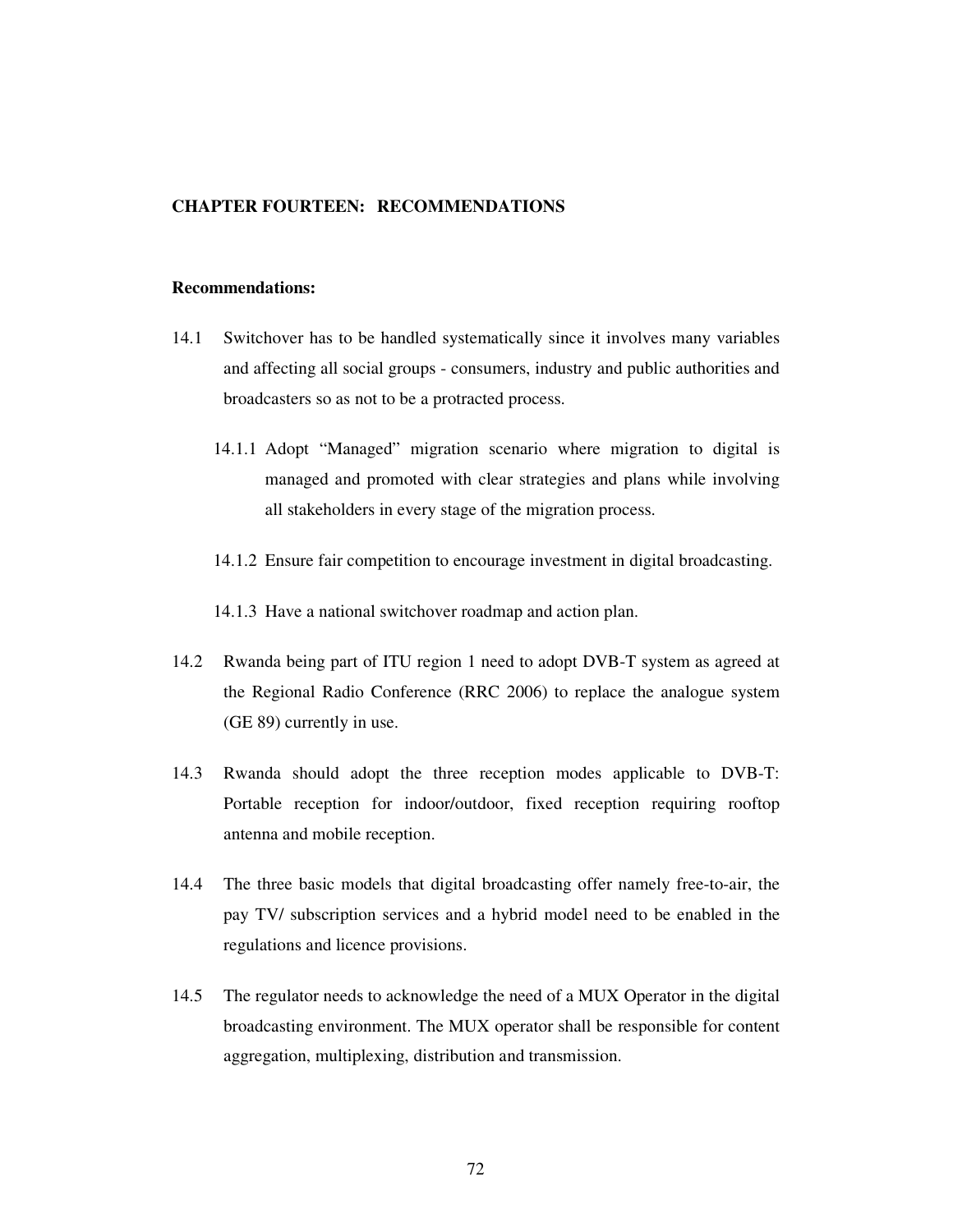## CHAPTER FOURTEEN: RECOMMENDATIONS

**Recommendations:**

14.1 Switchover has to be handled systematically since it involves many variables and affecting all social groups - consumers, industry and public authorities and broadcasters so as not to be a protracted process.

- 14.1.1 Adopt "Managed" migration scenario where migration to digital is managed and promoted with clear strategies and plans while involving all stakeholders in every stage of the migration process.
- 14.1.2 Ensure fair competition to encourage investment in digital broadcasting.
- 14.1.3 Have a national switchover roadmap and action plan.

14.2 Rwanda being part of ITU region 1 need to adopt DVB-T system as agreed at the Regional Radio Conference (RRC 2006) to replace the analogue system (GE 89) currently in use.

14.3 Rwanda should adopt the three reception modes applicable to DVB-T: Portable reception for indoor/outdoor, fixed reception requiring rooftop antenna and mobile reception.

14.4 The three basic models that digital broadcasting offer namely free-to-air, the pay TV/ subscription services and a hybrid model need to be enabled in the regulations and licence provisions.

14.5 The regulator needs to acknowledge the need of a MUX Operator in the digital broadcasting environment. The MUX operator shall be responsible for content aggregation, multiplexing, distribution and transmission.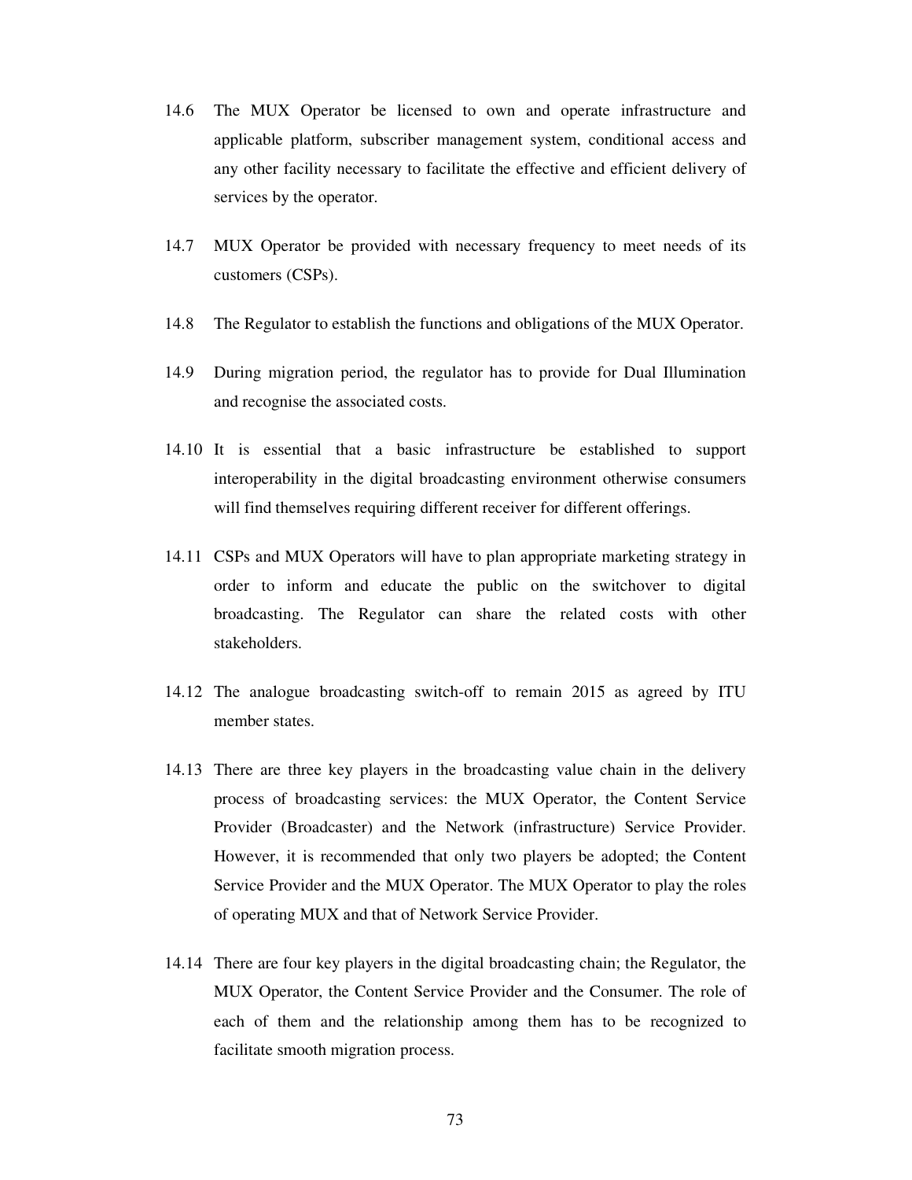14.6 The MUX Operator be licensed to own and operate infrastructure and applicable platform, subscriber management system, conditional access and any other facility necessary to facilitate the effective and efficient delivery of services by the operator.

14.7 MUX Operator be provided with necessary frequency to meet needs of its customers (CSPs).

14.8 The Regulator to establish the functions and obligations of the MUX Operator.

14.9 During migration period, the regulator has to provide for Dual Illumination and recognise the associated costs.

14.10 It is essential that a basic infrastructure be established to support interoperability in the digital broadcasting environment otherwise consumers will find themselves requiring different receiver for different offerings.

14.11 CSPs and MUX Operators will have to plan appropriate marketing strategy in order to inform and educate the public on the switchover to digital broadcasting. The Regulator can share the related costs with other stakeholders.

14.12 The analogue broadcasting switch-off to remain 2015 as agreed by ITU member states.

14.13 There are three key players in the broadcasting value chain in the delivery process of broadcasting services: the MUX Operator, the Content Service Provider (Broadcaster) and the Network (infrastructure) Service Provider. However, it is recommended that only two players be adopted; the Content Service Provider and the MUX Operator. The MUX Operator to play the roles of operating MUX and that of Network Service Provider.

14.14 There are four key players in the digital broadcasting chain; the Regulator, the MUX Operator, the Content Service Provider and the Consumer. The role of each of them and the relationship among them has to be recognized to facilitate smooth migration process.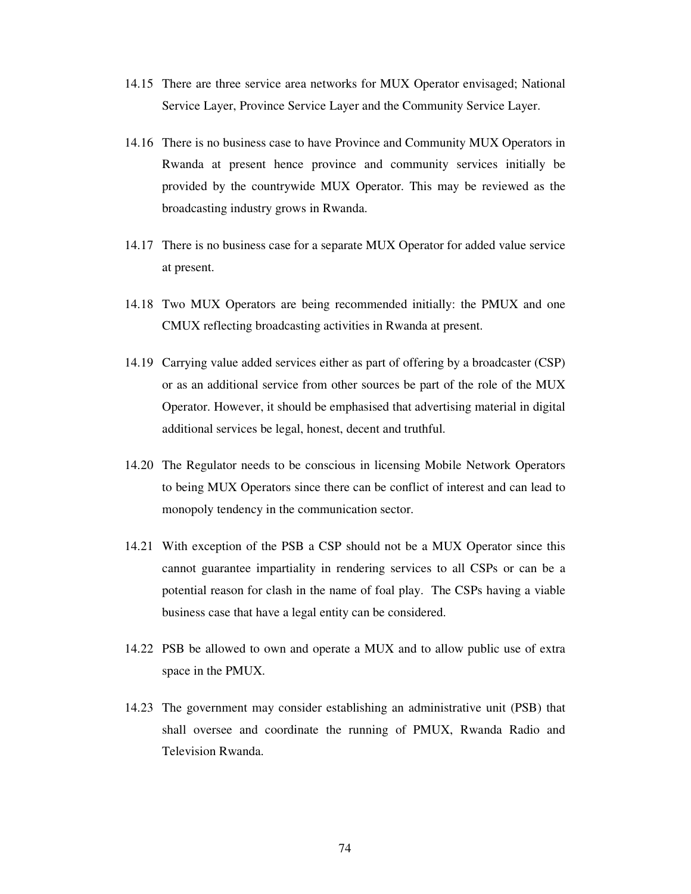14.15 There are three service area networks for MUX Operator envisaged; National Service Layer, Province Service Layer and the Community Service Layer.

14.16 There is no business case to have Province and Community MUX Operators in Rwanda at present hence province and community services initially be provided by the countrywide MUX Operator. This may be reviewed as the broadcasting industry grows in Rwanda.

14.17 There is no business case for a separate MUX Operator for added value service at present.

14.18 Two MUX Operators are being recommended initially: the PMUX and one CMUX reflecting broadcasting activities in Rwanda at present.

14.19 Carrying value added services either as part of offering by a broadcaster (CSP) or as an additional service from other sources be part of the role of the MUX Operator. However, it should be emphasised that advertising material in digital additional services be legal, honest, decent and truthful.

14.20 The Regulator needs to be conscious in licensing Mobile Network Operators to being MUX Operators since there can be conflict of interest and can lead to monopoly tendency in the communication sector.

14.21 With exception of the PSB a CSP should not be a MUX Operator since this cannot guarantee impartiality in rendering services to all CSPs or can be a potential reason for clash in the name of foal play. The CSPs having a viable business case that have a legal entity can be considered.

14.22 PSB be allowed to own and operate a MUX and to allow public use of extra space in the PMUX.

14.23 The government may consider establishing an administrative unit (PSB) that shall oversee and coordinate the running of PMUX, Rwanda Radio and Television Rwanda.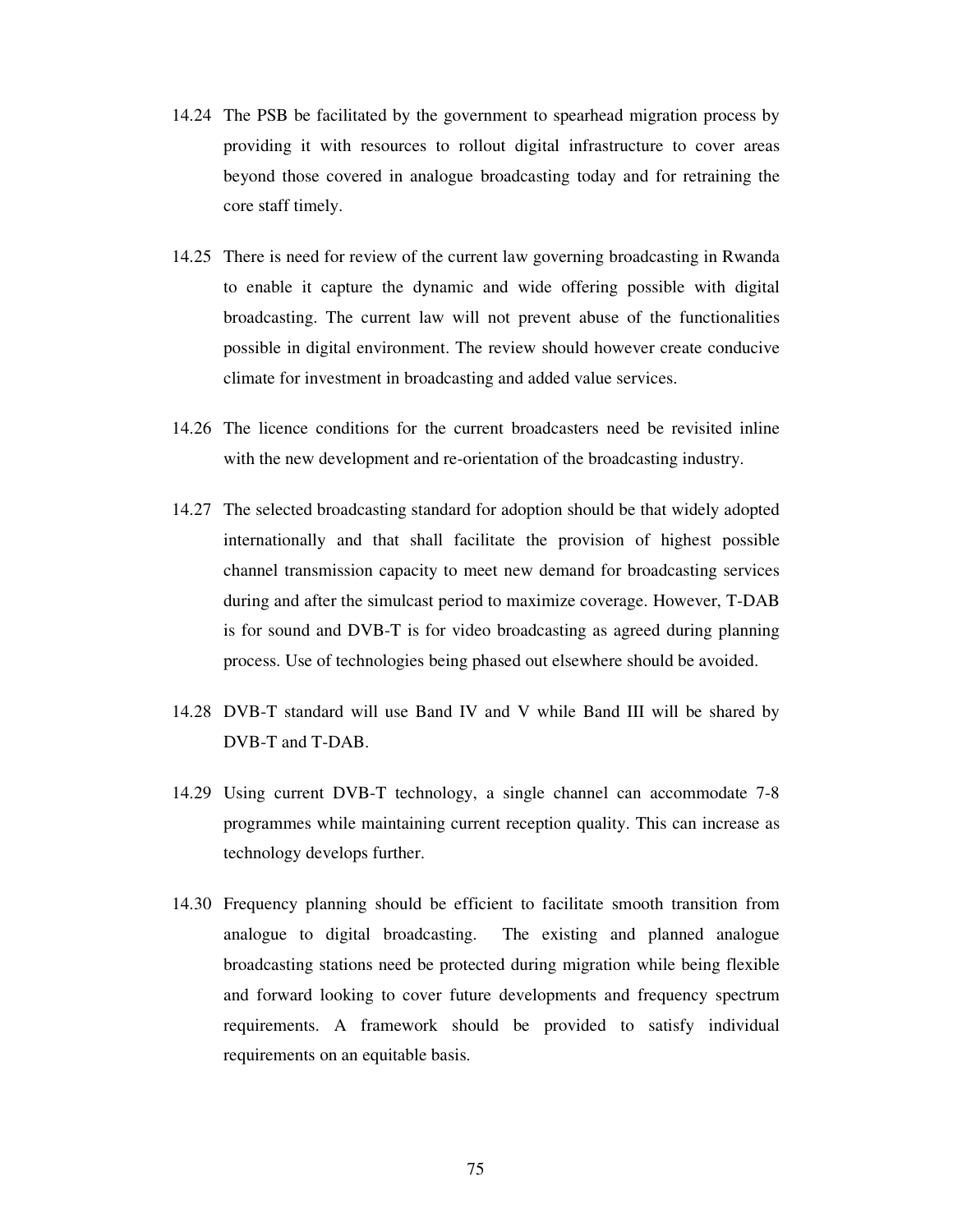14.24 The PSB be facilitated by the government to spearhead migration process by providing it with resources to rollout digital infrastructure to cover areas beyond those covered in analogue broadcasting today and for retraining the core staff timely.

14.25 There is need for review of the current law governing broadcasting in Rwanda to enable it capture the dynamic and wide offering possible with digital broadcasting. The current law will not prevent abuse of the functionalities possible in digital environment. The review should however create conducive climate for investment in broadcasting and added value services.

14.26 The licence conditions for the current broadcasters need be revisited inline with the new development and re-orientation of the broadcasting industry.

14.27 The selected broadcasting standard for adoption should be that widely adopted internationally and that shall facilitate the provision of highest possible channel transmission capacity to meet new demand for broadcasting services during and after the simulcast period to maximize coverage. However, T-DAB is for sound and DVB-T is for video broadcasting as agreed during planning process. Use of technologies being phased out elsewhere should be avoided.

14.28 DVB-T standard will use Band IV and V while Band III will be shared by DVB-T and T-DAB.

14.29 Using current DVB-T technology, a single channel can accommodate 7-8 programmes while maintaining current reception quality. This can increase as technology develops further.

14.30 Frequency planning should be efficient to facilitate smooth transition from analogue to digital broadcasting. The existing and planned analogue broadcasting stations need be protected during migration while being flexible and forward looking to cover future developments and frequency spectrum requirements. A framework should be provided to satisfy individual requirements on an equitable basis.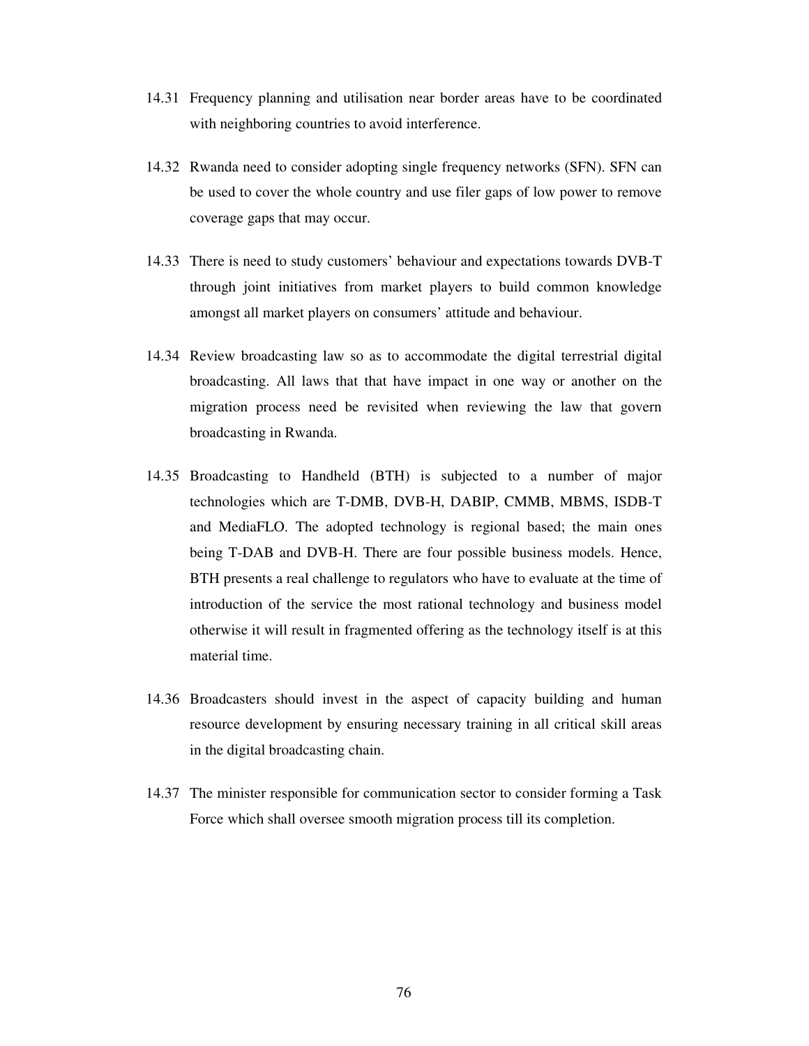14.31 Frequency planning and utilisation near border areas have to be coordinated with neighboring countries to avoid interference.

14.32 Rwanda need to consider adopting single frequency networks (SFN). SFN can be used to cover the whole country and use filer gaps of low power to remove coverage gaps that may occur.

14.33 There is need to study customers' behaviour and expectations towards DVB-T through joint initiatives from market players to build common knowledge amongst all market players on consumers' attitude and behaviour.

14.34 Review broadcasting law so as to accommodate the digital terrestrial digital broadcasting. All laws that that have impact in one way or another on the migration process need be revisited when reviewing the law that govern broadcasting in Rwanda.

14.35 Broadcasting to Handheld (BTH) is subjected to a number of major technologies which are T-DMB, DVB-H, DABIP, CMMB, MBMS, ISDB-T and MediaFLO. The adopted technology is regional based; the main ones being T-DAB and DVB-H. There are four possible business models. Hence, BTH presents a real challenge to regulators who have to evaluate at the time of introduction of the service the most rational technology and business model otherwise it will result in fragmented offering as the technology itself is at this material time.

14.36 Broadcasters should invest in the aspect of capacity building and human resource development by ensuring necessary training in all critical skill areas in the digital broadcasting chain.

14.37 The minister responsible for communication sector to consider forming a Task Force which shall oversee smooth migration process till its completion.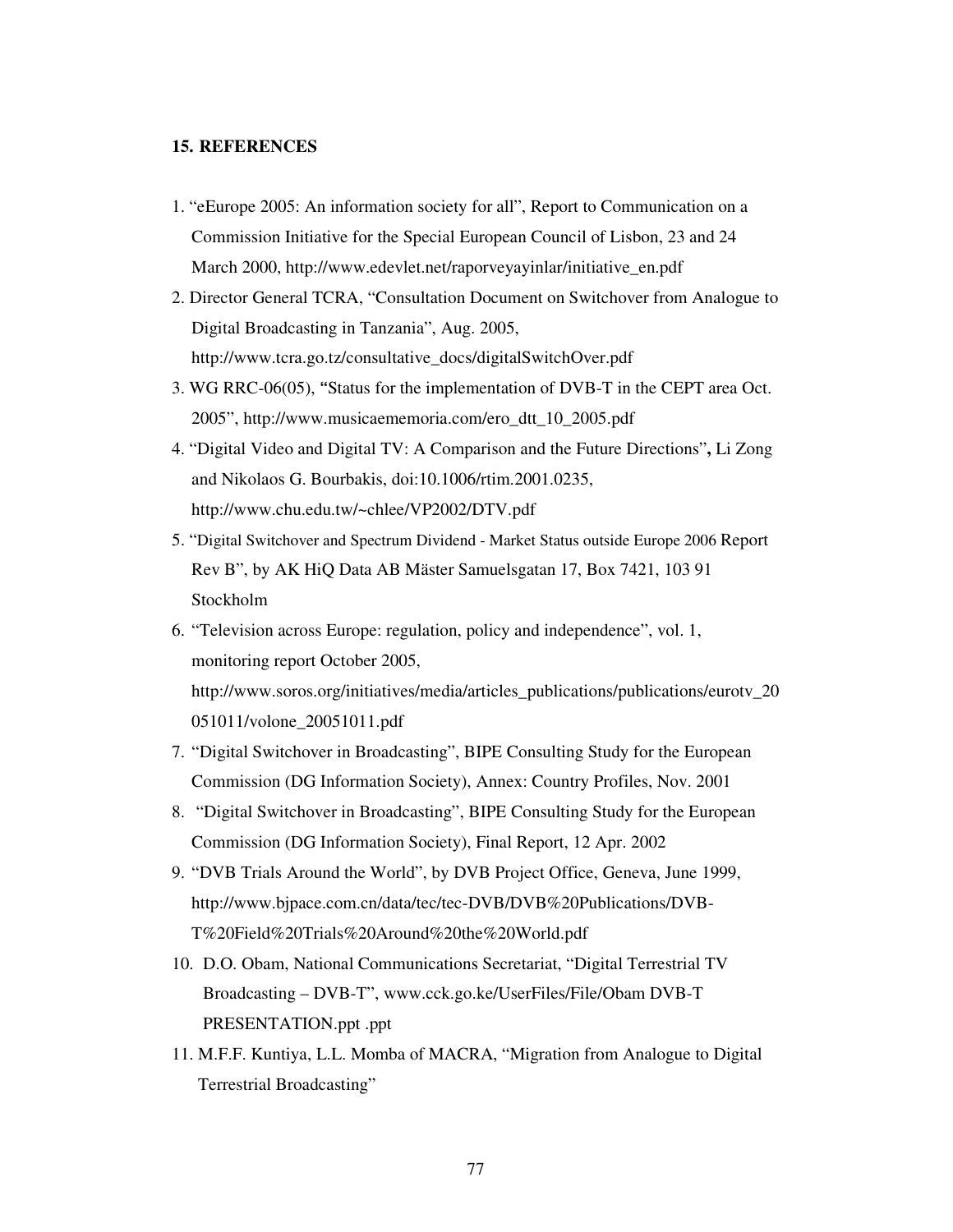## 15. REFERENCES

1. "eEurope 2005: An information society for all", Report to Communication on a Commission Initiative for the Special European Council of Lisbon, 23 and 24 March 2000, http://www.edevlet.net/raporveyayinlar/initiative_en.pdf
2. Director General TCRA, "Consultation Document on Switchover from Analogue to Digital Broadcasting in Tanzania", Aug. 2005, http://www.tcra.go.tz/consultative_docs/digitalSwitchOver.pdf
3. WG RRC-06(05), "Status for the implementation of DVB-T in the CEPT area Oct. 2005", http://www.musicaememoria.com/ero_dtt_10_2005.pdf
4. "Digital Video and Digital TV: A Comparison and the Future Directions"**,** Li Zong and Nikolaos G. Bourbakis, doi:10.1006/rtim.2001.0235, http://www.chu.edu.tw/~chlee/VP2002/DTV.pdf
5. "Digital Switchover and Spectrum Dividend - Market Status outside Europe 2006 Report Rev B", by AK HiQ Data AB Mäster Samuelsgatan 17, Box 7421, 103 91 Stockholm
6. "Television across Europe: regulation, policy and independence", vol. 1, monitoring report October 2005, http://www.soros.org/initiatives/media/articles_publications/publications/eurotv_20051011/volone_20051011.pdf
7. "Digital Switchover in Broadcasting", BIPE Consulting Study for the European Commission (DG Information Society), Annex: Country Profiles, Nov. 2001
8. "Digital Switchover in Broadcasting", BIPE Consulting Study for the European Commission (DG Information Society), Final Report, 12 Apr. 2002
9. "DVB Trials Around the World", by DVB Project Office, Geneva, June 1999, http://www.bjpace.com.cn/data/tec/tec-DVB/DVB%20Publications/DVB-T%20Field%20Trials%20Around%20the%20World.pdf
10. D.O. Obam, National Communications Secretariat, "Digital Terrestrial TV Broadcasting – DVB-T", www.cck.go.ke/UserFiles/File/Obam DVB-T PRESENTATION.ppt .ppt
11. M.F.F. Kuntiya, L.L. Momba of MACRA, "Migration from Analogue to Digital Terrestrial Broadcasting"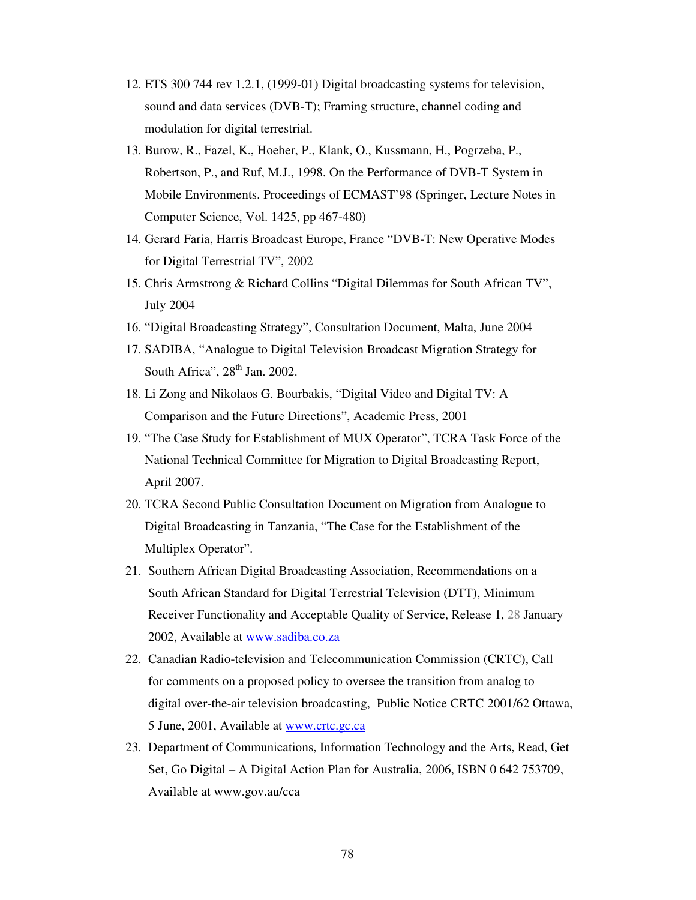12. ETS 300 744 rev 1.2.1, (1999-01) Digital broadcasting systems for television, sound and data services (DVB-T); Framing structure, channel coding and modulation for digital terrestrial.
13. Burow, R., Fazel, K., Hoeher, P., Klank, O., Kussmann, H., Pogrzeba, P., Robertson, P., and Ruf, M.J., 1998. On the Performance of DVB-T System in Mobile Environments. Proceedings of ECMAST'98 (Springer, Lecture Notes in Computer Science, Vol. 1425, pp 467-480)
14. Gerard Faria, Harris Broadcast Europe, France "DVB-T: New Operative Modes for Digital Terrestrial TV", 2002
15. Chris Armstrong & Richard Collins "Digital Dilemmas for South African TV", July 2004
16. "Digital Broadcasting Strategy", Consultation Document, Malta, June 2004
17. SADIBA, "Analogue to Digital Television Broadcast Migration Strategy for South Africa", 28th Jan. 2002.
18. Li Zong and Nikolaos G. Bourbakis, "Digital Video and Digital TV: A Comparison and the Future Directions", Academic Press, 2001
19. "The Case Study for Establishment of MUX Operator", TCRA Task Force of the National Technical Committee for Migration to Digital Broadcasting Report, April 2007.
20. TCRA Second Public Consultation Document on Migration from Analogue to Digital Broadcasting in Tanzania, "The Case for the Establishment of the Multiplex Operator".
21. Southern African Digital Broadcasting Association, Recommendations on a South African Standard for Digital Terrestrial Television (DTT), Minimum Receiver Functionality and Acceptable Quality of Service, Release 1, 28 January 2002, Available at [www.sadiba.co.za](www.sadiba.co.za)
22. Canadian Radio-television and Telecommunication Commission (CRTC), Call for comments on a proposed policy to oversee the transition from analog to digital over-the-air television broadcasting, Public Notice CRTC 2001/62 Ottawa, 5 June, 2001, Available at [www.crtc.gc.ca](www.crtc.gc.ca)
23. Department of Communications, Information Technology and the Arts, Read, Get Set, Go Digital – A Digital Action Plan for Australia, 2006, ISBN 0 642 753709, Available at www.gov.au/cca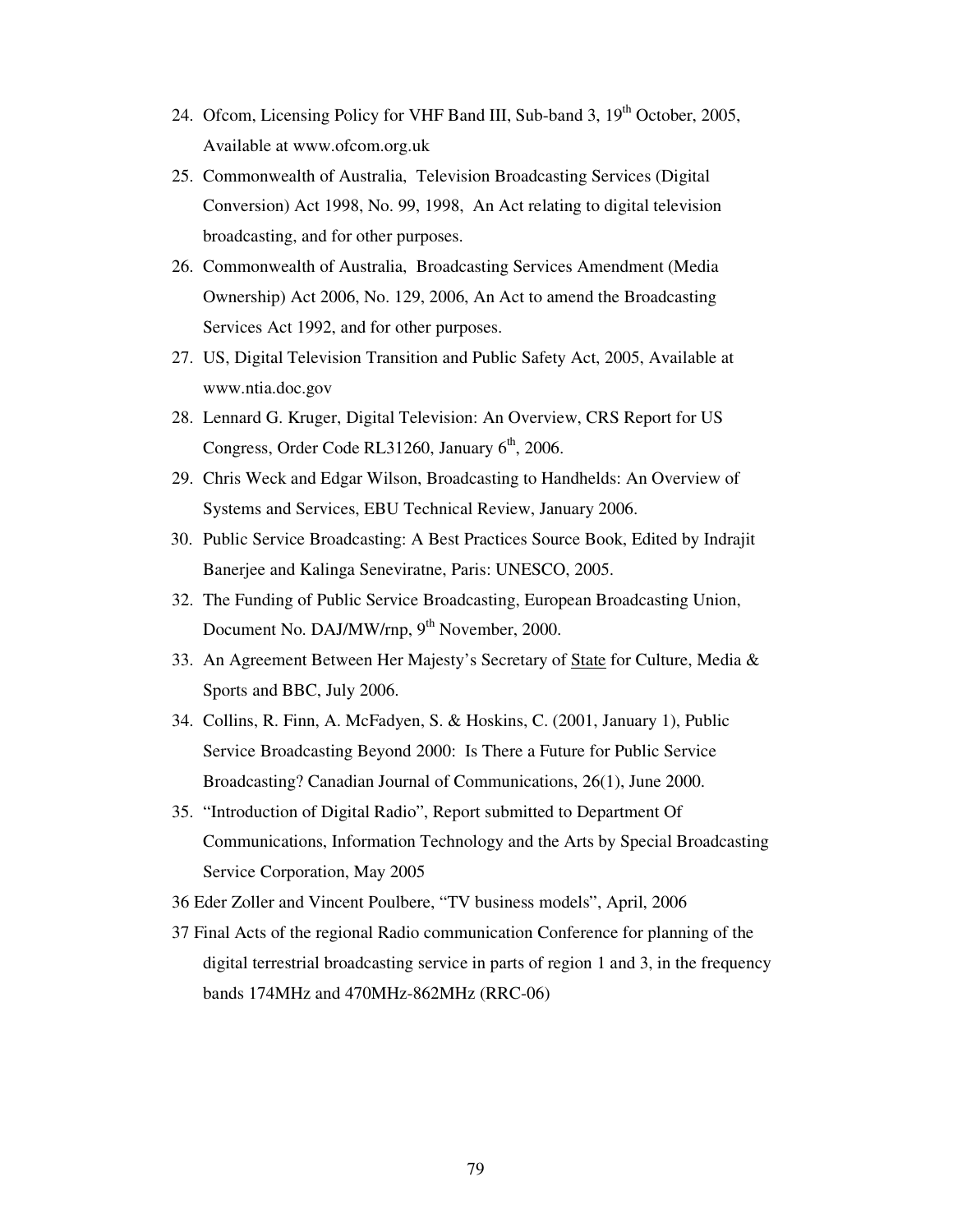24. Ofcom, Licensing Policy for VHF Band III, Sub-band 3, 19th October, 2005, Available at www.ofcom.org.uk
25. Commonwealth of Australia, Television Broadcasting Services (Digital Conversion) Act 1998, No. 99, 1998, An Act relating to digital television broadcasting, and for other purposes.
26. Commonwealth of Australia, Broadcasting Services Amendment (Media Ownership) Act 2006, No. 129, 2006, An Act to amend the Broadcasting Services Act 1992, and for other purposes.
27. US, Digital Television Transition and Public Safety Act, 2005, Available at www.ntia.doc.gov
28. Lennard G. Kruger, Digital Television: An Overview, CRS Report for US Congress, Order Code RL31260, January 6th, 2006.
29. Chris Weck and Edgar Wilson, Broadcasting to Handhelds: An Overview of Systems and Services, EBU Technical Review, January 2006.
30. Public Service Broadcasting: A Best Practices Source Book, Edited by Indrajit Banerjee and Kalinga Seneviratne, Paris: UNESCO, 2005.
32. The Funding of Public Service Broadcasting, European Broadcasting Union, Document No. DAJ/MW/rnp, 9th November, 2000.
33. An Agreement Between Her Majesty's Secretary of State for Culture, Media & Sports and BBC, July 2006.
34. Collins, R. Finn, A. McFadyen, S. & Hoskins, C. (2001, January 1), Public Service Broadcasting Beyond 2000: Is There a Future for Public Service Broadcasting? Canadian Journal of Communications, 26(1), June 2000.
35. "Introduction of Digital Radio", Report submitted to Department Of Communications, Information Technology and the Arts by Special Broadcasting Service Corporation, May 2005

36 Eder Zoller and Vincent Poulbere, "TV business models", April, 2006

37 Final Acts of the regional Radio communication Conference for planning of the digital terrestrial broadcasting service in parts of region 1 and 3, in the frequency bands 174MHz and 470MHz-862MHz (RRC-06)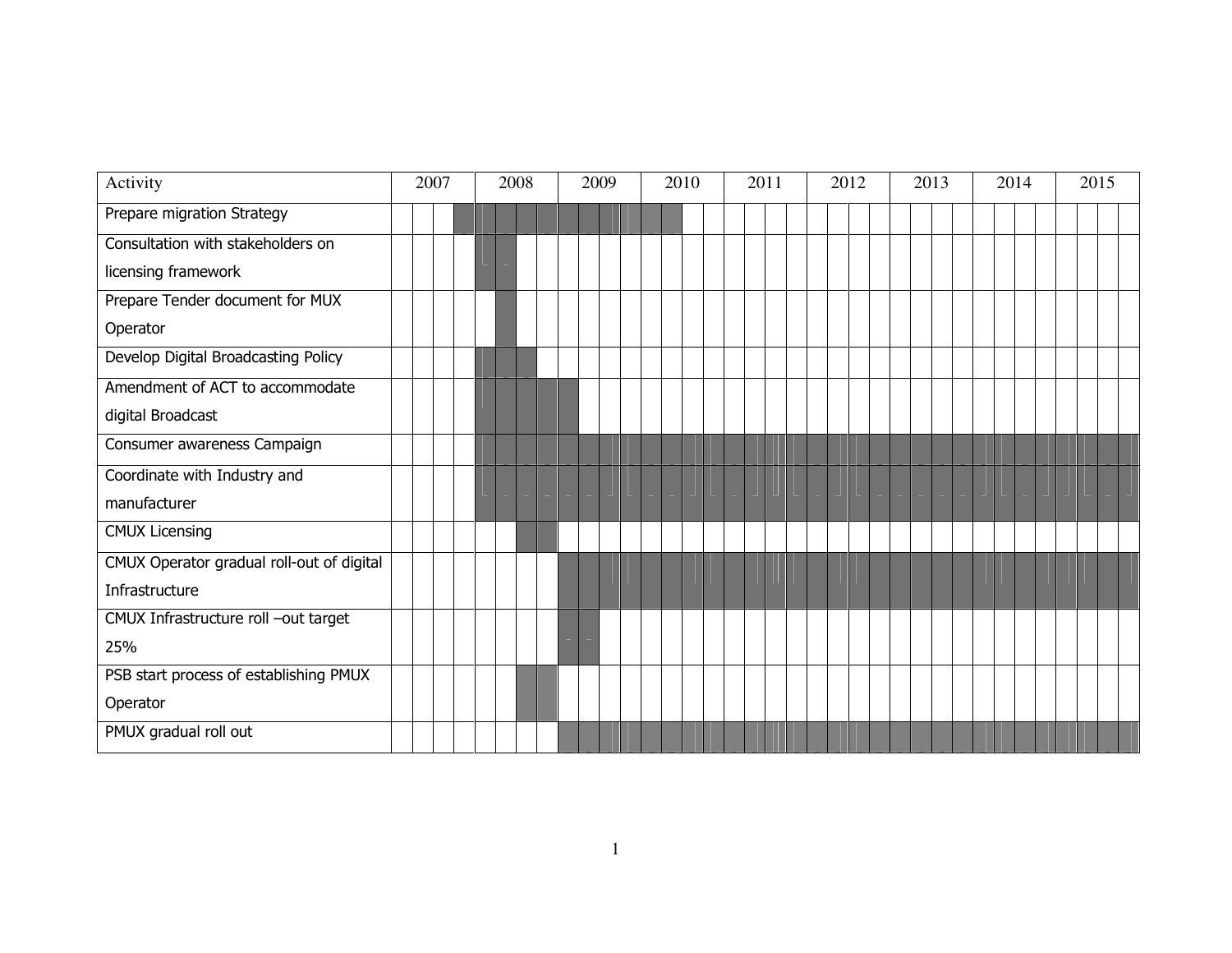| Activity | 2007 | | | | 2008 | | | | 2009 | | | | 2010 | | | | 2011 | | | | 2012 | | | | 2013 | | | | 2014 | | | | 2015 | | | |
|---|---|---|---|---|---|---|---|---|---|---|---|---|---|---|---|---|---|---|---|---|---|---|---|---|---|---|---|---|---|---|---|---|---|---|---|---|
| Prepare migration Strategy | | | | ■ | ■ | ■ | ■ | ■ | ■ | ■ | ■ | ■ | ■ | ■ | | | | | | | | | | | | | | | | | | | | | | |
| Consultation with stakeholders on licensing framework | | | | | ■ | ■ | | | | | | | | | | | | | | | | | | | | | | | | | | | | | | |
| Prepare Tender document for MUX Operator | | | | | | ■ | | | | | | | | | | | | | | | | | | | | | | | | | | | | | | |
| Develop Digital Broadcasting Policy | | | | | ■ | ■ | ■ | | | | | | | | | | | | | | | | | | | | | | | | | | | | | |
| Amendment of ACT to accommodate digital Broadcast | | | | | ■ | ■ | ■ | ■ | ■ | | | | | | | | | | | | | | | | | | | | | | | | | | | |
| Consumer awareness Campaign | | | | | ■ | ■ | ■ | ■ | ■ | ■ | ■ | ■ | ■ | ■ | ■ | ■ | ■ | ■ | ■ | ■ | ■ | ■ | ■ | ■ | ■ | ■ | ■ | ■ | ■ | ■ | ■ | ■ | ■ | ■ | ■ | ■ |
| Coordinate with Industry and manufacturer | | | | | ■ | ■ | ■ | ■ | ■ | ■ | ■ | ■ | ■ | ■ | ■ | ■ | ■ | ■ | ■ | ■ | ■ | ■ | ■ | ■ | ■ | ■ | ■ | ■ | ■ | ■ | ■ | ■ | ■ | ■ | ■ | ■ |
| CMUX Licensing | | | | | | | ■ | ■ | | | | | | | | | | | | | | | | | | | | | | | | | | | | |
| CMUX Operator gradual roll-out of digital Infrastructure | | | | | | | | | ■ | ■ | ■ | ■ | ■ | ■ | ■ | ■ | ■ | ■ | ■ | ■ | ■ | ■ | ■ | ■ | ■ | ■ | ■ | ■ | ■ | ■ | ■ | ■ | ■ | ■ | ■ | ■ |
| CMUX Infrastructure roll –out target 25% | | | | | | | | | ■ | ■ | | | | | | | | | | | | | | | | | | | | | | | | | | |
| PSB start process of establishing PMUX Operator | | | | | | | ■ | ■ | | | | | | | | | | | | | | | | | | | | | | | | | | | | |
| PMUX gradual roll out | | | | | | | | | ■ | ■ | ■ | ■ | ■ | ■ | ■ | ■ | ■ | ■ | ■ | ■ | ■ | ■ | ■ | ■ | ■ | ■ | ■ | ■ | ■ | ■ | ■ | ■ | ■ | ■ | ■ | ■ |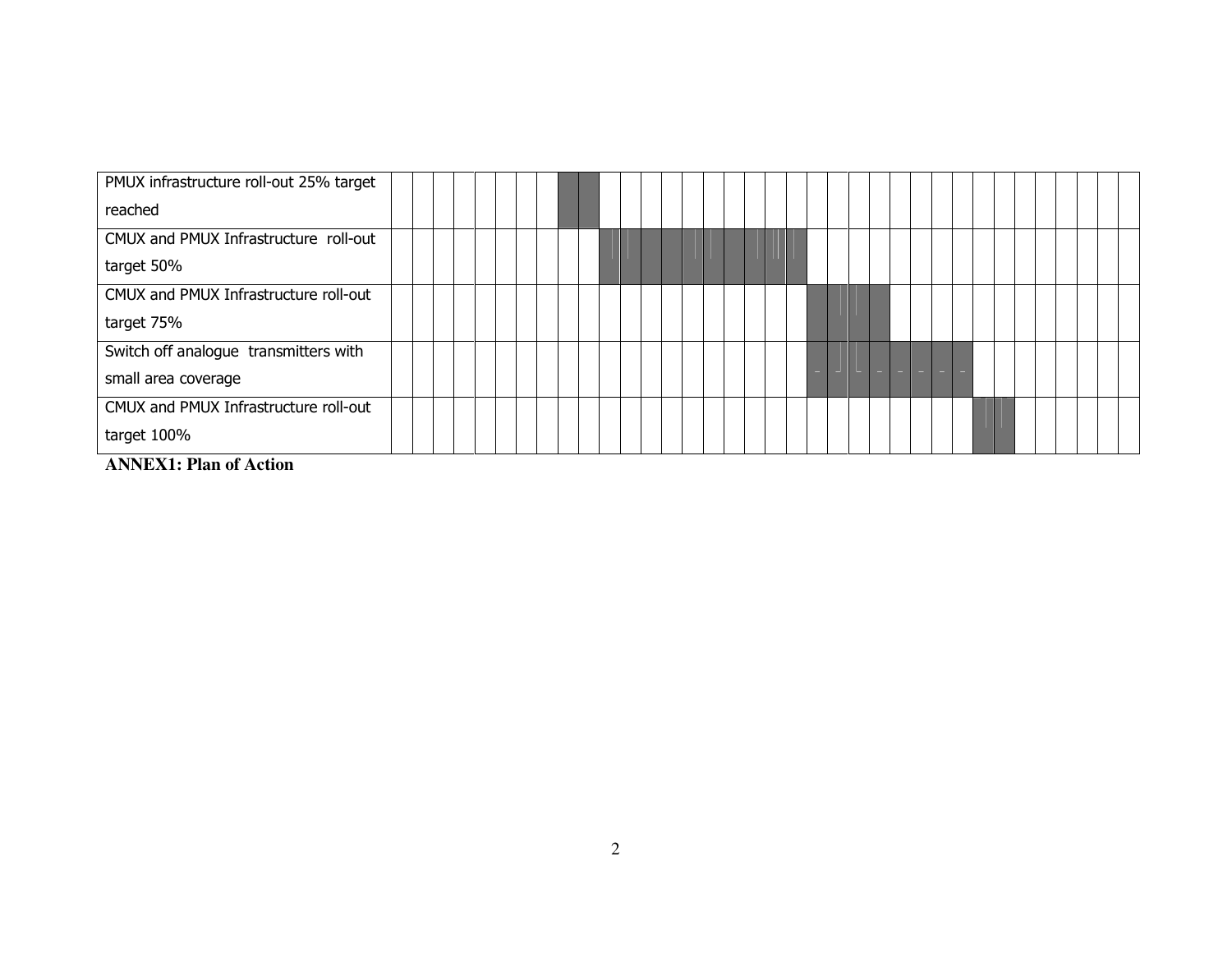| Activity | | | | | | | | | | | | | | | | | | | | | | | | | | | | | | | | | | | | |
|---|---|---|---|---|---|---|---|---|---|---|---|---|---|---|---|---|---|---|---|---|---|---|---|---|---|---|---|---|---|---|---|---|---|---|---|---|
| PMUX infrastructure roll-out 25% target reached | | | | | | | | | ■ | ■ | | | | | | | | | | | | | | | | | | | | | | | | | | |
| CMUX and PMUX Infrastructure roll-out target 50% | | | | | | | | | | | ■ | ■ | ■ | ■ | ■ | ■ | ■ | ■ | ■ | ■ | | | | | | | | | | | | | | | | |
| CMUX and PMUX Infrastructure roll-out target 75% | | | | | | | | | | | | | | | | | | | | | ■ | ■ | ■ | ■ | | | | | | | | | | | | |
| Switch off analogue transmitters with small area coverage | | | | | | | | | | | | | | | | | | | | | ■ | ■ | ■ | ■ | ■ | ■ | ■ | ■ | | | | | | | | |
| CMUX and PMUX Infrastructure roll-out target 100% | | | | | | | | | | | | | | | | | | | | | | | | | | | | | ■ | ■ | | | | | | |

**ANNEX1: Plan of Action**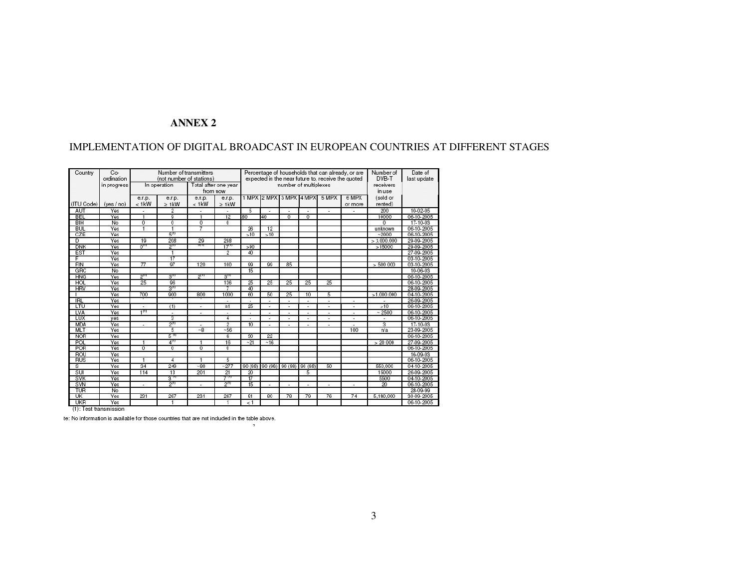# ANNEX 2

## IMPLEMENTATION OF DIGITAL BROADCAST IN EUROPEAN COUNTRIES AT DIFFERENT STAGES

| Country | Co-ordination in progress | Number of transmitters (not number of stations) | | | | Percentage of households that can already, or are expected in the near future to, receive the quoted number of multiplexes | | | | | | Number of DVB-T receivers in use | Date of last update |
|---|---|---|---|---|---|---|---|---|---|---|---|---|---|
| | | In operation | | Total after one year from now | | | | | | | | | |
| (ITU Code) | (yes / no) | e.r.p. < 1kW | e.r.p. ≥ 1kW | e.r.p. < 1kW | e.r.p. ≥ 1kW | 1 MPX | 2 MPX | 3 MPX | 4 MPX | 5 MPX | 6 MPX or more | (sold or rented) | |
| AUT | Yes | - | 2 | - | - | 5 | - | - | - | - | - | 200 | 10-02-05 |
| BEL | Yes | 1 | 9 | 1 | 12 | 80 | 40 | 0 | 0 | | | 10000 | 06-10-2005 |
| BIH | No | 0 | 0 | 0 | 0 | | | | | | | 0 | 17-10-03 |
| BUL | Yes | 1 | 1 | 7 | | 26 | 12 | | | | | unknown | 06-10-2005 |
| CZE | Yes | | 5 (1) | | | >10 | >10 | | | | | ~2000 | 06-10-2005 |
| D | Yes | 19 | 208 | 29 | 298 | | | | | | | > 3.000.000 | 29-09-2005 |
| DNK | Yes | 0 (1) | 2 (1) | (1) | 17 (1) | >90 | | | | | | >15000 | 29-09-2005 |
| EST | Yes | | 1 | | 2 | 40 | | | | | | | 27-09-2005 |
| F | Yes | | 17 | | | | | | | | | | 03-10-2005 |
| FIN | Yes | 77 | 97 | 120 | 100 | 99 | 99 | 85 | | | | > 500 000 | 03-10-2005 |
| GRC | No | | | | | 15 | | | | | | | 10-06-03 |
| HNG | Yes | 2 (1) | 3 (1) | 2 (1) | 3 (1) | | | | | | | | 06-10-2005 |
| HOL | Yes | 25 | 96 | | 136 | 25 | 25 | 25 | 25 | 25 | | | 06-10-2005 |
| HRV | Yes | | 3 (1) | | 7 | 40 | | | | | | | 28-09-2005 |
| I | Yes | 700 | 900 | 800 | 1000 | 60 | 50 | 25 | 10 | 5 | | >1.000.000 | 04-10-2005 |
| IRL | Yes | - | - | - | - | - | - | - | - | - | - | - | 26-09-2005 |
| LTU | Yes | - | (1) | - | ≥1 | 25 | - | - | - | - | - | >10 | 06-10-2005 |
| LVA | Yes | 1 (1) | - | - | - | - | - | - | - | - | - | ~ 2500 | 06-10-2005 |
| LUX | yes | | 3 | | 4 | - | - | - | - | - | - | - | 06-10-2005 |
| MDA | Yes | - | 2 (1) | - | 2 | 10 | - | - | - | - | - | 3 | 17-10-03 |
| MLT | Yes | | 5 | ~8 | ~56 | | | | | | 100 | n/a | 23-09-2005 |
| NOR | Yes | | 5 (1) | | 6 | 30 | 22 | | | | | | 06-10-2005 |
| POL | Yes | 1 | 4 (1) | 1 | 16 | ~21 | ~16 | | | | | > 20 000 | 27-09-2005 |
| POR | Yes | 0 | 0 | 0 | 0 | | | | | | | | 06-10-2005 |
| ROU | Yes | | | | | | | | | | | | 16-09-03 |
| RUS | Yes | 1 | 4 | 1 | 5 | | | | | | | | 06-10-2005 |
| S | Yes | 34 | 249 | ~90 | ~277 | 90 (98) | 90 (98) | 90 (98) | 90 (98) | 50 | | 550,000 | 04-10-2005 |
| SUI | Yes | 114 | 13 | 201 | 21 | 20 | | | 5 | | | 15000 | 26-09-2005 |
| SVK | Yes | | 3 (1) | | 7 (1) | 17 | | | | | | 5500 | 04-10-2005 |
| SVN | Yes | - | 2 (1) | - | 2 (1) | 15 | - | - | - | - | - | 20 | 06-10-2005 |
| TUR | No | | | | | | | | | | | | 28-09-99 |
| UK | Yes | 231 | 267 | 231 | 267 | 91 | 90 | 79 | 79 | 76 | 74 | 5,180,000 | 30-09-2005 |
| UKR | Yes | | 1 | | 1 | < 1 | | | | | | | 06-10-2005 |

(1): Test transmission

te: No information is available for those countries that are not included in the table above.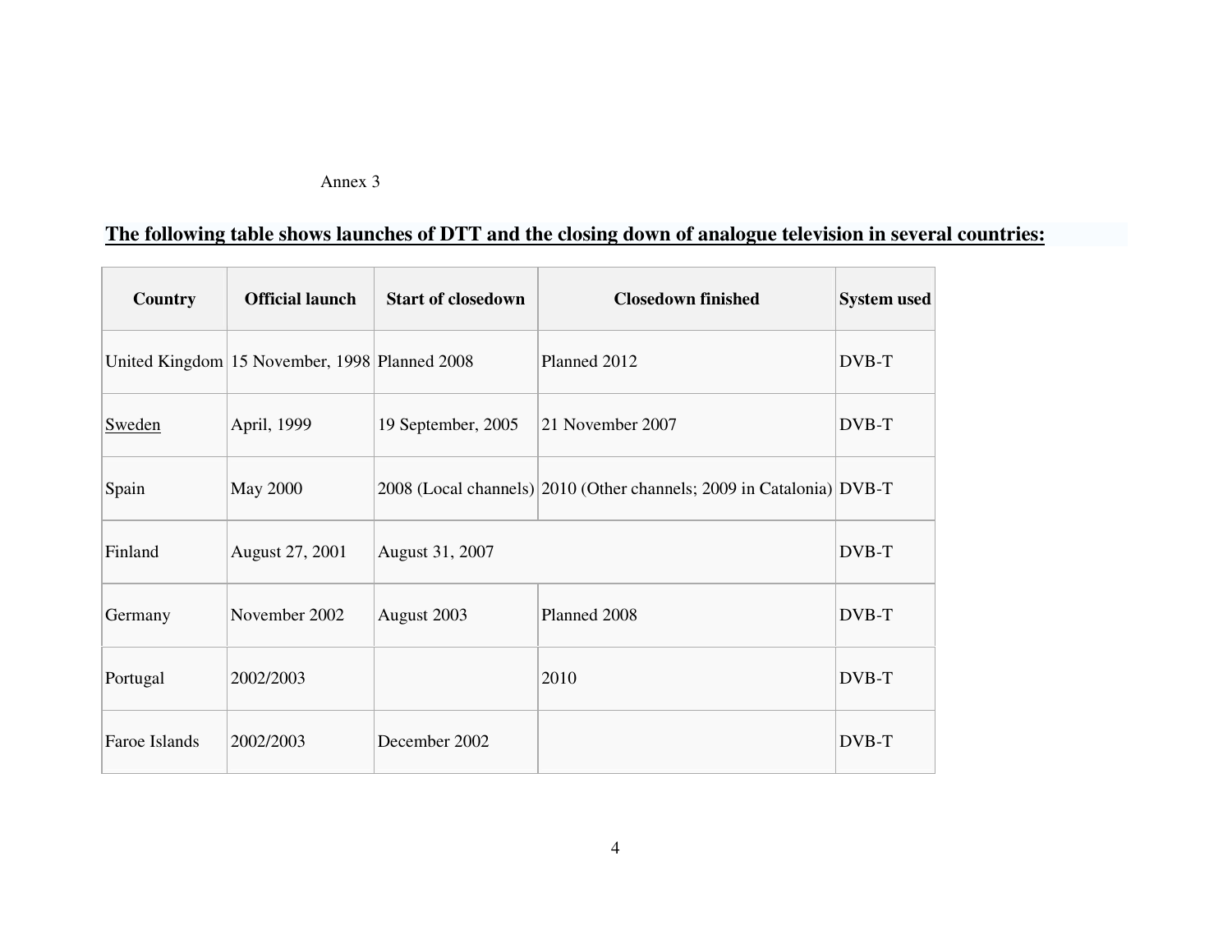Annex 3

**The following table shows launches of DTT and the closing down of analogue television in several countries:**

| Country | Official launch | Start of closedown | Closedown finished | System used |
|---|---|---|---|---|
| United Kingdom | 15 November, 1998 | Planned 2008 | Planned 2012 | DVB-T |
| Sweden | April, 1999 | 19 September, 2005 | 21 November 2007 | DVB-T |
| Spain | May 2000 | 2008 (Local channels) | 2010 (Other channels; 2009 in Catalonia) | DVB-T |
| Finland | August 27, 2001 | August 31, 2007 | | DVB-T |
| Germany | November 2002 | August 2003 | Planned 2008 | DVB-T |
| Portugal | 2002/2003 | | 2010 | DVB-T |
| Faroe Islands | 2002/2003 | December 2002 | | DVB-T |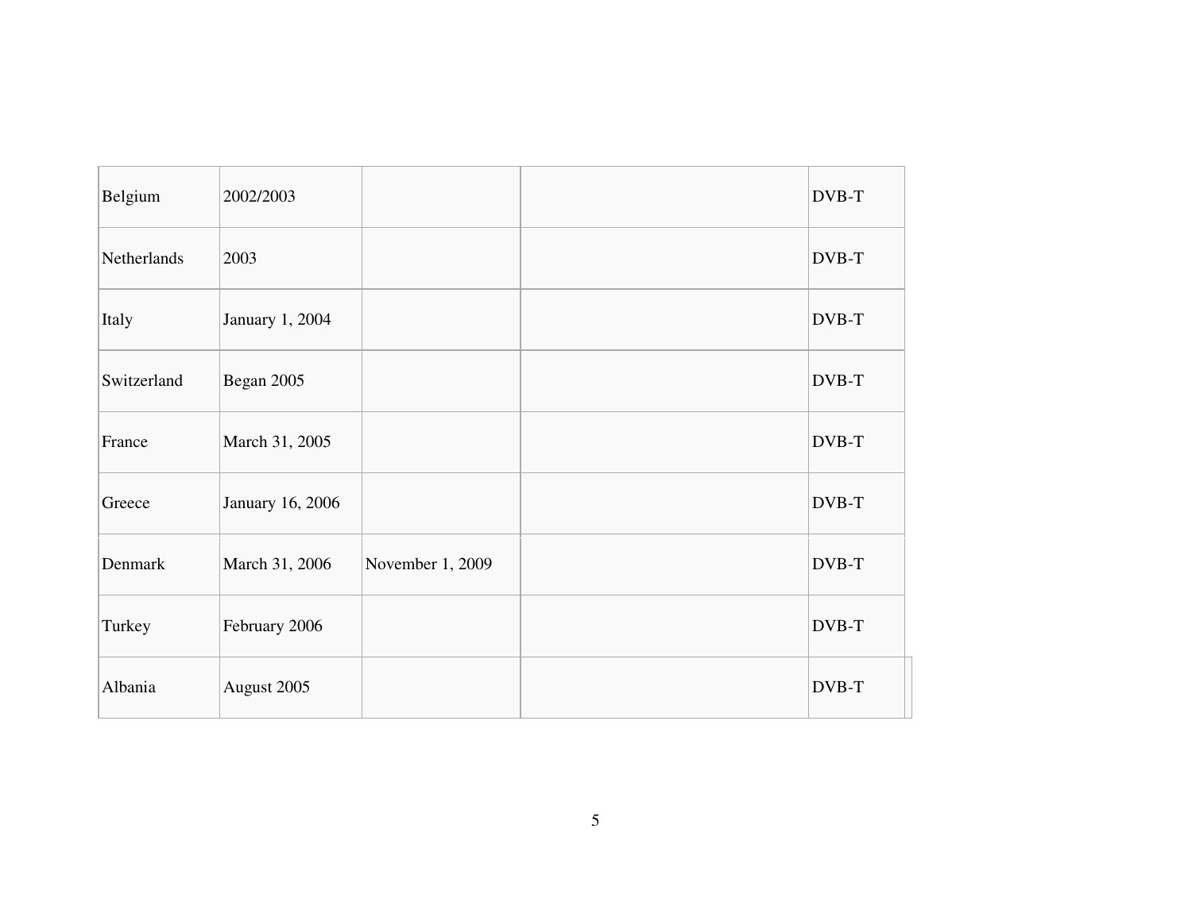| | | | | |
|---|---|---|---|---|
| Belgium | 2002/2003 | | | DVB-T |
| Netherlands | 2003 | | | DVB-T |
| Italy | January 1, 2004 | | | DVB-T |
| Switzerland | Began 2005 | | | DVB-T |
| France | March 31, 2005 | | | DVB-T |
| Greece | January 16, 2006 | | | DVB-T |
| Denmark | March 31, 2006 | November 1, 2009 | | DVB-T |
| Turkey | February 2006 | | | DVB-T |
| Albania | August 2005 | | | DVB-T |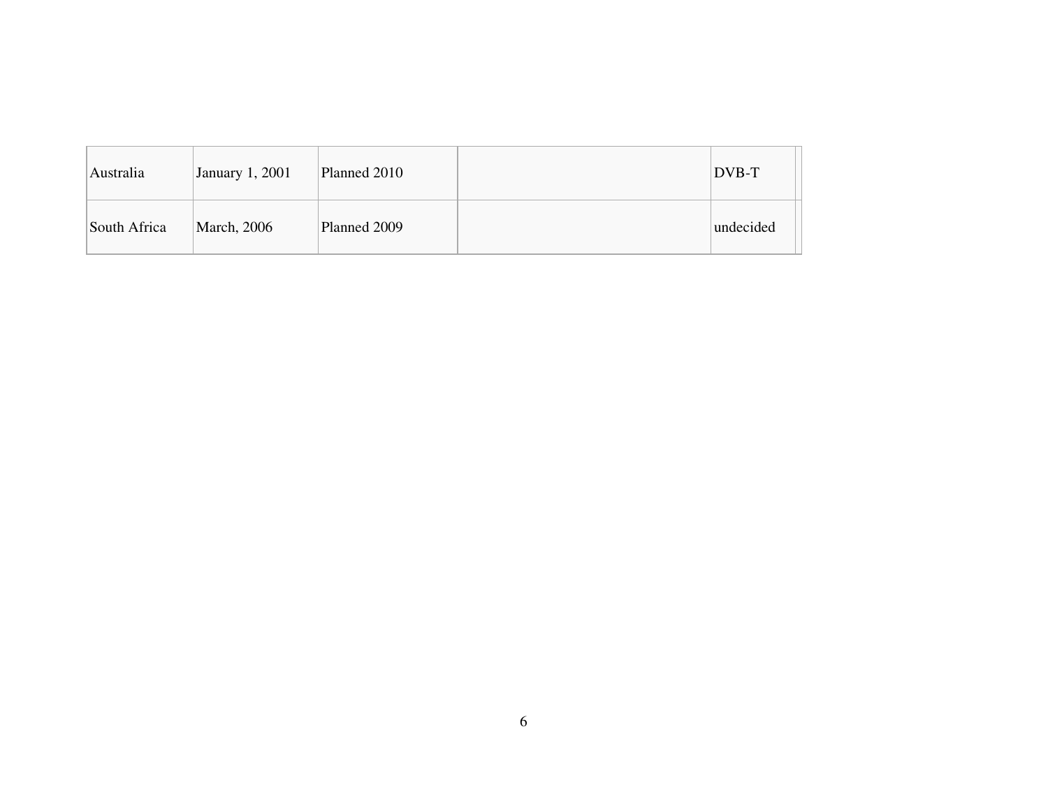| | | | | | |
|---|---|---|---|---|---|
| Australia | January 1, 2001 | Planned 2010 | | DVB-T | |
| South Africa | March, 2006 | Planned 2009 | | undecided | |